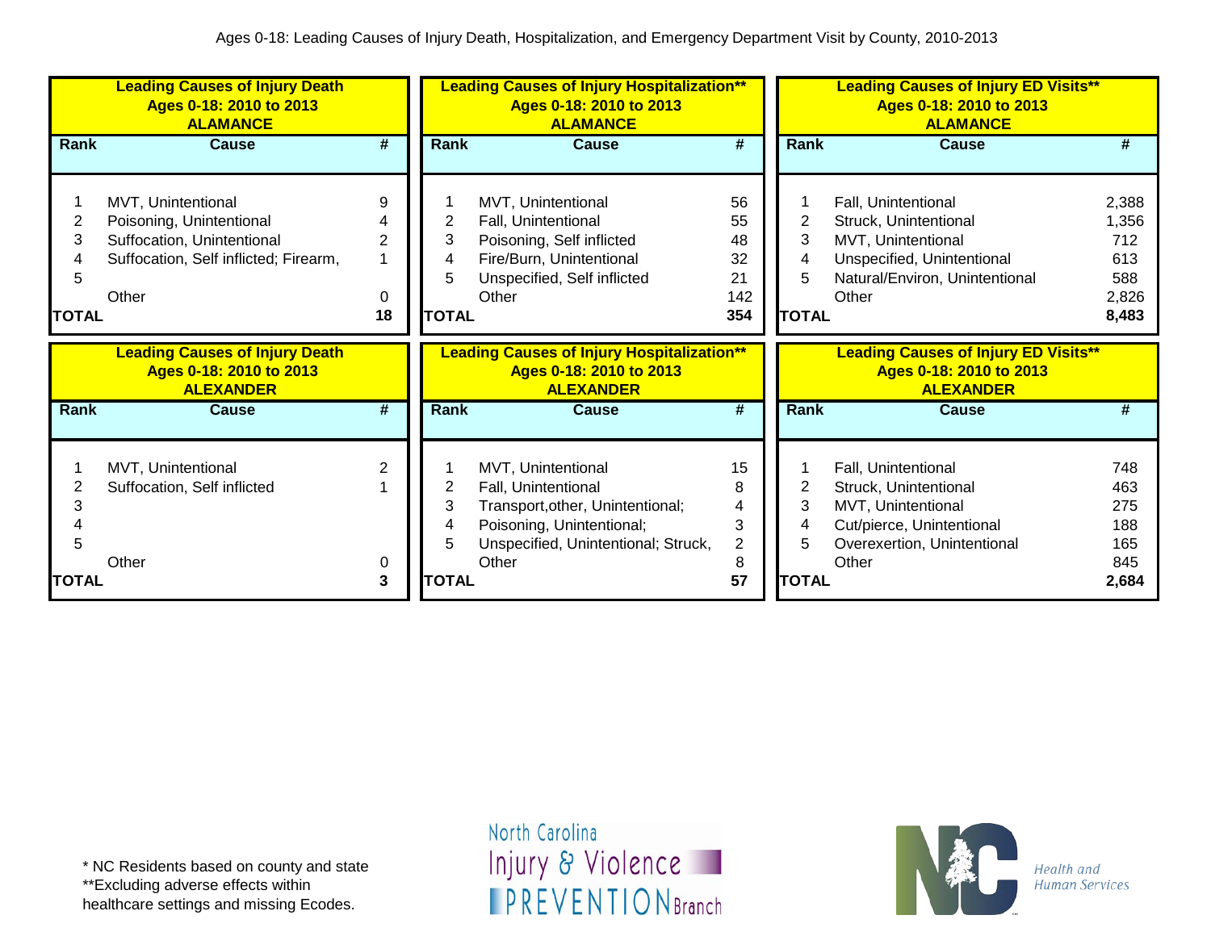# Ages 0-18: Leading Causes of Injury Death, Hospitalization, and Emergency Department Visit by County, 2010-2013

## Leading Causes of Injury Death, Ages 0-18: 2010 to 2013, ALAMANCE

| Rank | Cause | # |
|---|---|---|
| 1 | MVT, Unintentional | 9 |
| 2 | Poisoning, Unintentional | 4 |
| 3 | Suffocation, Unintentional | 2 |
| 4 | Suffocation, Self inflicted; Firearm, | 1 |
| 5 | | |
| | Other | 0 |
| **TOTAL** | | **18** |

## Leading Causes of Injury Hospitalization**, Ages 0-18: 2010 to 2013, ALAMANCE

| Rank | Cause | # |
|---|---|---|
| 1 | MVT, Unintentional | 56 |
| 2 | Fall, Unintentional | 55 |
| 3 | Poisoning, Self inflicted | 48 |
| 4 | Fire/Burn, Unintentional | 32 |
| 5 | Unspecified, Self inflicted | 21 |
| | Other | 142 |
| **TOTAL** | | **354** |

## Leading Causes of Injury ED Visits**, Ages 0-18: 2010 to 2013, ALAMANCE

| Rank | Cause | # |
|---|---|---|
| 1 | Fall, Unintentional | 2,388 |
| 2 | Struck, Unintentional | 1,356 |
| 3 | MVT, Unintentional | 712 |
| 4 | Unspecified, Unintentional | 613 |
| 5 | Natural/Environ, Unintentional | 588 |
| | Other | 2,826 |
| **TOTAL** | | **8,483** |

## Leading Causes of Injury Death, Ages 0-18: 2010 to 2013, ALEXANDER

| Rank | Cause | # |
|---|---|---|
| 1 | MVT, Unintentional | 2 |
| 2 | Suffocation, Self inflicted | 1 |
| 3 | | |
| 4 | | |
| 5 | | |
| | Other | 0 |
| **TOTAL** | | **3** |

## Leading Causes of Injury Hospitalization**, Ages 0-18: 2010 to 2013, ALEXANDER

| Rank | Cause | # |
|---|---|---|
| 1 | MVT, Unintentional | 15 |
| 2 | Fall, Unintentional | 8 |
| 3 | Transport,other, Unintentional; | 4 |
| 4 | Poisoning, Unintentional; | 3 |
| 5 | Unspecified, Unintentional; Struck, | 2 |
| | Other | 8 |
| **TOTAL** | | **57** |

## Leading Causes of Injury ED Visits**, Ages 0-18: 2010 to 2013, ALEXANDER

| Rank | Cause | # |
|---|---|---|
| 1 | Fall, Unintentional | 748 |
| 2 | Struck, Unintentional | 463 |
| 3 | MVT, Unintentional | 275 |
| 4 | Cut/pierce, Unintentional | 188 |
| 5 | Overexertion, Unintentional | 165 |
| | Other | 845 |
| **TOTAL** | | **2,684** |

* NC Residents based on county and state
**Excluding adverse effects within healthcare settings and missing Ecodes.

North Carolina Injury & Violence PREVENTION Branch

NC Health and Human Services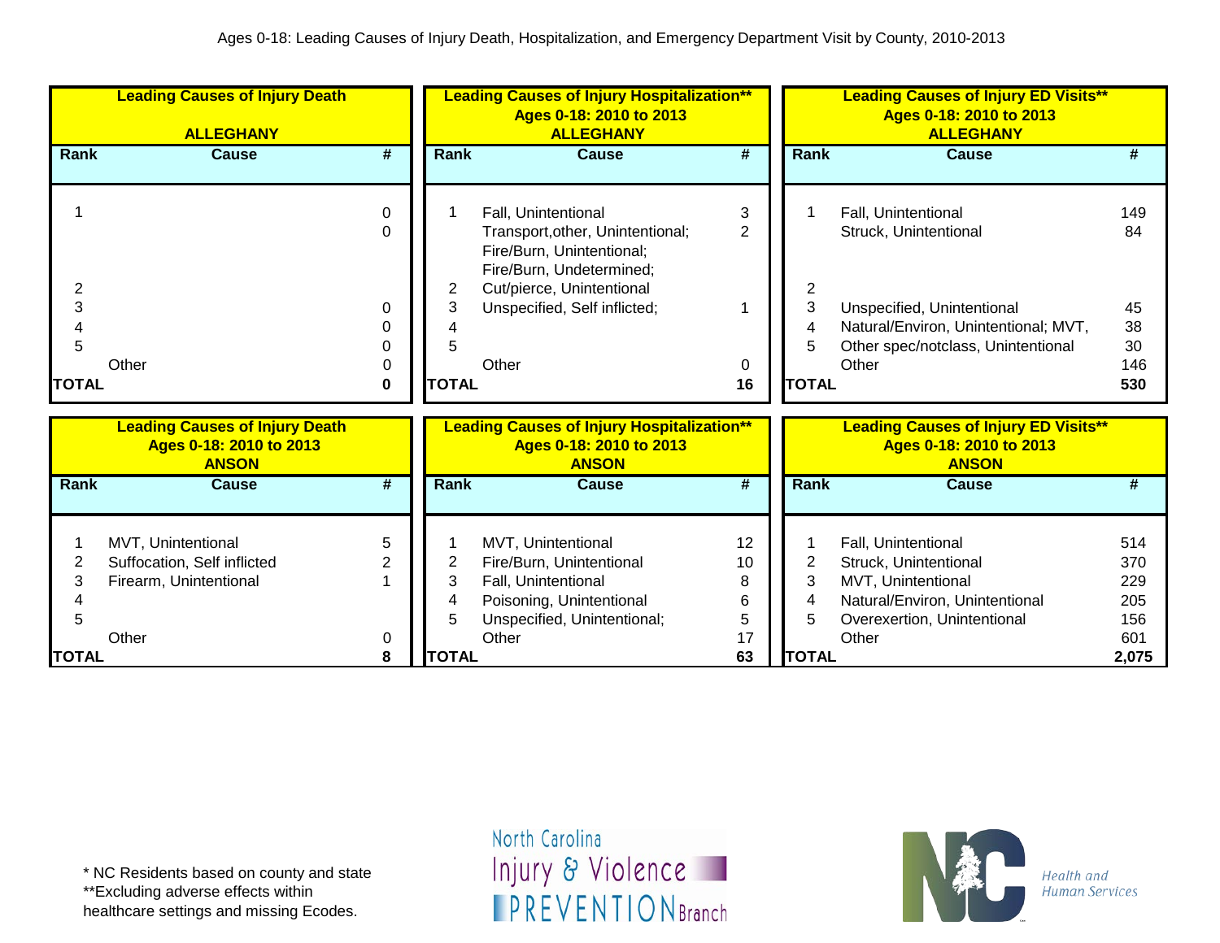Ages 0-18: Leading Causes of Injury Death, Hospitalization, and Emergency Department Visit by County, 2010-2013

**Leading Causes of Injury Death**
**ALLEGHANY**

| Rank | Cause | # |
|---|---|---|
| 1 | | 0 |
| | | 0 |
| 2 | | |
| 3 | | 0 |
| 4 | | 0 |
| 5 | | 0 |
| | Other | 0 |
| **TOTAL** | | **0** |

**Leading Causes of Injury Hospitalization\*\***
**Ages 0-18: 2010 to 2013**
**ALLEGHANY**

| Rank | Cause | # |
|---|---|---|
| 1 | Fall, Unintentional | 3 |
| | Transport,other, Unintentional; Fire/Burn, Unintentional; Fire/Burn, Undetermined; | 2 |
| 2 | Cut/pierce, Unintentional | |
| 3 | Unspecified, Self inflicted; | 1 |
| 4 | | |
| 5 | | |
| | Other | 0 |
| **TOTAL** | | **16** |

**Leading Causes of Injury ED Visits\*\***
**Ages 0-18: 2010 to 2013**
**ALLEGHANY**

| Rank | Cause | # |
|---|---|---|
| 1 | Fall, Unintentional | 149 |
| | Struck, Unintentional | 84 |
| 2 | | |
| 3 | Unspecified, Unintentional | 45 |
| 4 | Natural/Environ, Unintentional; MVT, | 38 |
| 5 | Other spec/notclass, Unintentional | 30 |
| | Other | 146 |
| **TOTAL** | | **530** |

**Leading Causes of Injury Death**
**Ages 0-18: 2010 to 2013**
**ANSON**

| Rank | Cause | # |
|---|---|---|
| 1 | MVT, Unintentional | 5 |
| 2 | Suffocation, Self inflicted | 2 |
| 3 | Firearm, Unintentional | 1 |
| 4 | | |
| 5 | | |
| | Other | 0 |
| **TOTAL** | | **8** |

**Leading Causes of Injury Hospitalization\*\***
**Ages 0-18: 2010 to 2013**
**ANSON**

| Rank | Cause | # |
|---|---|---|
| 1 | MVT, Unintentional | 12 |
| 2 | Fire/Burn, Unintentional | 10 |
| 3 | Fall, Unintentional | 8 |
| 4 | Poisoning, Unintentional | 6 |
| 5 | Unspecified, Unintentional; | 5 |
| | Other | 17 |
| **TOTAL** | | **63** |

**Leading Causes of Injury ED Visits\*\***
**Ages 0-18: 2010 to 2013**
**ANSON**

| Rank | Cause | # |
|---|---|---|
| 1 | Fall, Unintentional | 514 |
| 2 | Struck, Unintentional | 370 |
| 3 | MVT, Unintentional | 229 |
| 4 | Natural/Environ, Unintentional | 205 |
| 5 | Overexertion, Unintentional | 156 |
| | Other | 601 |
| **TOTAL** | | **2,075** |

\* NC Residents based on county and state
\*\*Excluding adverse effects within healthcare settings and missing Ecodes.

North Carolina Injury & Violence PREVENTION Branch

NC Health and Human Services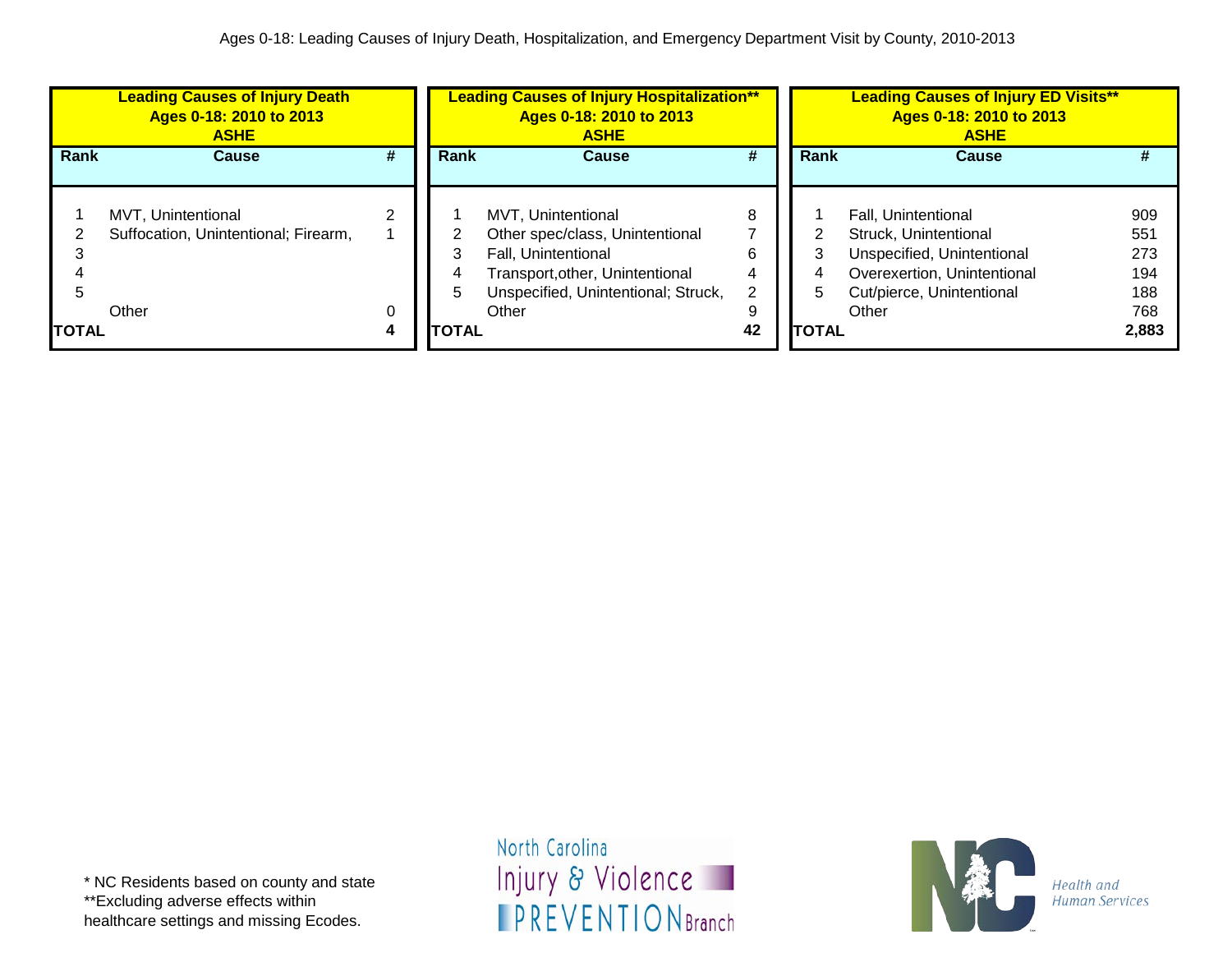Ages 0-18: Leading Causes of Injury Death, Hospitalization, and Emergency Department Visit by County, 2010-2013

| Leading Causes of Injury Death Ages 0-18: 2010 to 2013 ASHE | | |
|---|---|---|
| **Rank** | **Cause** | **#** |
| 1 | MVT, Unintentional | 2 |
| 2 | Suffocation, Unintentional; Firearm, | 1 |
| 3 | | |
| 4 | | |
| 5 | | |
| | Other | 0 |
| **TOTAL** | | **4** |

| Leading Causes of Injury Hospitalization** Ages 0-18: 2010 to 2013 ASHE | | |
|---|---|---|
| **Rank** | **Cause** | **#** |
| 1 | MVT, Unintentional | 8 |
| 2 | Other spec/class, Unintentional | 7 |
| 3 | Fall, Unintentional | 6 |
| 4 | Transport,other, Unintentional | 4 |
| 5 | Unspecified, Unintentional; Struck, | 2 |
| | Other | 9 |
| **TOTAL** | | **42** |

| Leading Causes of Injury ED Visits** Ages 0-18: 2010 to 2013 ASHE | | |
|---|---|---|
| **Rank** | **Cause** | **#** |
| 1 | Fall, Unintentional | 909 |
| 2 | Struck, Unintentional | 551 |
| 3 | Unspecified, Unintentional | 273 |
| 4 | Overexertion, Unintentional | 194 |
| 5 | Cut/pierce, Unintentional | 188 |
| | Other | 768 |
| **TOTAL** | | **2,883** |

* NC Residents based on county and state
**Excluding adverse effects within healthcare settings and missing Ecodes.

North Carolina Injury & Violence PREVENTION Branch

NC Health and Human Services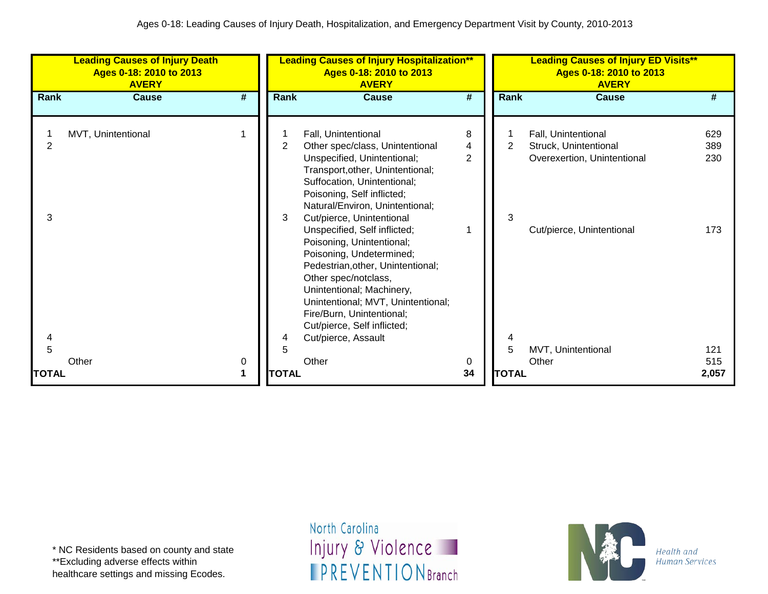Ages 0-18: Leading Causes of Injury Death, Hospitalization, and Emergency Department Visit by County, 2010-2013

**Leading Causes of Injury Death**
**Ages 0-18: 2010 to 2013**
**AVERY**

| Rank | Cause | # |
|---|---|---|
| 1 | MVT, Unintentional | 1 |
| 2 | | |
| 3 | | |
| 4 | | |
| 5 | | |
| | Other | 0 |
| **TOTAL** | | **1** |

**Leading Causes of Injury Hospitalization****
**Ages 0-18: 2010 to 2013**
**AVERY**

| Rank | Cause | # |
|---|---|---|
| 1 | Fall, Unintentional | 8 |
| 2 | Other spec/class, Unintentional | 4 |
| | Unspecified, Unintentional; Transport,other, Unintentional; Suffocation, Unintentional; Poisoning, Self inflicted; Natural/Environ, Unintentional; Cut/pierce, Unintentional | 2 |
| 3 | Unspecified, Self inflicted; Poisoning, Unintentional; Poisoning, Undetermined; Pedestrian,other, Unintentional; Other spec/notclass, Unintentional; Machinery, Unintentional; MVT, Unintentional; Fire/Burn, Unintentional; Cut/pierce, Self inflicted; Cut/pierce, Assault | 1 |
| 4 | | |
| 5 | | |
| | Other | 0 |
| **TOTAL** | | **34** |

**Leading Causes of Injury ED Visits****
**Ages 0-18: 2010 to 2013**
**AVERY**

| Rank | Cause | # |
|---|---|---|
| 1 | Fall, Unintentional | 629 |
| 2 | Struck, Unintentional | 389 |
| | Overexertion, Unintentional | 230 |
| 3 | Cut/pierce, Unintentional | 173 |
| 4 | | |
| 5 | MVT, Unintentional | 121 |
| | Other | 515 |
| **TOTAL** | | **2,057** |

\* NC Residents based on county and state
**Excluding adverse effects within healthcare settings and missing Ecodes.

North Carolina Injury & Violence PREVENTION Branch

NC Health and Human Services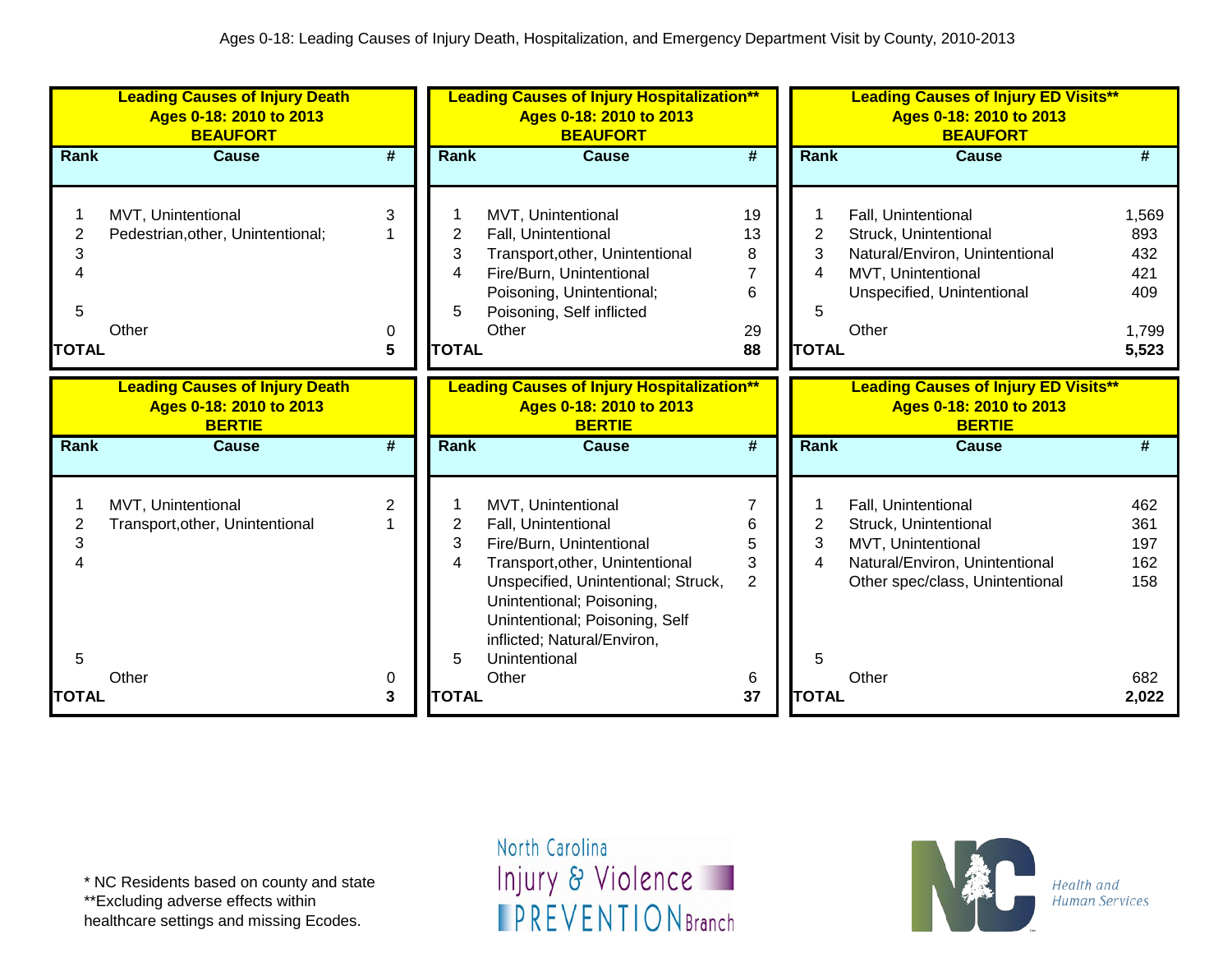Ages 0-18: Leading Causes of Injury Death, Hospitalization, and Emergency Department Visit by County, 2010-2013

**Leading Causes of Injury Death
Ages 0-18: 2010 to 2013
BEAUFORT**

| Rank | Cause | # |
|---|---|---|
| 1 | MVT, Unintentional | 3 |
| 2 | Pedestrian,other, Unintentional; | 1 |
| 3 | | |
| 4 | | |
| 5 | | |
| | Other | 0 |
| **TOTAL** | | **5** |

**Leading Causes of Injury Hospitalization**
Ages 0-18: 2010 to 2013
BEAUFORT**

| Rank | Cause | # |
|---|---|---|
| 1 | MVT, Unintentional | 19 |
| 2 | Fall, Unintentional | 13 |
| 3 | Transport,other, Unintentional | 8 |
| 4 | Fire/Burn, Unintentional | 7 |
| 5 | Poisoning, Unintentional; Poisoning, Self inflicted | 6 |
| | Other | 29 |
| **TOTAL** | | **88** |

**Leading Causes of Injury ED Visits**
Ages 0-18: 2010 to 2013
BEAUFORT**

| Rank | Cause | # |
|---|---|---|
| 1 | Fall, Unintentional | 1,569 |
| 2 | Struck, Unintentional | 893 |
| 3 | Natural/Environ, Unintentional | 432 |
| 4 | MVT, Unintentional | 421 |
| 5 | Unspecified, Unintentional | 409 |
| | Other | 1,799 |
| **TOTAL** | | **5,523** |

**Leading Causes of Injury Death
Ages 0-18: 2010 to 2013
BERTIE**

| Rank | Cause | # |
|---|---|---|
| 1 | MVT, Unintentional | 2 |
| 2 | Transport,other, Unintentional | 1 |
| 3 | | |
| 4 | | |
| 5 | | |
| | Other | 0 |
| **TOTAL** | | **3** |

**Leading Causes of Injury Hospitalization**
Ages 0-18: 2010 to 2013
BERTIE**

| Rank | Cause | # |
|---|---|---|
| 1 | MVT, Unintentional | 7 |
| 2 | Fall, Unintentional | 6 |
| 3 | Fire/Burn, Unintentional | 5 |
| 4 | Transport,other, Unintentional | 3 |
| 5 | Unspecified, Unintentional; Struck, Unintentional; Poisoning, Unintentional; Poisoning, Self inflicted; Natural/Environ, Unintentional | 2 |
| | Other | 6 |
| **TOTAL** | | **37** |

**Leading Causes of Injury ED Visits**
Ages 0-18: 2010 to 2013
BERTIE**

| Rank | Cause | # |
|---|---|---|
| 1 | Fall, Unintentional | 462 |
| 2 | Struck, Unintentional | 361 |
| 3 | MVT, Unintentional | 197 |
| 4 | Natural/Environ, Unintentional | 162 |
| 5 | Other spec/class, Unintentional | 158 |
| | Other | 682 |
| **TOTAL** | | **2,022** |

* NC Residents based on county and state
**Excluding adverse effects within healthcare settings and missing Ecodes.

North Carolina Injury & Violence PREVENTION Branch

Health and Human Services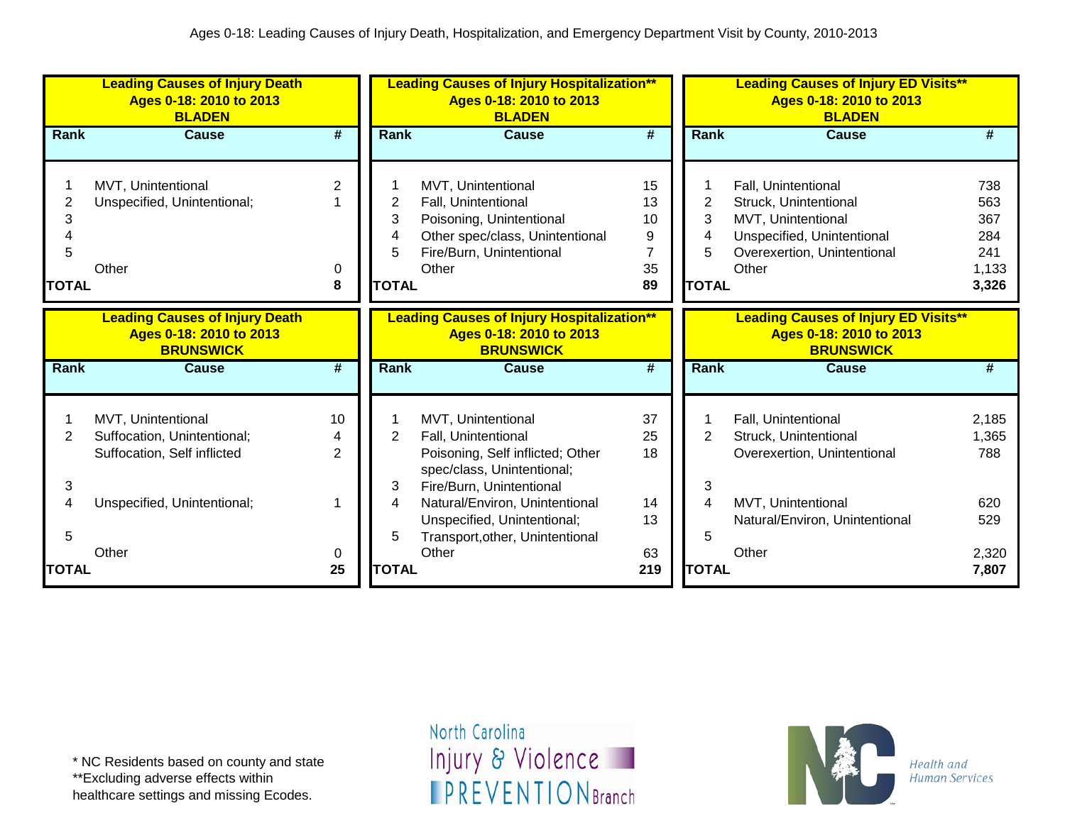Ages 0-18: Leading Causes of Injury Death, Hospitalization, and Emergency Department Visit by County, 2010-2013

**Leading Causes of Injury Death**
**Ages 0-18: 2010 to 2013**
**BLADEN**

| Rank | Cause | # |
|---|---|---|
| 1 | MVT, Unintentional | 2 |
| 2 | Unspecified, Unintentional; | 1 |
| 3 | | |
| 4 | | |
| 5 | | |
| | Other | 0 |
| **TOTAL** | | **8** |

**Leading Causes of Injury Hospitalization****
**Ages 0-18: 2010 to 2013**
**BLADEN**

| Rank | Cause | # |
|---|---|---|
| 1 | MVT, Unintentional | 15 |
| 2 | Fall, Unintentional | 13 |
| 3 | Poisoning, Unintentional | 10 |
| 4 | Other spec/class, Unintentional | 9 |
| 5 | Fire/Burn, Unintentional | 7 |
| | Other | 35 |
| **TOTAL** | | **89** |

**Leading Causes of Injury ED Visits****
**Ages 0-18: 2010 to 2013**
**BLADEN**

| Rank | Cause | # |
|---|---|---|
| 1 | Fall, Unintentional | 738 |
| 2 | Struck, Unintentional | 563 |
| 3 | MVT, Unintentional | 367 |
| 4 | Unspecified, Unintentional | 284 |
| 5 | Overexertion, Unintentional | 241 |
| | Other | 1,133 |
| **TOTAL** | | **3,326** |

**Leading Causes of Injury Death**
**Ages 0-18: 2010 to 2013**
**BRUNSWICK**

| Rank | Cause | # |
|---|---|---|
| 1 | MVT, Unintentional | 10 |
| 2 | Suffocation, Unintentional; | 4 |
| | Suffocation, Self inflicted | 2 |
| 3 | | |
| 4 | Unspecified, Unintentional; | 1 |
| 5 | | |
| | Other | 0 |
| **TOTAL** | | **25** |

**Leading Causes of Injury Hospitalization****
**Ages 0-18: 2010 to 2013**
**BRUNSWICK**

| Rank | Cause | # |
|---|---|---|
| 1 | MVT, Unintentional | 37 |
| 2 | Fall, Unintentional | 25 |
| | Poisoning, Self inflicted; Other spec/class, Unintentional; | 18 |
| 3 | Fire/Burn, Unintentional | |
| 4 | Natural/Environ, Unintentional | 14 |
| | Unspecified, Unintentional; | 13 |
| 5 | Transport,other, Unintentional | |
| | Other | 63 |
| **TOTAL** | | **219** |

**Leading Causes of Injury ED Visits****
**Ages 0-18: 2010 to 2013**
**BRUNSWICK**

| Rank | Cause | # |
|---|---|---|
| 1 | Fall, Unintentional | 2,185 |
| 2 | Struck, Unintentional | 1,365 |
| | Overexertion, Unintentional | 788 |
| 3 | | |
| 4 | MVT, Unintentional | 620 |
| | Natural/Environ, Unintentional | 529 |
| 5 | | |
| | Other | 2,320 |
| **TOTAL** | | **7,807** |

* NC Residents based on county and state
**Excluding adverse effects within healthcare settings and missing Ecodes.

North Carolina Injury & Violence PREVENTION Branch

NC Health and Human Services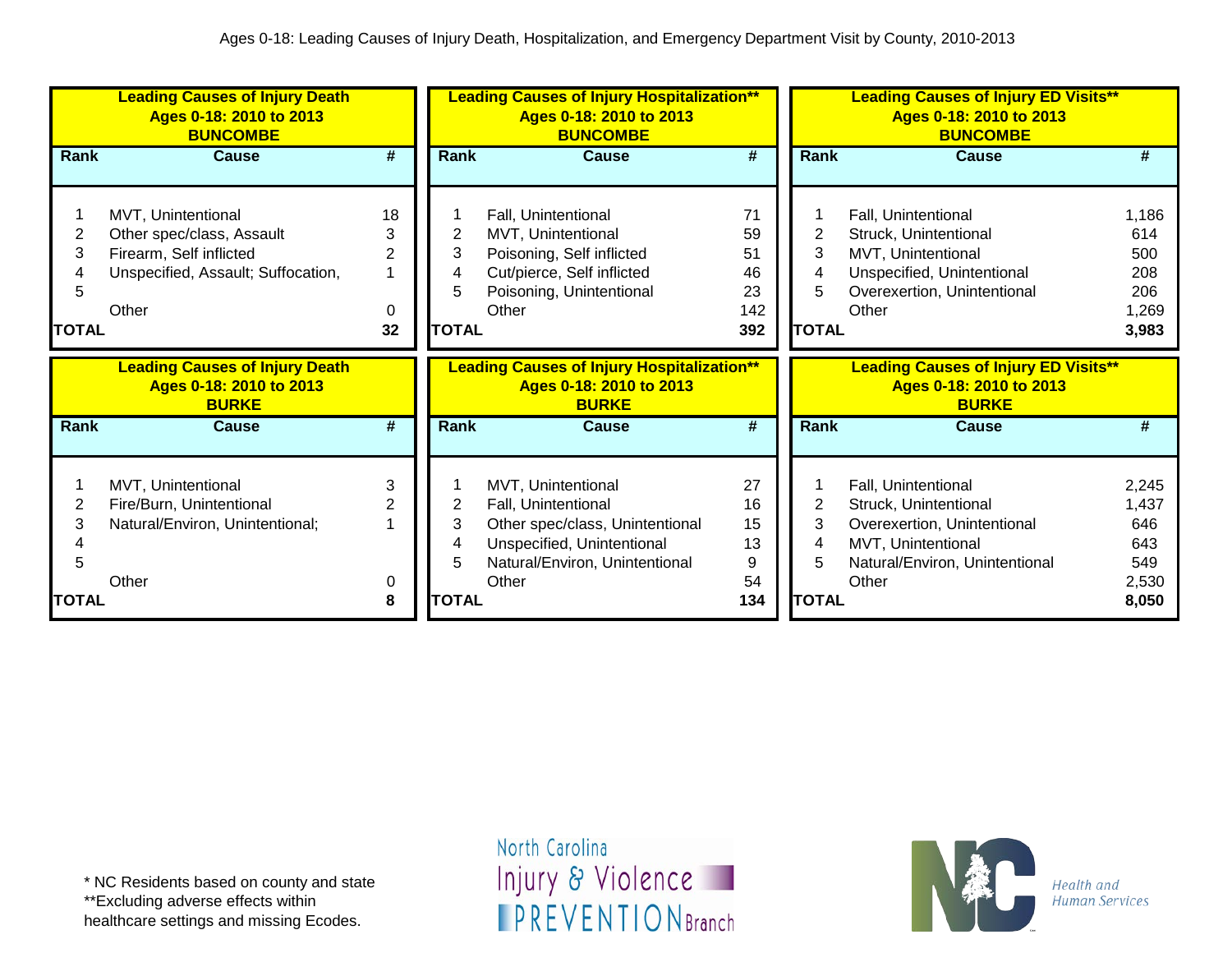Ages 0-18: Leading Causes of Injury Death, Hospitalization, and Emergency Department Visit by County, 2010-2013

**Leading Causes of Injury Death**
**Ages 0-18: 2010 to 2013**
**BUNCOMBE**

| Rank | Cause | # |
|---|---|---|
| 1 | MVT, Unintentional | 18 |
| 2 | Other spec/class, Assault | 3 |
| 3 | Firearm, Self inflicted | 2 |
| 4 | Unspecified, Assault; Suffocation, | 1 |
| 5 | | |
| | Other | 0 |
| **TOTAL** | | **32** |

**Leading Causes of Injury Hospitalization****
**Ages 0-18: 2010 to 2013**
**BUNCOMBE**

| Rank | Cause | # |
|---|---|---|
| 1 | Fall, Unintentional | 71 |
| 2 | MVT, Unintentional | 59 |
| 3 | Poisoning, Self inflicted | 51 |
| 4 | Cut/pierce, Self inflicted | 46 |
| 5 | Poisoning, Unintentional | 23 |
| | Other | 142 |
| **TOTAL** | | **392** |

**Leading Causes of Injury ED Visits****
**Ages 0-18: 2010 to 2013**
**BUNCOMBE**

| Rank | Cause | # |
|---|---|---|
| 1 | Fall, Unintentional | 1,186 |
| 2 | Struck, Unintentional | 614 |
| 3 | MVT, Unintentional | 500 |
| 4 | Unspecified, Unintentional | 208 |
| 5 | Overexertion, Unintentional | 206 |
| | Other | 1,269 |
| **TOTAL** | | **3,983** |

**Leading Causes of Injury Death**
**Ages 0-18: 2010 to 2013**
**BURKE**

| Rank | Cause | # |
|---|---|---|
| 1 | MVT, Unintentional | 3 |
| 2 | Fire/Burn, Unintentional | 2 |
| 3 | Natural/Environ, Unintentional; | 1 |
| 4 | | |
| 5 | | |
| | Other | 0 |
| **TOTAL** | | **8** |

**Leading Causes of Injury Hospitalization****
**Ages 0-18: 2010 to 2013**
**BURKE**

| Rank | Cause | # |
|---|---|---|
| 1 | MVT, Unintentional | 27 |
| 2 | Fall, Unintentional | 16 |
| 3 | Other spec/class, Unintentional | 15 |
| 4 | Unspecified, Unintentional | 13 |
| 5 | Natural/Environ, Unintentional | 9 |
| | Other | 54 |
| **TOTAL** | | **134** |

**Leading Causes of Injury ED Visits****
**Ages 0-18: 2010 to 2013**
**BURKE**

| Rank | Cause | # |
|---|---|---|
| 1 | Fall, Unintentional | 2,245 |
| 2 | Struck, Unintentional | 1,437 |
| 3 | Overexertion, Unintentional | 646 |
| 4 | MVT, Unintentional | 643 |
| 5 | Natural/Environ, Unintentional | 549 |
| | Other | 2,530 |
| **TOTAL** | | **8,050** |

* NC Residents based on county and state
**Excluding adverse effects within healthcare settings and missing Ecodes.

North Carolina Injury & Violence PREVENTION Branch

NC Health and Human Services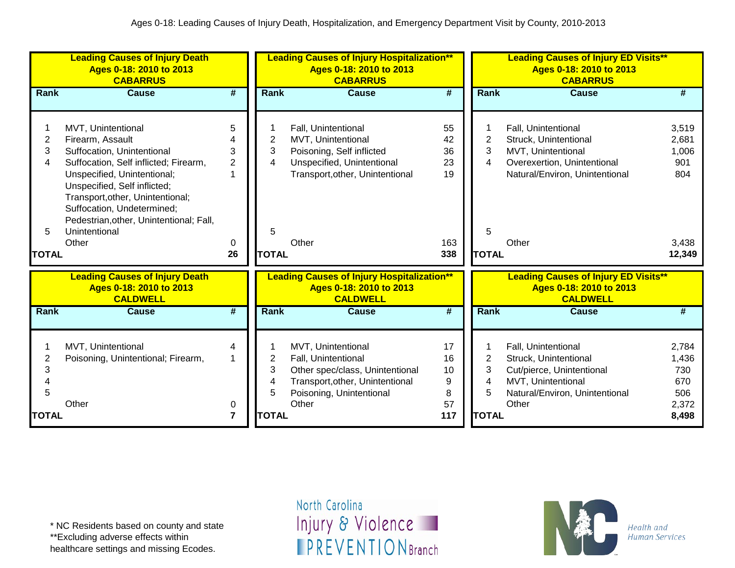Ages 0-18: Leading Causes of Injury Death, Hospitalization, and Emergency Department Visit by County, 2010-2013

### Leading Causes of Injury Death Ages 0-18: 2010 to 2013 CABARRUS

| Rank | Cause | # |
|---|---|---|
| 1 | MVT, Unintentional | 5 |
| 2 | Firearm, Assault | 4 |
| 3 | Suffocation, Unintentional | 3 |
| 4 | Suffocation, Self inflicted; Firearm, | 2 |
| 5 | Unspecified, Unintentional; Unspecified, Self inflicted; Transport,other, Unintentional; Suffocation, Undetermined; Pedestrian,other, Unintentional; Fall, Unintentional | 1 |
| | Other | 0 |
| **TOTAL** | | **26** |

### Leading Causes of Injury Hospitalization** Ages 0-18: 2010 to 2013 CABARRUS

| Rank | Cause | # |
|---|---|---|
| 1 | Fall, Unintentional | 55 |
| 2 | MVT, Unintentional | 42 |
| 3 | Poisoning, Self inflicted | 36 |
| 4 | Unspecified, Unintentional | 23 |
| 5 | Transport,other, Unintentional | 19 |
| | Other | 163 |
| **TOTAL** | | **338** |

### Leading Causes of Injury ED Visits** Ages 0-18: 2010 to 2013 CABARRUS

| Rank | Cause | # |
|---|---|---|
| 1 | Fall, Unintentional | 3,519 |
| 2 | Struck, Unintentional | 2,681 |
| 3 | MVT, Unintentional | 1,006 |
| 4 | Overexertion, Unintentional | 901 |
| 5 | Natural/Environ, Unintentional | 804 |
| | Other | 3,438 |
| **TOTAL** | | **12,349** |

### Leading Causes of Injury Death Ages 0-18: 2010 to 2013 CALDWELL

| Rank | Cause | # |
|---|---|---|
| 1 | MVT, Unintentional | 4 |
| 2 | Poisoning, Unintentional; Firearm, | 1 |
| 3 | | |
| 4 | | |
| 5 | | |
| | Other | 0 |
| **TOTAL** | | **7** |

### Leading Causes of Injury Hospitalization** Ages 0-18: 2010 to 2013 CALDWELL

| Rank | Cause | # |
|---|---|---|
| 1 | MVT, Unintentional | 17 |
| 2 | Fall, Unintentional | 16 |
| 3 | Other spec/class, Unintentional | 10 |
| 4 | Transport,other, Unintentional | 9 |
| 5 | Poisoning, Unintentional | 8 |
| | Other | 57 |
| **TOTAL** | | **117** |

### Leading Causes of Injury ED Visits** Ages 0-18: 2010 to 2013 CALDWELL

| Rank | Cause | # |
|---|---|---|
| 1 | Fall, Unintentional | 2,784 |
| 2 | Struck, Unintentional | 1,436 |
| 3 | Cut/pierce, Unintentional | 730 |
| 4 | MVT, Unintentional | 670 |
| 5 | Natural/Environ, Unintentional | 506 |
| | Other | 2,372 |
| **TOTAL** | | **8,498** |

* NC Residents based on county and state
**Excluding adverse effects within healthcare settings and missing Ecodes.

North Carolina Injury & Violence PREVENTION Branch

NC Health and Human Services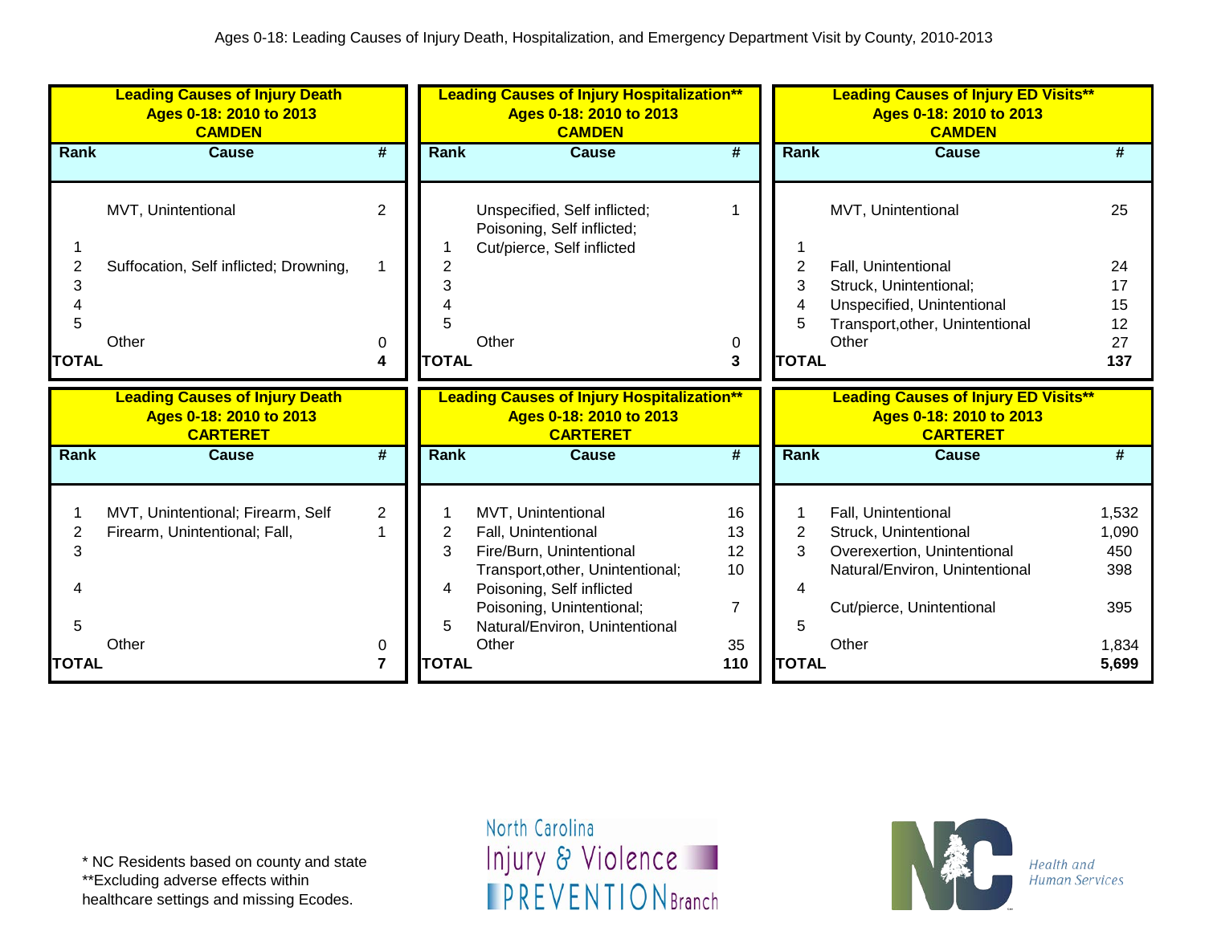Ages 0-18: Leading Causes of Injury Death, Hospitalization, and Emergency Department Visit by County, 2010-2013

**Leading Causes of Injury Death**
**Ages 0-18: 2010 to 2013**
**CAMDEN**

| Rank | Cause | # |
|---|---|---|
| 1 | MVT, Unintentional | 2 |
| 2 | Suffocation, Self inflicted; Drowning, | 1 |
| 3 | | |
| 4 | | |
| 5 | | |
| | Other | 0 |
| **TOTAL** | | **4** |

**Leading Causes of Injury Hospitalization****
**Ages 0-18: 2010 to 2013**
**CAMDEN**

| Rank | Cause | # |
|---|---|---|
| 1 | Unspecified, Self inflicted; Poisoning, Self inflicted; Cut/pierce, Self inflicted | 1 |
| 2 | | |
| 3 | | |
| 4 | | |
| 5 | | |
| | Other | 0 |
| **TOTAL** | | **3** |

**Leading Causes of Injury ED Visits****
**Ages 0-18: 2010 to 2013**
**CAMDEN**

| Rank | Cause | # |
|---|---|---|
| 1 | MVT, Unintentional | 25 |
| 2 | Fall, Unintentional | 24 |
| 3 | Struck, Unintentional; | 17 |
| 4 | Unspecified, Unintentional | 15 |
| 5 | Transport,other, Unintentional | 12 |
| | Other | 27 |
| **TOTAL** | | **137** |

**Leading Causes of Injury Death**
**Ages 0-18: 2010 to 2013**
**CARTERET**

| Rank | Cause | # |
|---|---|---|
| 1 | MVT, Unintentional; Firearm, Self | 2 |
| 2 | Firearm, Unintentional; Fall, | 1 |
| 3 | | |
| 4 | | |
| 5 | | |
| | Other | 0 |
| **TOTAL** | | **7** |

**Leading Causes of Injury Hospitalization****
**Ages 0-18: 2010 to 2013**
**CARTERET**

| Rank | Cause | # |
|---|---|---|
| 1 | MVT, Unintentional | 16 |
| 2 | Fall, Unintentional | 13 |
| 3 | Fire/Burn, Unintentional | 12 |
| | Transport,other, Unintentional; | 10 |
| 4 | Poisoning, Self inflicted | |
| | Poisoning, Unintentional; | 7 |
| 5 | Natural/Environ, Unintentional | |
| | Other | 35 |
| **TOTAL** | | **110** |

**Leading Causes of Injury ED Visits****
**Ages 0-18: 2010 to 2013**
**CARTERET**

| Rank | Cause | # |
|---|---|---|
| 1 | Fall, Unintentional | 1,532 |
| 2 | Struck, Unintentional | 1,090 |
| 3 | Overexertion, Unintentional | 450 |
| | Natural/Environ, Unintentional | 398 |
| 4 | | |
| | Cut/pierce, Unintentional | 395 |
| 5 | | |
| | Other | 1,834 |
| **TOTAL** | | **5,699** |

* NC Residents based on county and state
**Excluding adverse effects within healthcare settings and missing Ecodes.

North Carolina Injury & Violence PREVENTION Branch

NC Health and Human Services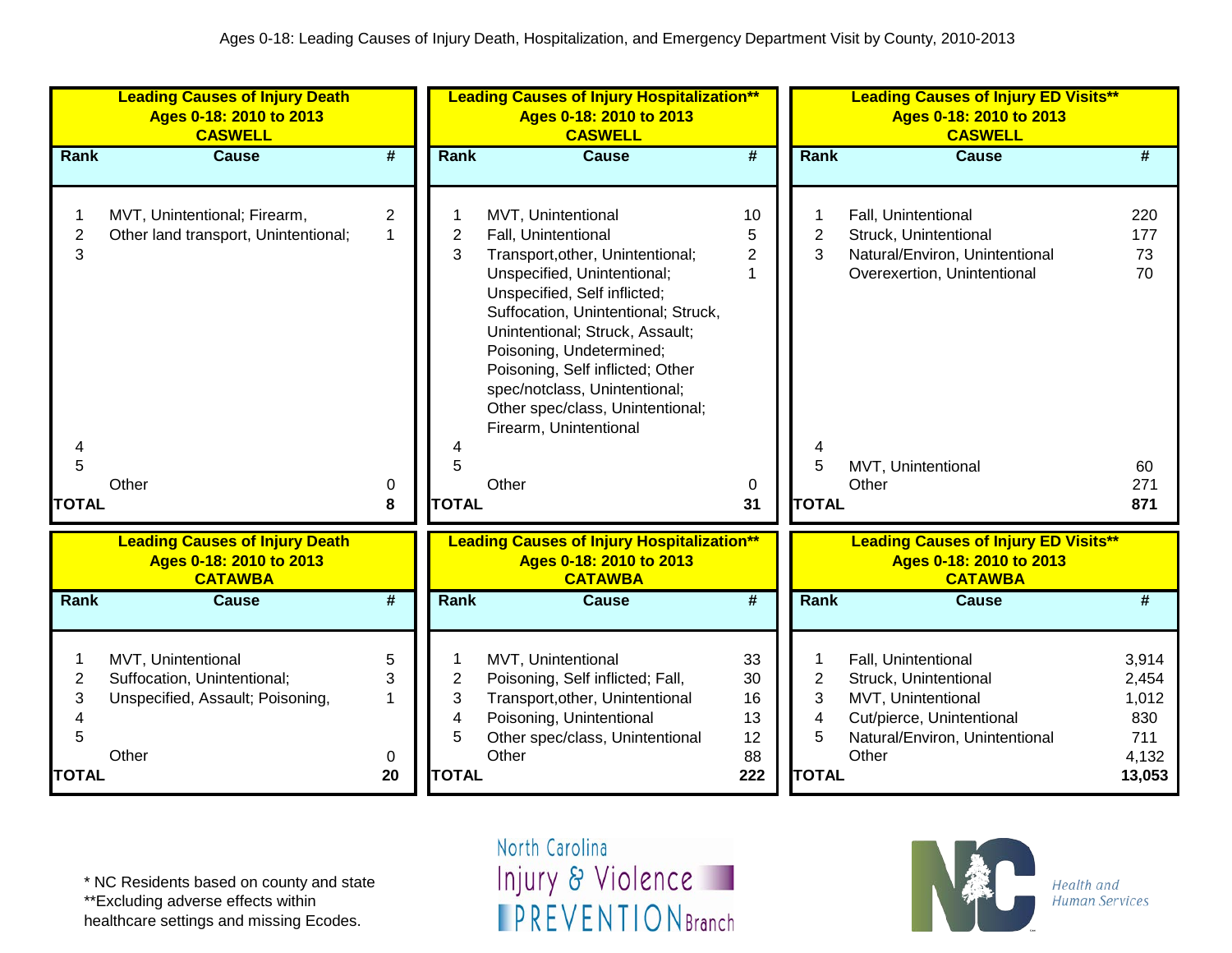Ages 0-18: Leading Causes of Injury Death, Hospitalization, and Emergency Department Visit by County, 2010-2013

**Leading Causes of Injury Death**
**Ages 0-18: 2010 to 2013**
**CASWELL**

| Rank | Cause | # |
|---|---|---|
| 1 | MVT, Unintentional; Firearm, | 2 |
| 2 | Other land transport, Unintentional; | 1 |
| 3 | | |
| 4 | | |
| 5 | | |
| | Other | 0 |
| **TOTAL** | | **8** |

**Leading Causes of Injury Hospitalization****
**Ages 0-18: 2010 to 2013**
**CASWELL**

| Rank | Cause | # |
|---|---|---|
| 1 | MVT, Unintentional | 10 |
| 2 | Fall, Unintentional | 5 |
| 3 | Transport,other, Unintentional; | 2 |
| | Unspecified, Unintentional; Unspecified, Self inflicted; Suffocation, Unintentional; Struck, Unintentional; Struck, Assault; Poisoning, Undetermined; Poisoning, Self inflicted; Other spec/notclass, Unintentional; Other spec/class, Unintentional; Firearm, Unintentional | 1 |
| 4 | | |
| 5 | | |
| | Other | 0 |
| **TOTAL** | | **31** |

**Leading Causes of Injury ED Visits****
**Ages 0-18: 2010 to 2013**
**CASWELL**

| Rank | Cause | # |
|---|---|---|
| 1 | Fall, Unintentional | 220 |
| 2 | Struck, Unintentional | 177 |
| 3 | Natural/Environ, Unintentional | 73 |
| | Overexertion, Unintentional | 70 |
| 4 | | |
| 5 | MVT, Unintentional | 60 |
| | Other | 271 |
| **TOTAL** | | **871** |

**Leading Causes of Injury Death**
**Ages 0-18: 2010 to 2013**
**CATAWBA**

| Rank | Cause | # |
|---|---|---|
| 1 | MVT, Unintentional | 5 |
| 2 | Suffocation, Unintentional; | 3 |
| 3 | Unspecified, Assault; Poisoning, | 1 |
| 4 | | |
| 5 | | |
| | Other | 0 |
| **TOTAL** | | **20** |

**Leading Causes of Injury Hospitalization****
**Ages 0-18: 2010 to 2013**
**CATAWBA**

| Rank | Cause | # |
|---|---|---|
| 1 | MVT, Unintentional | 33 |
| 2 | Poisoning, Self inflicted; Fall, | 30 |
| 3 | Transport,other, Unintentional | 16 |
| 4 | Poisoning, Unintentional | 13 |
| 5 | Other spec/class, Unintentional | 12 |
| | Other | 88 |
| **TOTAL** | | **222** |

**Leading Causes of Injury ED Visits****
**Ages 0-18: 2010 to 2013**
**CATAWBA**

| Rank | Cause | # |
|---|---|---|
| 1 | Fall, Unintentional | 3,914 |
| 2 | Struck, Unintentional | 2,454 |
| 3 | MVT, Unintentional | 1,012 |
| 4 | Cut/pierce, Unintentional | 830 |
| 5 | Natural/Environ, Unintentional | 711 |
| | Other | 4,132 |
| **TOTAL** | | **13,053** |

* NC Residents based on county and state
**Excluding adverse effects within healthcare settings and missing Ecodes.

North Carolina Injury & Violence PREVENTION Branch

Health and Human Services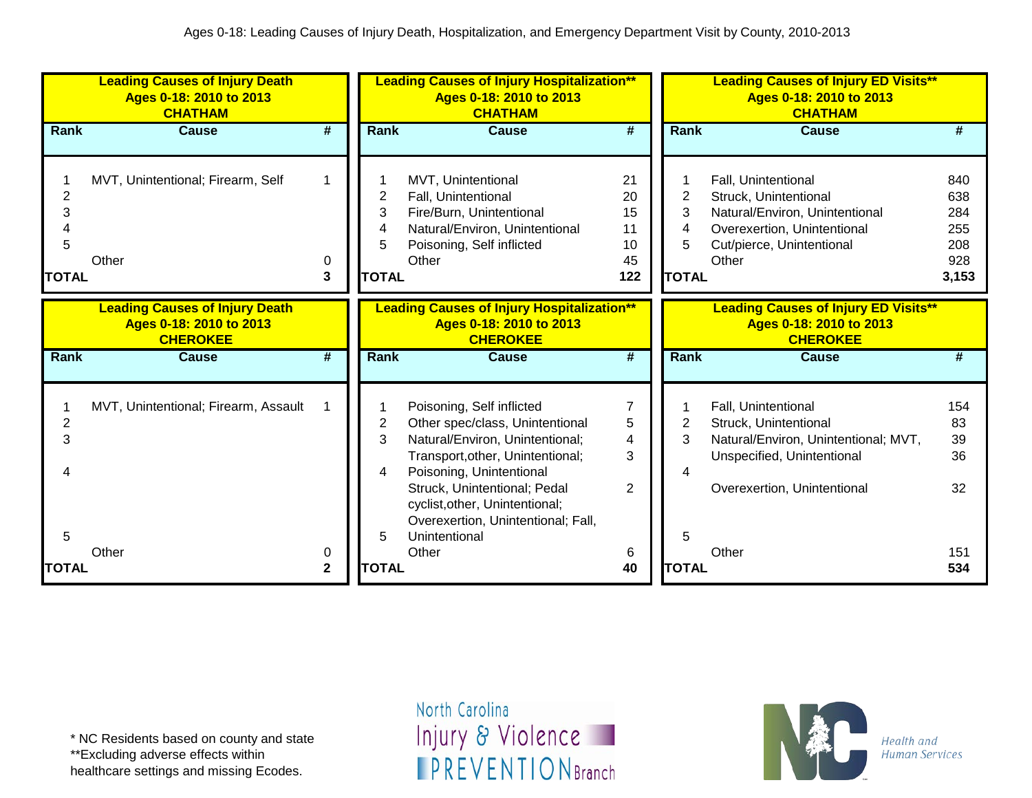Ages 0-18: Leading Causes of Injury Death, Hospitalization, and Emergency Department Visit by County, 2010-2013

**Leading Causes of Injury Death**
**Ages 0-18: 2010 to 2013**
**CHATHAM**

| Rank | Cause | # |
|---|---|---|
| 1 | MVT, Unintentional; Firearm, Self | 1 |
| 2 | | |
| 3 | | |
| 4 | | |
| 5 | | |
| | Other | 0 |
| **TOTAL** | | **3** |

**Leading Causes of Injury Hospitalization****
**Ages 0-18: 2010 to 2013**
**CHATHAM**

| Rank | Cause | # |
|---|---|---|
| 1 | MVT, Unintentional | 21 |
| 2 | Fall, Unintentional | 20 |
| 3 | Fire/Burn, Unintentional | 15 |
| 4 | Natural/Environ, Unintentional | 11 |
| 5 | Poisoning, Self inflicted | 10 |
| | Other | 45 |
| **TOTAL** | | **122** |

**Leading Causes of Injury ED Visits****
**Ages 0-18: 2010 to 2013**
**CHATHAM**

| Rank | Cause | # |
|---|---|---|
| 1 | Fall, Unintentional | 840 |
| 2 | Struck, Unintentional | 638 |
| 3 | Natural/Environ, Unintentional | 284 |
| 4 | Overexertion, Unintentional | 255 |
| 5 | Cut/pierce, Unintentional | 208 |
| | Other | 928 |
| **TOTAL** | | **3,153** |

**Leading Causes of Injury Death**
**Ages 0-18: 2010 to 2013**
**CHEROKEE**

| Rank | Cause | # |
|---|---|---|
| 1 | MVT, Unintentional; Firearm, Assault | 1 |
| 2 | | |
| 3 | | |
| 4 | | |
| 5 | | |
| | Other | 0 |
| **TOTAL** | | **2** |

**Leading Causes of Injury Hospitalization****
**Ages 0-18: 2010 to 2013**
**CHEROKEE**

| Rank | Cause | # |
|---|---|---|
| 1 | Poisoning, Self inflicted | 7 |
| 2 | Other spec/class, Unintentional | 5 |
| 3 | Natural/Environ, Unintentional; Transport,other, Unintentional; | 4 |
| | | 3 |
| 4 | Poisoning, Unintentional | |
| | Struck, Unintentional; Pedal cyclist,other, Unintentional; Overexertion, Unintentional; Fall, | 2 |
| 5 | Unintentional | |
| | Other | 6 |
| **TOTAL** | | **40** |

**Leading Causes of Injury ED Visits****
**Ages 0-18: 2010 to 2013**
**CHEROKEE**

| Rank | Cause | # |
|---|---|---|
| 1 | Fall, Unintentional | 154 |
| 2 | Struck, Unintentional | 83 |
| 3 | Natural/Environ, Unintentional; MVT, | 39 |
| | Unspecified, Unintentional | 36 |
| 4 | | |
| | Overexertion, Unintentional | 32 |
| 5 | | |
| | Other | 151 |
| **TOTAL** | | **534** |

\* NC Residents based on county and state
\*\*Excluding adverse effects within healthcare settings and missing Ecodes.

North Carolina Injury & Violence PREVENTION Branch

NC Health and Human Services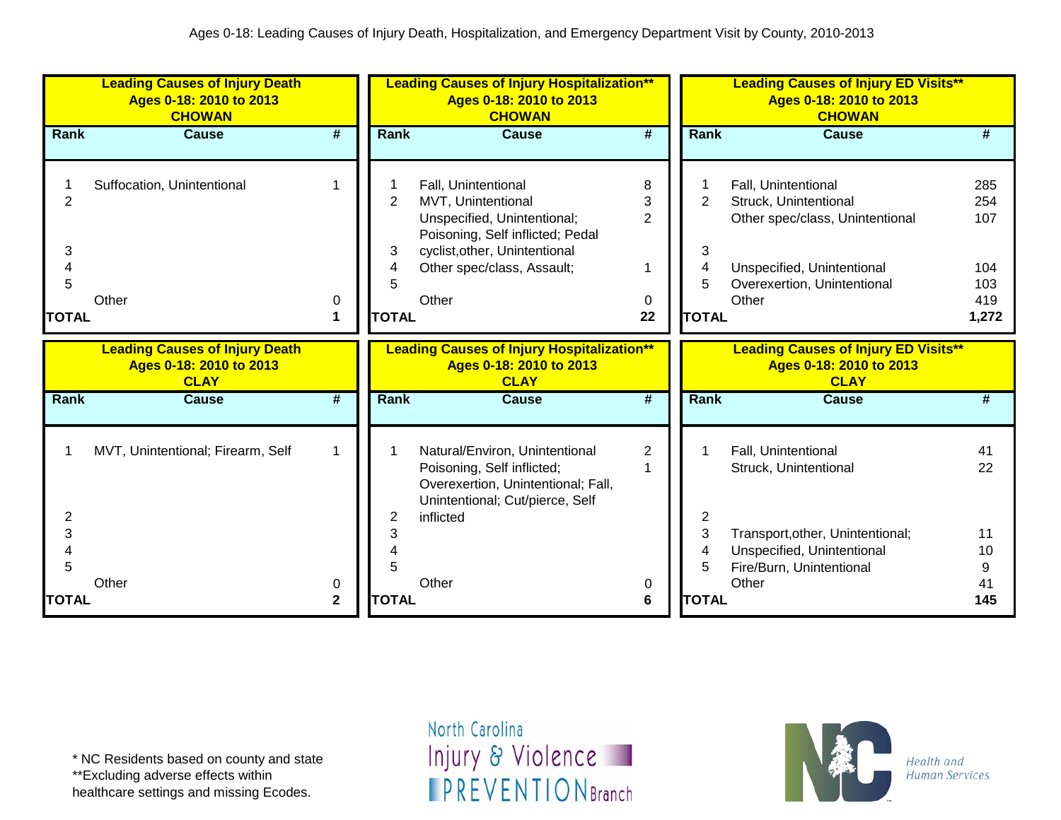Ages 0-18: Leading Causes of Injury Death, Hospitalization, and Emergency Department Visit by County, 2010-2013

**Leading Causes of Injury Death**
**Ages 0-18: 2010 to 2013**
**CHOWAN**

| Rank | Cause | # |
|---|---|---|
| 1 | Suffocation, Unintentional | 1 |
| 2 | | |
| 3 | | |
| 4 | | |
| 5 | | |
| | Other | 0 |
| **TOTAL** | | **1** |

**Leading Causes of Injury Hospitalization\*\***
**Ages 0-18: 2010 to 2013**
**CHOWAN**

| Rank | Cause | # |
|---|---|---|
| 1 | Fall, Unintentional | 8 |
| 2 | MVT, Unintentional | 3 |
| 3 | Unspecified, Unintentional; Poisoning, Self inflicted; Pedal cyclist,other, Unintentional | 2 |
| 4 | Other spec/class, Assault; | 1 |
| 5 | | |
| | Other | 0 |
| **TOTAL** | | **22** |

**Leading Causes of Injury ED Visits\*\***
**Ages 0-18: 2010 to 2013**
**CHOWAN**

| Rank | Cause | # |
|---|---|---|
| 1 | Fall, Unintentional | 285 |
| 2 | Struck, Unintentional | 254 |
| 3 | Other spec/class, Unintentional | 107 |
| 4 | Unspecified, Unintentional | 104 |
| 5 | Overexertion, Unintentional | 103 |
| | Other | 419 |
| **TOTAL** | | **1,272** |

**Leading Causes of Injury Death**
**Ages 0-18: 2010 to 2013**
**CLAY**

| Rank | Cause | # |
|---|---|---|
| 1 | MVT, Unintentional; Firearm, Self | 1 |
| 2 | | |
| 3 | | |
| 4 | | |
| 5 | | |
| | Other | 0 |
| **TOTAL** | | **2** |

**Leading Causes of Injury Hospitalization\*\***
**Ages 0-18: 2010 to 2013**
**CLAY**

| Rank | Cause | # |
|---|---|---|
| 1 | Natural/Environ, Unintentional | 2 |
| 2 | Poisoning, Self inflicted; Overexertion, Unintentional; Fall, Unintentional; Cut/pierce, Self inflicted | 1 |
| 3 | | |
| 4 | | |
| 5 | | |
| | Other | 0 |
| **TOTAL** | | **6** |

**Leading Causes of Injury ED Visits\*\***
**Ages 0-18: 2010 to 2013**
**CLAY**

| Rank | Cause | # |
|---|---|---|
| 1 | Fall, Unintentional | 41 |
| 2 | Struck, Unintentional | 22 |
| 3 | Transport,other, Unintentional; | 11 |
| 4 | Unspecified, Unintentional | 10 |
| 5 | Fire/Burn, Unintentional | 9 |
| | Other | 41 |
| **TOTAL** | | **145** |

\* NC Residents based on county and state
\*\*Excluding adverse effects within healthcare settings and missing Ecodes.

North Carolina Injury & Violence PREVENTION Branch

Health and Human Services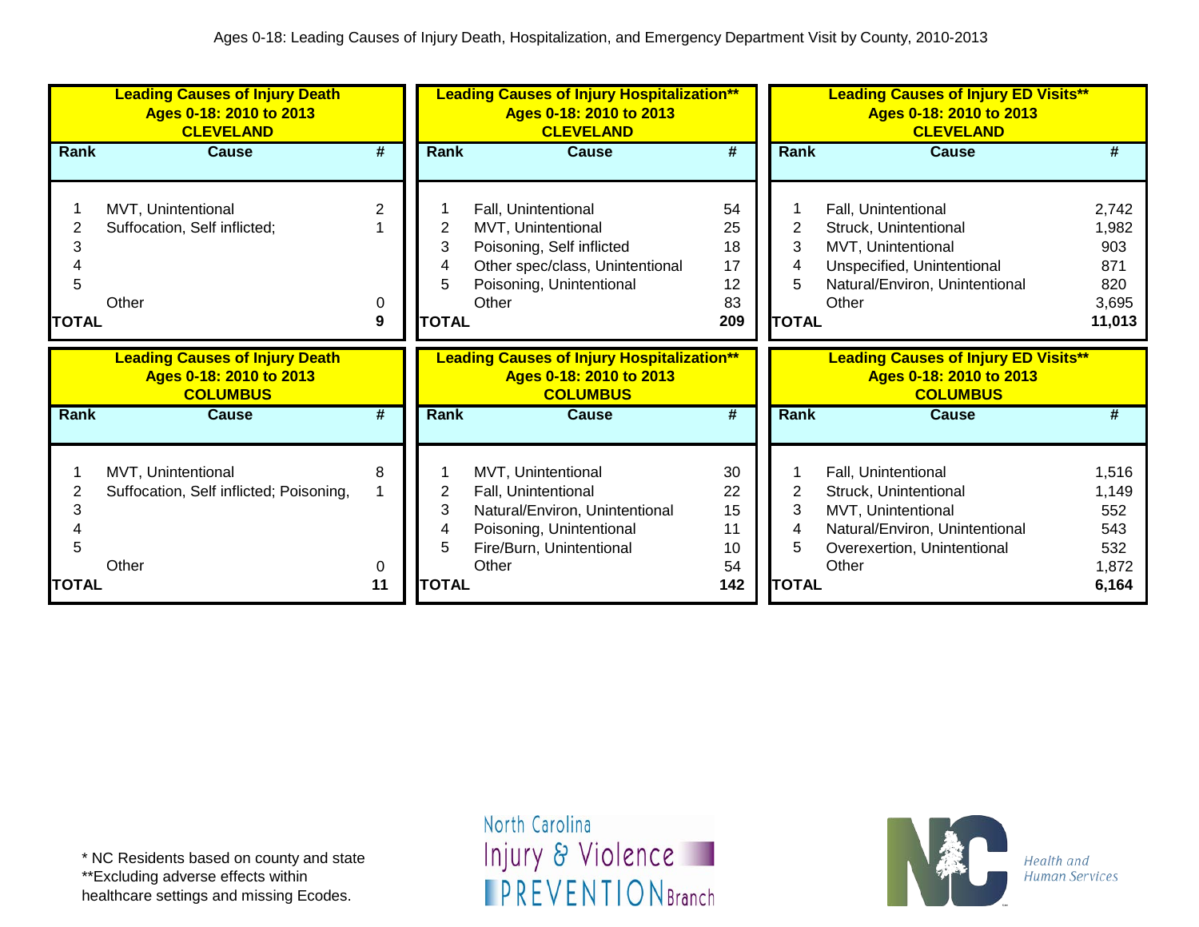# Ages 0-18: Leading Causes of Injury Death, Hospitalization, and Emergency Department Visit by County, 2010-2013

## Leading Causes of Injury Death Ages 0-18: 2010 to 2013 CLEVELAND

| Rank | Cause | # |
|---|---|---|
| 1 | MVT, Unintentional | 2 |
| 2 | Suffocation, Self inflicted; | 1 |
| 3 | | |
| 4 | | |
| 5 | | |
| | Other | 0 |
| **TOTAL** | | **9** |

## Leading Causes of Injury Hospitalization** Ages 0-18: 2010 to 2013 CLEVELAND

| Rank | Cause | # |
|---|---|---|
| 1 | Fall, Unintentional | 54 |
| 2 | MVT, Unintentional | 25 |
| 3 | Poisoning, Self inflicted | 18 |
| 4 | Other spec/class, Unintentional | 17 |
| 5 | Poisoning, Unintentional | 12 |
| | Other | 83 |
| **TOTAL** | | **209** |

## Leading Causes of Injury ED Visits** Ages 0-18: 2010 to 2013 CLEVELAND

| Rank | Cause | # |
|---|---|---|
| 1 | Fall, Unintentional | 2,742 |
| 2 | Struck, Unintentional | 1,982 |
| 3 | MVT, Unintentional | 903 |
| 4 | Unspecified, Unintentional | 871 |
| 5 | Natural/Environ, Unintentional | 820 |
| | Other | 3,695 |
| **TOTAL** | | **11,013** |

## Leading Causes of Injury Death Ages 0-18: 2010 to 2013 COLUMBUS

| Rank | Cause | # |
|---|---|---|
| 1 | MVT, Unintentional | 8 |
| 2 | Suffocation, Self inflicted; Poisoning, | 1 |
| 3 | | |
| 4 | | |
| 5 | | |
| | Other | 0 |
| **TOTAL** | | **11** |

## Leading Causes of Injury Hospitalization** Ages 0-18: 2010 to 2013 COLUMBUS

| Rank | Cause | # |
|---|---|---|
| 1 | MVT, Unintentional | 30 |
| 2 | Fall, Unintentional | 22 |
| 3 | Natural/Environ, Unintentional | 15 |
| 4 | Poisoning, Unintentional | 11 |
| 5 | Fire/Burn, Unintentional | 10 |
| | Other | 54 |
| **TOTAL** | | **142** |

## Leading Causes of Injury ED Visits** Ages 0-18: 2010 to 2013 COLUMBUS

| Rank | Cause | # |
|---|---|---|
| 1 | Fall, Unintentional | 1,516 |
| 2 | Struck, Unintentional | 1,149 |
| 3 | MVT, Unintentional | 552 |
| 4 | Natural/Environ, Unintentional | 543 |
| 5 | Overexertion, Unintentional | 532 |
| | Other | 1,872 |
| **TOTAL** | | **6,164** |

* NC Residents based on county and state
**Excluding adverse effects within healthcare settings and missing Ecodes.

North Carolina Injury & Violence PREVENTION Branch

NC Health and Human Services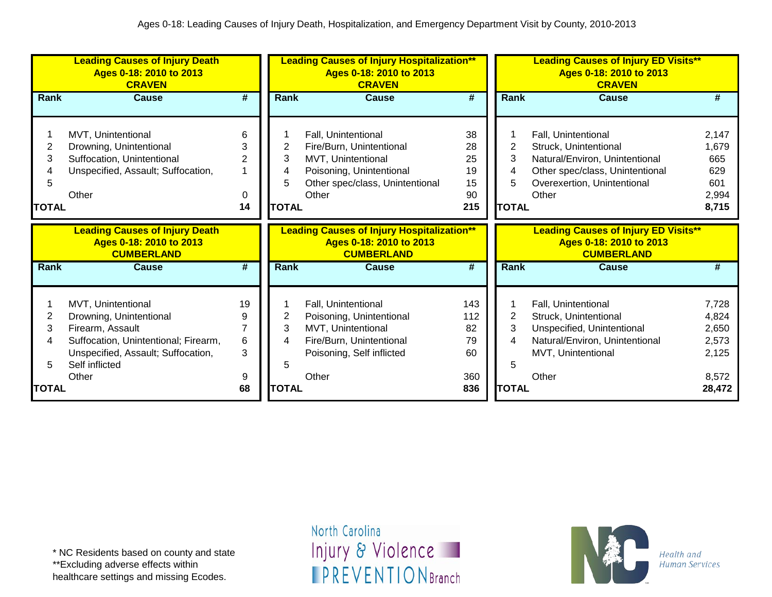Ages 0-18: Leading Causes of Injury Death, Hospitalization, and Emergency Department Visit by County, 2010-2013

**Leading Causes of Injury Death**
**Ages 0-18: 2010 to 2013**
**CRAVEN**

| Rank | Cause | # |
|---|---|---|
| 1 | MVT, Unintentional | 6 |
| 2 | Drowning, Unintentional | 3 |
| 3 | Suffocation, Unintentional | 2 |
| 4 | Unspecified, Assault; Suffocation, | 1 |
| 5 | | |
| | Other | 0 |
| **TOTAL** | | **14** |

**Leading Causes of Injury Hospitalization\*\***
**Ages 0-18: 2010 to 2013**
**CRAVEN**

| Rank | Cause | # |
|---|---|---|
| 1 | Fall, Unintentional | 38 |
| 2 | Fire/Burn, Unintentional | 28 |
| 3 | MVT, Unintentional | 25 |
| 4 | Poisoning, Unintentional | 19 |
| 5 | Other spec/class, Unintentional | 15 |
| | Other | 90 |
| **TOTAL** | | **215** |

**Leading Causes of Injury ED Visits\*\***
**Ages 0-18: 2010 to 2013**
**CRAVEN**

| Rank | Cause | # |
|---|---|---|
| 1 | Fall, Unintentional | 2,147 |
| 2 | Struck, Unintentional | 1,679 |
| 3 | Natural/Environ, Unintentional | 665 |
| 4 | Other spec/class, Unintentional | 629 |
| 5 | Overexertion, Unintentional | 601 |
| | Other | 2,994 |
| **TOTAL** | | **8,715** |

**Leading Causes of Injury Death**
**Ages 0-18: 2010 to 2013**
**CUMBERLAND**

| Rank | Cause | # |
|---|---|---|
| 1 | MVT, Unintentional | 19 |
| 2 | Drowning, Unintentional | 9 |
| 3 | Firearm, Assault | 7 |
| 4 | Suffocation, Unintentional; Firearm, | 6 |
| | Unspecified, Assault; Suffocation, | 3 |
| 5 | Self inflicted | |
| | Other | 9 |
| **TOTAL** | | **68** |

**Leading Causes of Injury Hospitalization\*\***
**Ages 0-18: 2010 to 2013**
**CUMBERLAND**

| Rank | Cause | # |
|---|---|---|
| 1 | Fall, Unintentional | 143 |
| 2 | Poisoning, Unintentional | 112 |
| 3 | MVT, Unintentional | 82 |
| 4 | Fire/Burn, Unintentional | 79 |
| | Poisoning, Self inflicted | 60 |
| 5 | | |
| | Other | 360 |
| **TOTAL** | | **836** |

**Leading Causes of Injury ED Visits\*\***
**Ages 0-18: 2010 to 2013**
**CUMBERLAND**

| Rank | Cause | # |
|---|---|---|
| 1 | Fall, Unintentional | 7,728 |
| 2 | Struck, Unintentional | 4,824 |
| 3 | Unspecified, Unintentional | 2,650 |
| 4 | Natural/Environ, Unintentional | 2,573 |
| | MVT, Unintentional | 2,125 |
| 5 | | |
| | Other | 8,572 |
| **TOTAL** | | **28,472** |

\* NC Residents based on county and state
\*\*Excluding adverse effects within healthcare settings and missing Ecodes.

North Carolina Injury & Violence PREVENTION Branch

NC Health and Human Services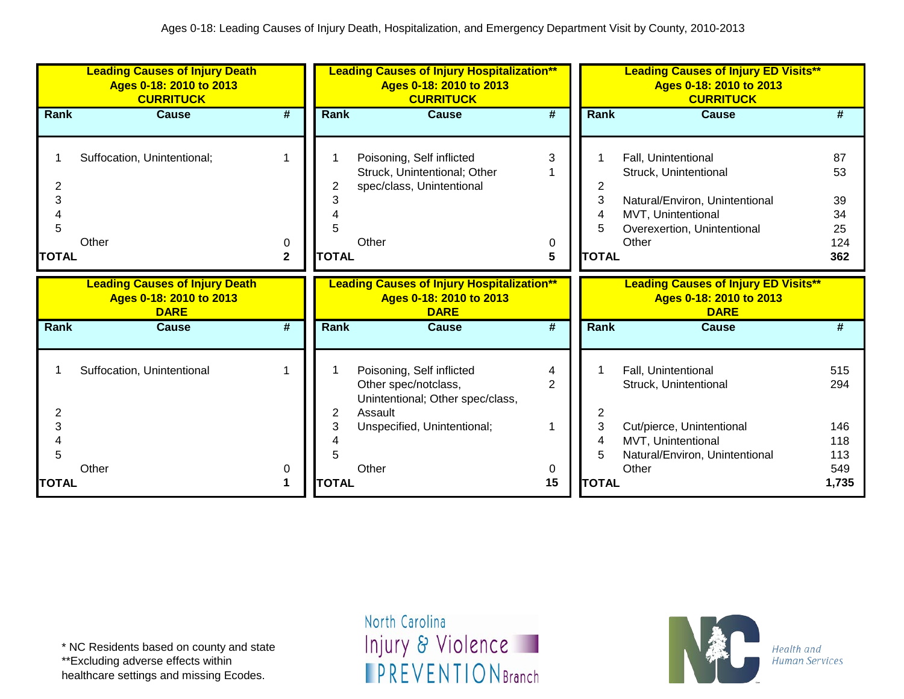Ages 0-18: Leading Causes of Injury Death, Hospitalization, and Emergency Department Visit by County, 2010-2013

**Leading Causes of Injury Death**
**Ages 0-18: 2010 to 2013**
**CURRITUCK**

| Rank | Cause | # |
|---|---|---|
| 1 | Suffocation, Unintentional; | 1 |
| 2 | | |
| 3 | | |
| 4 | | |
| 5 | | |
| | Other | 0 |
| **TOTAL** | | **2** |

**Leading Causes of Injury Hospitalization****
**Ages 0-18: 2010 to 2013**
**CURRITUCK**

| Rank | Cause | # |
|---|---|---|
| 1 | Poisoning, Self inflicted | 3 |
| 2 | Struck, Unintentional; Other spec/class, Unintentional | 1 |
| 3 | | |
| 4 | | |
| 5 | | |
| | Other | 0 |
| **TOTAL** | | **5** |

**Leading Causes of Injury ED Visits****
**Ages 0-18: 2010 to 2013**
**CURRITUCK**

| Rank | Cause | # |
|---|---|---|
| 1 | Fall, Unintentional | 87 |
| 2 | Struck, Unintentional | 53 |
| 3 | Natural/Environ, Unintentional | 39 |
| 4 | MVT, Unintentional | 34 |
| 5 | Overexertion, Unintentional | 25 |
| | Other | 124 |
| **TOTAL** | | **362** |

**Leading Causes of Injury Death**
**Ages 0-18: 2010 to 2013**
**DARE**

| Rank | Cause | # |
|---|---|---|
| 1 | Suffocation, Unintentional | 1 |
| 2 | | |
| 3 | | |
| 4 | | |
| 5 | | |
| | Other | 0 |
| **TOTAL** | | **1** |

**Leading Causes of Injury Hospitalization****
**Ages 0-18: 2010 to 2013**
**DARE**

| Rank | Cause | # |
|---|---|---|
| 1 | Poisoning, Self inflicted | 4 |
| 2 | Other spec/notclass, Unintentional; Other spec/class, Assault | 2 |
| 3 | Unspecified, Unintentional; | 1 |
| 4 | | |
| 5 | | |
| | Other | 0 |
| **TOTAL** | | **15** |

**Leading Causes of Injury ED Visits****
**Ages 0-18: 2010 to 2013**
**DARE**

| Rank | Cause | # |
|---|---|---|
| 1 | Fall, Unintentional | 515 |
| 2 | Struck, Unintentional | 294 |
| 3 | Cut/pierce, Unintentional | 146 |
| 4 | MVT, Unintentional | 118 |
| 5 | Natural/Environ, Unintentional | 113 |
| | Other | 549 |
| **TOTAL** | | **1,735** |

* NC Residents based on county and state
**Excluding adverse effects within healthcare settings and missing Ecodes.

North Carolina Injury & Violence PREVENTION Branch

Health and Human Services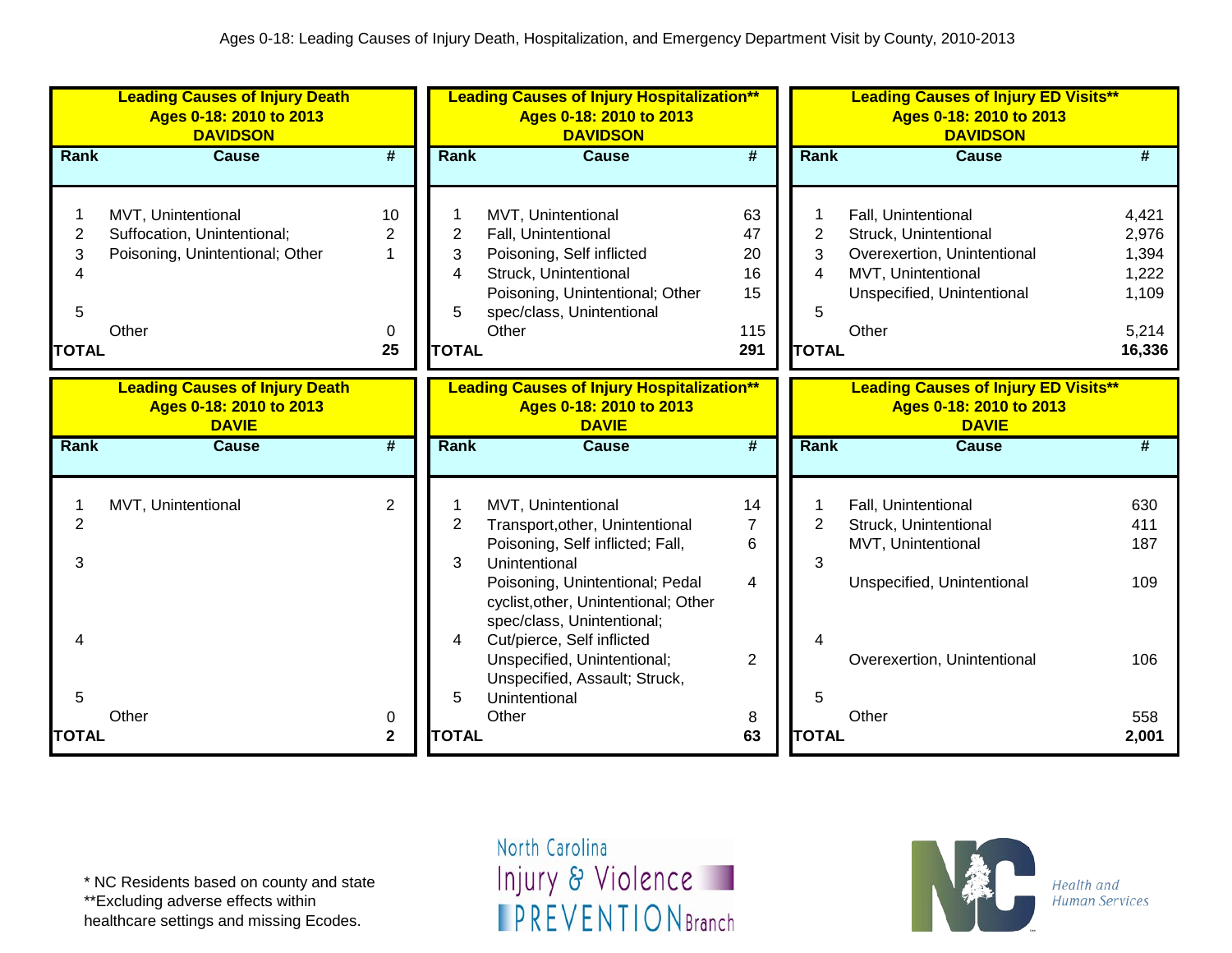Ages 0-18: Leading Causes of Injury Death, Hospitalization, and Emergency Department Visit by County, 2010-2013

**Leading Causes of Injury Death Ages 0-18: 2010 to 2013 DAVIDSON**

| Rank | Cause | # |
|---|---|---|
| 1 | MVT, Unintentional | 10 |
| 2 | Suffocation, Unintentional; | 2 |
| 3 | Poisoning, Unintentional; Other | 1 |
| 4 | | |
| 5 | | |
| | Other | 0 |
| **TOTAL** | | **25** |

**Leading Causes of Injury Hospitalization** Ages 0-18: 2010 to 2013 DAVIDSON**

| Rank | Cause | # |
|---|---|---|
| 1 | MVT, Unintentional | 63 |
| 2 | Fall, Unintentional | 47 |
| 3 | Poisoning, Self inflicted | 20 |
| 4 | Struck, Unintentional | 16 |
| 5 | Poisoning, Unintentional; Other spec/class, Unintentional | 15 |
| | Other | 115 |
| **TOTAL** | | **291** |

**Leading Causes of Injury ED Visits** Ages 0-18: 2010 to 2013 DAVIDSON**

| Rank | Cause | # |
|---|---|---|
| 1 | Fall, Unintentional | 4,421 |
| 2 | Struck, Unintentional | 2,976 |
| 3 | Overexertion, Unintentional | 1,394 |
| 4 | MVT, Unintentional | 1,222 |
| 5 | Unspecified, Unintentional | 1,109 |
| | Other | 5,214 |
| **TOTAL** | | **16,336** |

**Leading Causes of Injury Death Ages 0-18: 2010 to 2013 DAVIE**

| Rank | Cause | # |
|---|---|---|
| 1 | MVT, Unintentional | 2 |
| 2 | | |
| 3 | | |
| 4 | | |
| 5 | | |
| | Other | 0 |
| **TOTAL** | | **2** |

**Leading Causes of Injury Hospitalization** Ages 0-18: 2010 to 2013 DAVIE**

| Rank | Cause | # |
|---|---|---|
| 1 | MVT, Unintentional | 14 |
| 2 | Transport,other, Unintentional | 7 |
| 3 | Poisoning, Self inflicted; Fall, Unintentional | 6 |
| 4 | Poisoning, Unintentional; Pedal cyclist,other, Unintentional; Other spec/class, Unintentional; Cut/pierce, Self inflicted | 4 |
| 5 | Unspecified, Unintentional; Unspecified, Assault; Struck, Unintentional | 2 |
| | Other | 8 |
| **TOTAL** | | **63** |

**Leading Causes of Injury ED Visits** Ages 0-18: 2010 to 2013 DAVIE**

| Rank | Cause | # |
|---|---|---|
| 1 | Fall, Unintentional | 630 |
| 2 | Struck, Unintentional | 411 |
| 3 | MVT, Unintentional | 187 |
| 4 | Unspecified, Unintentional | 109 |
| 5 | Overexertion, Unintentional | 106 |
| | Other | 558 |
| **TOTAL** | | **2,001** |

\* NC Residents based on county and state
\*\*Excluding adverse effects within healthcare settings and missing Ecodes.

North Carolina Injury & Violence PREVENTION Branch

Health and Human Services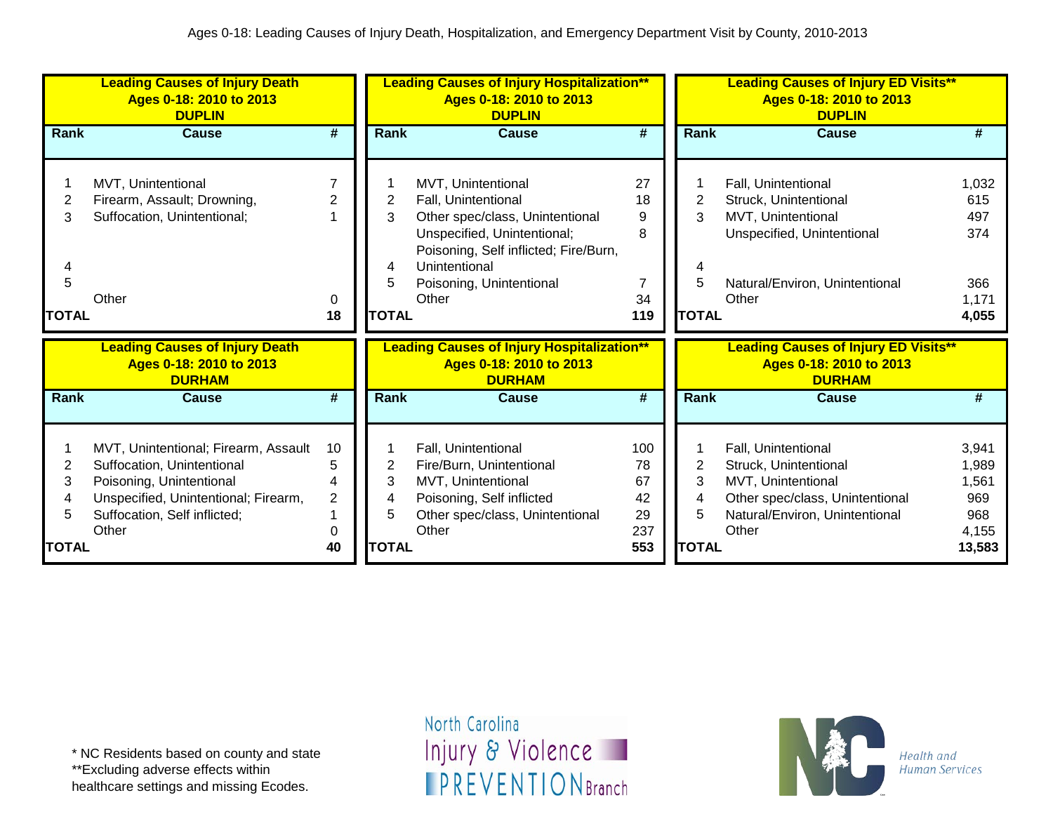Ages 0-18: Leading Causes of Injury Death, Hospitalization, and Emergency Department Visit by County, 2010-2013

**Leading Causes of Injury Death**
**Ages 0-18: 2010 to 2013**
**DUPLIN**

| Rank | Cause | # |
|---|---|---|
| 1 | MVT, Unintentional | 7 |
| 2 | Firearm, Assault; Drowning, | 2 |
| 3 | Suffocation, Unintentional; | 1 |
| 4 | | |
| 5 | | |
| | Other | 0 |
| **TOTAL** | | **18** |

**Leading Causes of Injury Hospitalization****
**Ages 0-18: 2010 to 2013**
**DUPLIN**

| Rank | Cause | # |
|---|---|---|
| 1 | MVT, Unintentional | 27 |
| 2 | Fall, Unintentional | 18 |
| 3 | Other spec/class, Unintentional | 9 |
| | Unspecified, Unintentional; | 8 |
| 4 | Poisoning, Self inflicted; Fire/Burn, Unintentional | |
| 5 | Poisoning, Unintentional | 7 |
| | Other | 34 |
| **TOTAL** | | **119** |

**Leading Causes of Injury ED Visits****
**Ages 0-18: 2010 to 2013**
**DUPLIN**

| Rank | Cause | # |
|---|---|---|
| 1 | Fall, Unintentional | 1,032 |
| 2 | Struck, Unintentional | 615 |
| 3 | MVT, Unintentional | 497 |
| | Unspecified, Unintentional | 374 |
| 4 | | |
| 5 | Natural/Environ, Unintentional | 366 |
| | Other | 1,171 |
| **TOTAL** | | **4,055** |

**Leading Causes of Injury Death**
**Ages 0-18: 2010 to 2013**
**DURHAM**

| Rank | Cause | # |
|---|---|---|
| 1 | MVT, Unintentional; Firearm, Assault | 10 |
| 2 | Suffocation, Unintentional | 5 |
| 3 | Poisoning, Unintentional | 4 |
| 4 | Unspecified, Unintentional; Firearm, | 2 |
| 5 | Suffocation, Self inflicted; | 1 |
| | Other | 0 |
| **TOTAL** | | **40** |

**Leading Causes of Injury Hospitalization****
**Ages 0-18: 2010 to 2013**
**DURHAM**

| Rank | Cause | # |
|---|---|---|
| 1 | Fall, Unintentional | 100 |
| 2 | Fire/Burn, Unintentional | 78 |
| 3 | MVT, Unintentional | 67 |
| 4 | Poisoning, Self inflicted | 42 |
| 5 | Other spec/class, Unintentional | 29 |
| | Other | 237 |
| **TOTAL** | | **553** |

**Leading Causes of Injury ED Visits****
**Ages 0-18: 2010 to 2013**
**DURHAM**

| Rank | Cause | # |
|---|---|---|
| 1 | Fall, Unintentional | 3,941 |
| 2 | Struck, Unintentional | 1,989 |
| 3 | MVT, Unintentional | 1,561 |
| 4 | Other spec/class, Unintentional | 969 |
| 5 | Natural/Environ, Unintentional | 968 |
| | Other | 4,155 |
| **TOTAL** | | **13,583** |

* NC Residents based on county and state
**Excluding adverse effects within healthcare settings and missing Ecodes.

North Carolina Injury & Violence PREVENTION Branch

NC Health and Human Services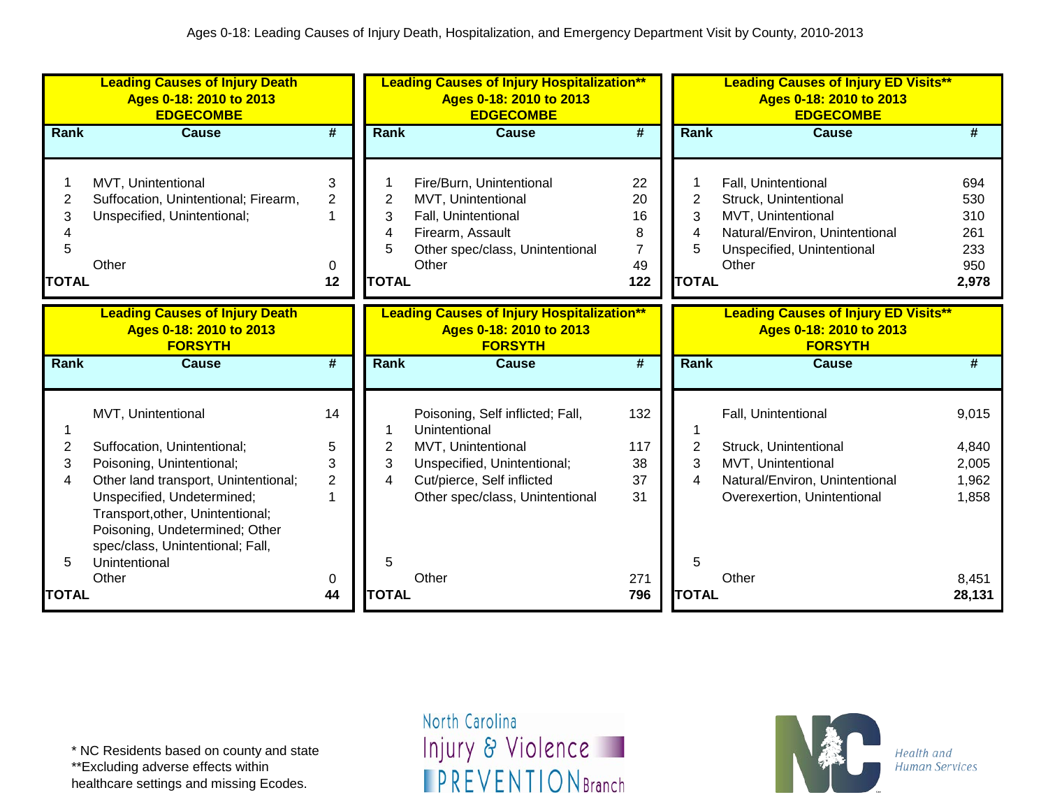Ages 0-18: Leading Causes of Injury Death, Hospitalization, and Emergency Department Visit by County, 2010-2013

**Leading Causes of Injury Death**
**Ages 0-18: 2010 to 2013**
**EDGECOMBE**

| Rank | Cause | # |
|---|---|---|
| 1 | MVT, Unintentional | 3 |
| 2 | Suffocation, Unintentional; Firearm, | 2 |
| 3 | Unspecified, Unintentional; | 1 |
| 4 | | |
| 5 | | |
| | Other | 0 |
| **TOTAL** | | **12** |

**Leading Causes of Injury Hospitalization****
**Ages 0-18: 2010 to 2013**
**EDGECOMBE**

| Rank | Cause | # |
|---|---|---|
| 1 | Fire/Burn, Unintentional | 22 |
| 2 | MVT, Unintentional | 20 |
| 3 | Fall, Unintentional | 16 |
| 4 | Firearm, Assault | 8 |
| 5 | Other spec/class, Unintentional | 7 |
| | Other | 49 |
| **TOTAL** | | **122** |

**Leading Causes of Injury ED Visits****
**Ages 0-18: 2010 to 2013**
**EDGECOMBE**

| Rank | Cause | # |
|---|---|---|
| 1 | Fall, Unintentional | 694 |
| 2 | Struck, Unintentional | 530 |
| 3 | MVT, Unintentional | 310 |
| 4 | Natural/Environ, Unintentional | 261 |
| 5 | Unspecified, Unintentional | 233 |
| | Other | 950 |
| **TOTAL** | | **2,978** |

**Leading Causes of Injury Death**
**Ages 0-18: 2010 to 2013**
**FORSYTH**

| Rank | Cause | # |
|---|---|---|
| 1 | MVT, Unintentional | 14 |
| 2 | Suffocation, Unintentional; | 5 |
| 3 | Poisoning, Unintentional; | 3 |
| 4 | Other land transport, Unintentional; | 2 |
| 5 | Unspecified, Undetermined; Transport,other, Unintentional; Poisoning, Undetermined; Other spec/class, Unintentional; Fall, Unintentional | 1 |
| | Other | 0 |
| **TOTAL** | | **44** |

**Leading Causes of Injury Hospitalization****
**Ages 0-18: 2010 to 2013**
**FORSYTH**

| Rank | Cause | # |
|---|---|---|
| 1 | Poisoning, Self inflicted; Fall, Unintentional | 132 |
| 2 | MVT, Unintentional | 117 |
| 3 | Unspecified, Unintentional; | 38 |
| 4 | Cut/pierce, Self inflicted | 37 |
| 5 | Other spec/class, Unintentional | 31 |
| | Other | 271 |
| **TOTAL** | | **796** |

**Leading Causes of Injury ED Visits****
**Ages 0-18: 2010 to 2013**
**FORSYTH**

| Rank | Cause | # |
|---|---|---|
| 1 | Fall, Unintentional | 9,015 |
| 2 | Struck, Unintentional | 4,840 |
| 3 | MVT, Unintentional | 2,005 |
| 4 | Natural/Environ, Unintentional | 1,962 |
| 5 | Overexertion, Unintentional | 1,858 |
| | Other | 8,451 |
| **TOTAL** | | **28,131** |

* NC Residents based on county and state
**Excluding adverse effects within healthcare settings and missing Ecodes.

North Carolina Injury & Violence PREVENTION Branch

NC Health and Human Services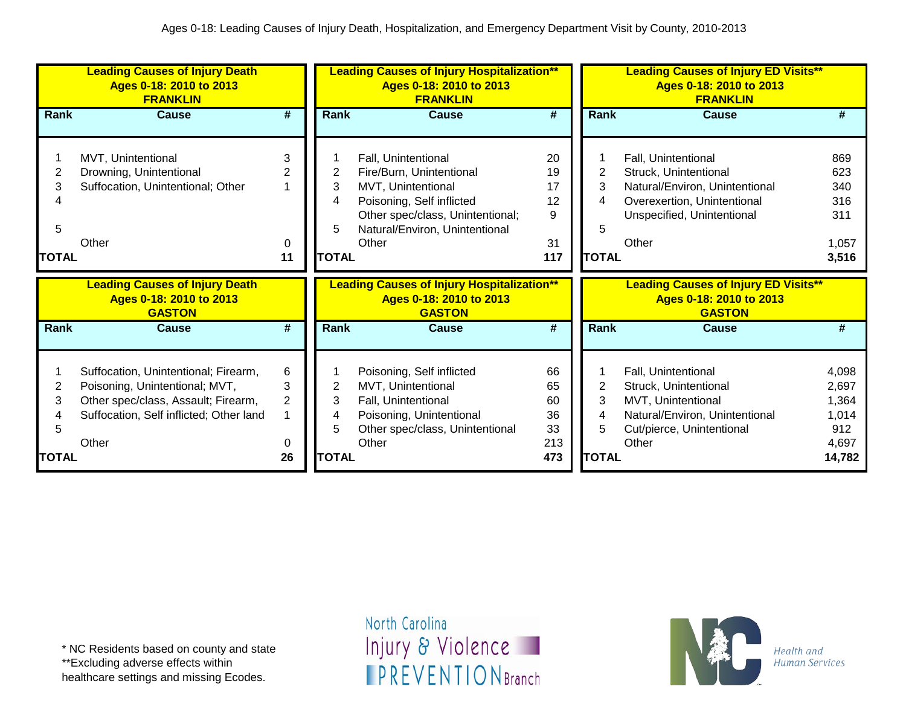Ages 0-18: Leading Causes of Injury Death, Hospitalization, and Emergency Department Visit by County, 2010-2013

**Leading Causes of Injury Death**
**Ages 0-18: 2010 to 2013**
**FRANKLIN**

| Rank | Cause | # |
|---|---|---|
| 1 | MVT, Unintentional | 3 |
| 2 | Drowning, Unintentional | 2 |
| 3 | Suffocation, Unintentional; Other | 1 |
| 4 | | |
| 5 | | |
| | Other | 0 |
| **TOTAL** | | **11** |

**Leading Causes of Injury Hospitalization****
**Ages 0-18: 2010 to 2013**
**FRANKLIN**

| Rank | Cause | # |
|---|---|---|
| 1 | Fall, Unintentional | 20 |
| 2 | Fire/Burn, Unintentional | 19 |
| 3 | MVT, Unintentional | 17 |
| 4 | Poisoning, Self inflicted | 12 |
| | Other spec/class, Unintentional; | 9 |
| 5 | Natural/Environ, Unintentional | |
| | Other | 31 |
| **TOTAL** | | **117** |

**Leading Causes of Injury ED Visits****
**Ages 0-18: 2010 to 2013**
**FRANKLIN**

| Rank | Cause | # |
|---|---|---|
| 1 | Fall, Unintentional | 869 |
| 2 | Struck, Unintentional | 623 |
| 3 | Natural/Environ, Unintentional | 340 |
| 4 | Overexertion, Unintentional | 316 |
| | Unspecified, Unintentional | 311 |
| 5 | | |
| | Other | 1,057 |
| **TOTAL** | | **3,516** |

**Leading Causes of Injury Death**
**Ages 0-18: 2010 to 2013**
**GASTON**

| Rank | Cause | # |
|---|---|---|
| 1 | Suffocation, Unintentional; Firearm, | 6 |
| 2 | Poisoning, Unintentional; MVT, | 3 |
| 3 | Other spec/class, Assault; Firearm, | 2 |
| 4 | Suffocation, Self inflicted; Other land | 1 |
| 5 | | |
| | Other | 0 |
| **TOTAL** | | **26** |

**Leading Causes of Injury Hospitalization****
**Ages 0-18: 2010 to 2013**
**GASTON**

| Rank | Cause | # |
|---|---|---|
| 1 | Poisoning, Self inflicted | 66 |
| 2 | MVT, Unintentional | 65 |
| 3 | Fall, Unintentional | 60 |
| 4 | Poisoning, Unintentional | 36 |
| 5 | Other spec/class, Unintentional | 33 |
| | Other | 213 |
| **TOTAL** | | **473** |

**Leading Causes of Injury ED Visits****
**Ages 0-18: 2010 to 2013**
**GASTON**

| Rank | Cause | # |
|---|---|---|
| 1 | Fall, Unintentional | 4,098 |
| 2 | Struck, Unintentional | 2,697 |
| 3 | MVT, Unintentional | 1,364 |
| 4 | Natural/Environ, Unintentional | 1,014 |
| 5 | Cut/pierce, Unintentional | 912 |
| | Other | 4,697 |
| **TOTAL** | | **14,782** |

* NC Residents based on county and state
**Excluding adverse effects within healthcare settings and missing Ecodes.

North Carolina Injury & Violence PREVENTION Branch

Health and Human Services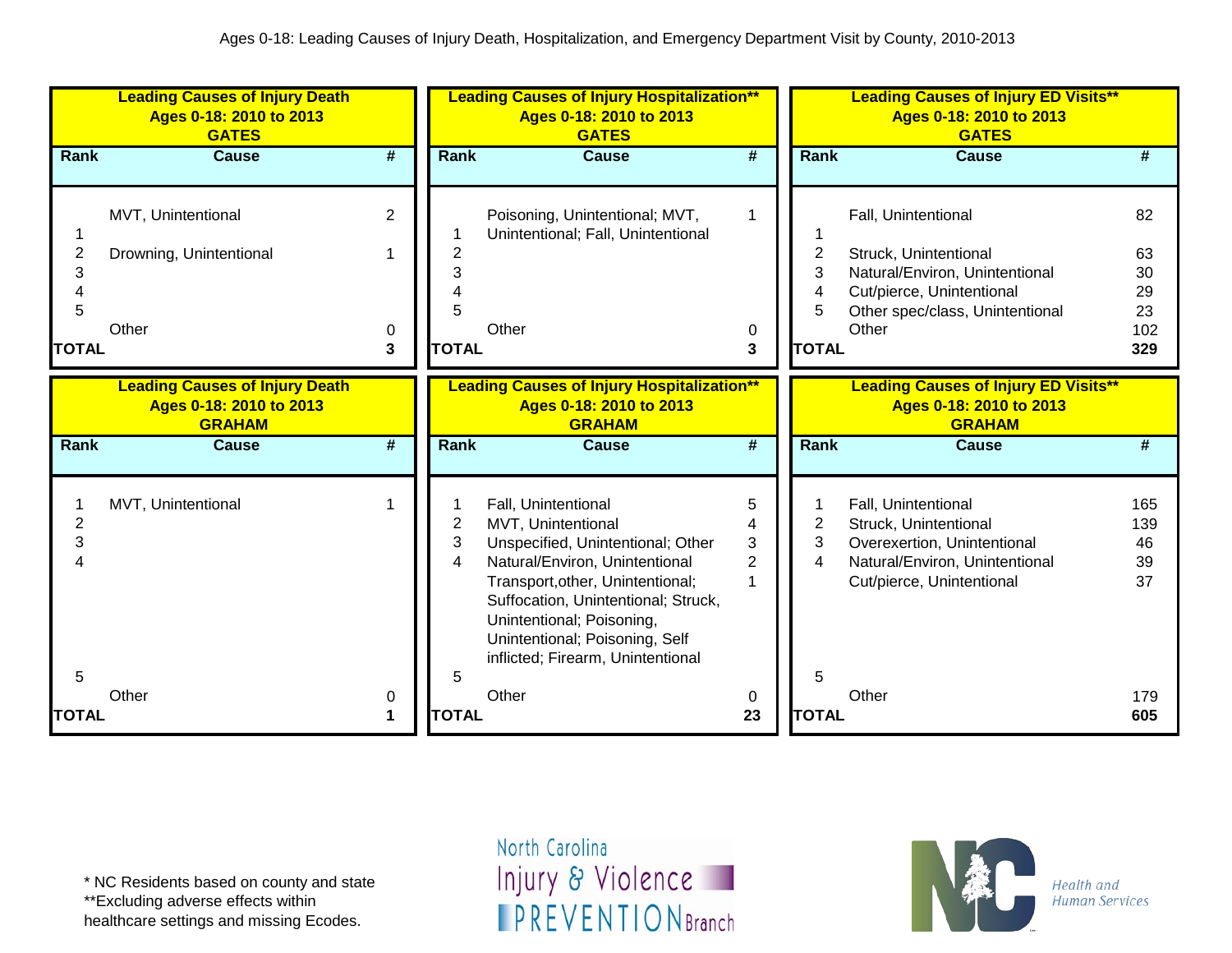Ages 0-18: Leading Causes of Injury Death, Hospitalization, and Emergency Department Visit by County, 2010-2013

**Leading Causes of Injury Death**
**Ages 0-18: 2010 to 2013**
**GATES**

| Rank | Cause | # |
|---|---|---|
| 1 | MVT, Unintentional | 2 |
| 2 | Drowning, Unintentional | 1 |
| 3 | | |
| 4 | | |
| 5 | | |
| | Other | 0 |
| **TOTAL** | | **3** |

**Leading Causes of Injury Hospitalization****
**Ages 0-18: 2010 to 2013**
**GATES**

| Rank | Cause | # |
|---|---|---|
| 1 | Poisoning, Unintentional; MVT, Unintentional; Fall, Unintentional | 1 |
| 2 | | |
| 3 | | |
| 4 | | |
| 5 | | |
| | Other | 0 |
| **TOTAL** | | **3** |

**Leading Causes of Injury ED Visits****
**Ages 0-18: 2010 to 2013**
**GATES**

| Rank | Cause | # |
|---|---|---|
| 1 | Fall, Unintentional | 82 |
| 2 | Struck, Unintentional | 63 |
| 3 | Natural/Environ, Unintentional | 30 |
| 4 | Cut/pierce, Unintentional | 29 |
| 5 | Other spec/class, Unintentional | 23 |
| | Other | 102 |
| **TOTAL** | | **329** |

**Leading Causes of Injury Death**
**Ages 0-18: 2010 to 2013**
**GRAHAM**

| Rank | Cause | # |
|---|---|---|
| 1 | MVT, Unintentional | 1 |
| 2 | | |
| 3 | | |
| 4 | | |
| 5 | | |
| | Other | 0 |
| **TOTAL** | | **1** |

**Leading Causes of Injury Hospitalization****
**Ages 0-18: 2010 to 2013**
**GRAHAM**

| Rank | Cause | # |
|---|---|---|
| 1 | Fall, Unintentional | 5 |
| 2 | MVT, Unintentional | 4 |
| 3 | Unspecified, Unintentional; Other | 3 |
| 4 | Natural/Environ, Unintentional | 2 |
| 5 | Transport,other, Unintentional; Suffocation, Unintentional; Struck, Unintentional; Poisoning, Unintentional; Poisoning, Self inflicted; Firearm, Unintentional | 1 |
| | Other | 0 |
| **TOTAL** | | **23** |

**Leading Causes of Injury ED Visits****
**Ages 0-18: 2010 to 2013**
**GRAHAM**

| Rank | Cause | # |
|---|---|---|
| 1 | Fall, Unintentional | 165 |
| 2 | Struck, Unintentional | 139 |
| 3 | Overexertion, Unintentional | 46 |
| 4 | Natural/Environ, Unintentional | 39 |
| 5 | Cut/pierce, Unintentional | 37 |
| | Other | 179 |
| **TOTAL** | | **605** |

* NC Residents based on county and state
**Excluding adverse effects within healthcare settings and missing Ecodes.

North Carolina Injury & Violence PREVENTION Branch

NC Health and Human Services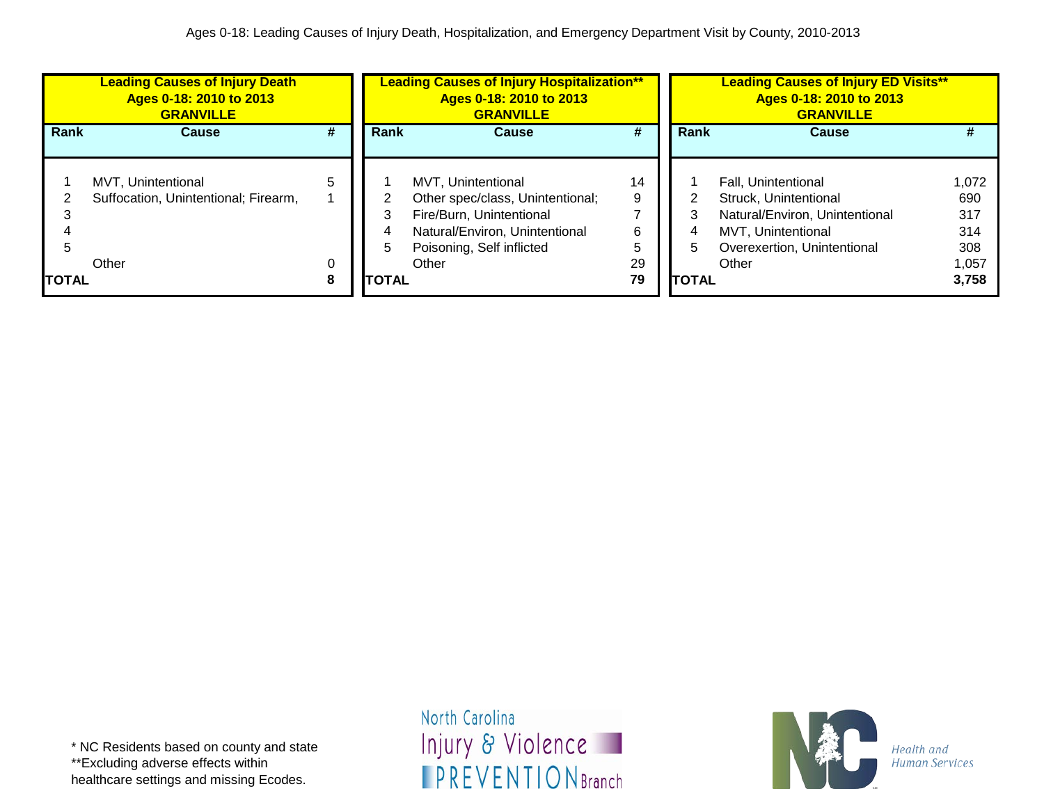Ages 0-18: Leading Causes of Injury Death, Hospitalization, and Emergency Department Visit by County, 2010-2013

| Leading Causes of Injury Death Ages 0-18: 2010 to 2013 GRANVILLE | | |
|---|---|---|
| **Rank** | **Cause** | **#** |
| 1 | MVT, Unintentional | 5 |
| 2 | Suffocation, Unintentional; Firearm, | 1 |
| 3 | | |
| 4 | | |
| 5 | | |
| | Other | 0 |
| **TOTAL** | | **8** |

| Leading Causes of Injury Hospitalization** Ages 0-18: 2010 to 2013 GRANVILLE | | |
|---|---|---|
| **Rank** | **Cause** | **#** |
| 1 | MVT, Unintentional | 14 |
| 2 | Other spec/class, Unintentional; | 9 |
| 3 | Fire/Burn, Unintentional | 7 |
| 4 | Natural/Environ, Unintentional | 6 |
| 5 | Poisoning, Self inflicted | 5 |
| | Other | 29 |
| **TOTAL** | | **79** |

| Leading Causes of Injury ED Visits** Ages 0-18: 2010 to 2013 GRANVILLE | | |
|---|---|---|
| **Rank** | **Cause** | **#** |
| 1 | Fall, Unintentional | 1,072 |
| 2 | Struck, Unintentional | 690 |
| 3 | Natural/Environ, Unintentional | 317 |
| 4 | MVT, Unintentional | 314 |
| 5 | Overexertion, Unintentional | 308 |
| | Other | 1,057 |
| **TOTAL** | | **3,758** |

* NC Residents based on county and state
**Excluding adverse effects within healthcare settings and missing Ecodes.

North Carolina Injury & Violence PREVENTION Branch

Health and Human Services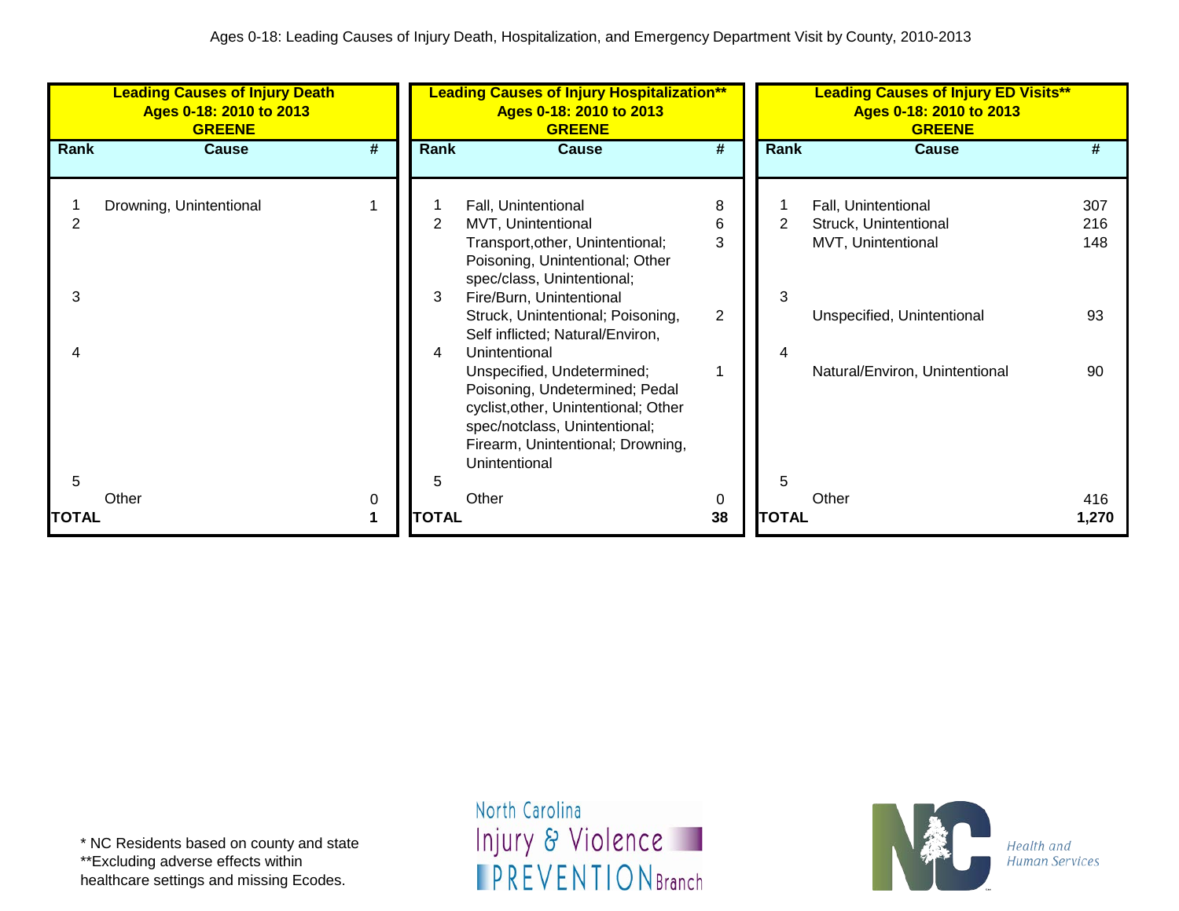Ages 0-18: Leading Causes of Injury Death, Hospitalization, and Emergency Department Visit by County, 2010-2013

**Leading Causes of Injury Death**
**Ages 0-18: 2010 to 2013**
**GREENE**

| Rank | Cause | # |
|---|---|---|
| 1 | Drowning, Unintentional | 1 |
| 2 | | |
| 3 | | |
| 4 | | |
| 5 | | |
| | Other | 0 |
| **TOTAL** | | **1** |

**Leading Causes of Injury Hospitalization****
**Ages 0-18: 2010 to 2013**
**GREENE**

| Rank | Cause | # |
|---|---|---|
| 1 | Fall, Unintentional | 8 |
| 2 | MVT, Unintentional | 6 |
| | Transport,other, Unintentional; Poisoning, Unintentional; Other spec/class, Unintentional; | 3 |
| 3 | Fire/Burn, Unintentional | |
| | Struck, Unintentional; Poisoning, Self inflicted; Natural/Environ, | 2 |
| 4 | Unintentional | |
| | Unspecified, Undetermined; Poisoning, Undetermined; Pedal cyclist,other, Unintentional; Other spec/notclass, Unintentional; Firearm, Unintentional; Drowning, Unintentional | 1 |
| 5 | | |
| | Other | 0 |
| **TOTAL** | | **38** |

**Leading Causes of Injury ED Visits****
**Ages 0-18: 2010 to 2013**
**GREENE**

| Rank | Cause | # |
|---|---|---|
| 1 | Fall, Unintentional | 307 |
| 2 | Struck, Unintentional | 216 |
| | MVT, Unintentional | 148 |
| 3 | | |
| | Unspecified, Unintentional | 93 |
| 4 | | |
| | Natural/Environ, Unintentional | 90 |
| 5 | | |
| | Other | 416 |
| **TOTAL** | | **1,270** |

* NC Residents based on county and state
**Excluding adverse effects within healthcare settings and missing Ecodes.

North Carolina Injury & Violence PREVENTION Branch

NC Health and Human Services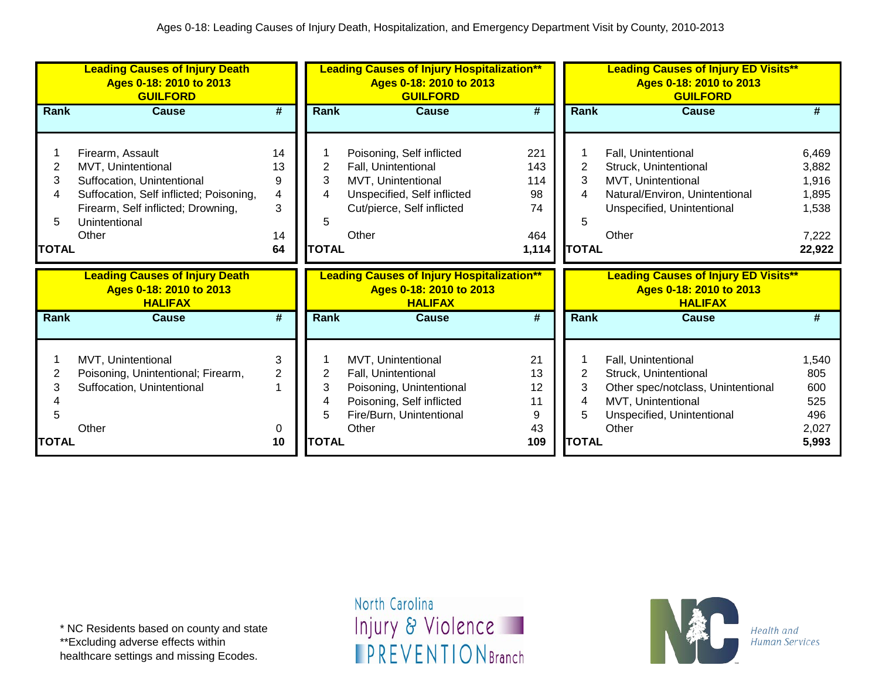Ages 0-18: Leading Causes of Injury Death, Hospitalization, and Emergency Department Visit by County, 2010-2013

**Leading Causes of Injury Death**
**Ages 0-18: 2010 to 2013**
**GUILFORD**

| Rank | Cause | # |
|---|---|---|
| 1 | Firearm, Assault | 14 |
| 2 | MVT, Unintentional | 13 |
| 3 | Suffocation, Unintentional | 9 |
| 4 | Suffocation, Self inflicted; Poisoning, | 4 |
| | Firearm, Self inflicted; Drowning, | 3 |
| 5 | Unintentional | |
| | Other | 14 |
| **TOTAL** | | **64** |

**Leading Causes of Injury Hospitalization****
**Ages 0-18: 2010 to 2013**
**GUILFORD**

| Rank | Cause | # |
|---|---|---|
| 1 | Poisoning, Self inflicted | 221 |
| 2 | Fall, Unintentional | 143 |
| 3 | MVT, Unintentional | 114 |
| 4 | Unspecified, Self inflicted | 98 |
| | Cut/pierce, Self inflicted | 74 |
| 5 | | |
| | Other | 464 |
| **TOTAL** | | **1,114** |

**Leading Causes of Injury ED Visits****
**Ages 0-18: 2010 to 2013**
**GUILFORD**

| Rank | Cause | # |
|---|---|---|
| 1 | Fall, Unintentional | 6,469 |
| 2 | Struck, Unintentional | 3,882 |
| 3 | MVT, Unintentional | 1,916 |
| 4 | Natural/Environ, Unintentional | 1,895 |
| | Unspecified, Unintentional | 1,538 |
| 5 | | |
| | Other | 7,222 |
| **TOTAL** | | **22,922** |

**Leading Causes of Injury Death**
**Ages 0-18: 2010 to 2013**
**HALIFAX**

| Rank | Cause | # |
|---|---|---|
| 1 | MVT, Unintentional | 3 |
| 2 | Poisoning, Unintentional; Firearm, | 2 |
| 3 | Suffocation, Unintentional | 1 |
| 4 | | |
| 5 | | |
| | Other | 0 |
| **TOTAL** | | **10** |

**Leading Causes of Injury Hospitalization****
**Ages 0-18: 2010 to 2013**
**HALIFAX**

| Rank | Cause | # |
|---|---|---|
| 1 | MVT, Unintentional | 21 |
| 2 | Fall, Unintentional | 13 |
| 3 | Poisoning, Unintentional | 12 |
| 4 | Poisoning, Self inflicted | 11 |
| 5 | Fire/Burn, Unintentional | 9 |
| | Other | 43 |
| **TOTAL** | | **109** |

**Leading Causes of Injury ED Visits****
**Ages 0-18: 2010 to 2013**
**HALIFAX**

| Rank | Cause | # |
|---|---|---|
| 1 | Fall, Unintentional | 1,540 |
| 2 | Struck, Unintentional | 805 |
| 3 | Other spec/notclass, Unintentional | 600 |
| 4 | MVT, Unintentional | 525 |
| 5 | Unspecified, Unintentional | 496 |
| | Other | 2,027 |
| **TOTAL** | | **5,993** |

\* NC Residents based on county and state
**Excluding adverse effects within healthcare settings and missing Ecodes.

North Carolina Injury & Violence PREVENTION Branch

Health and Human Services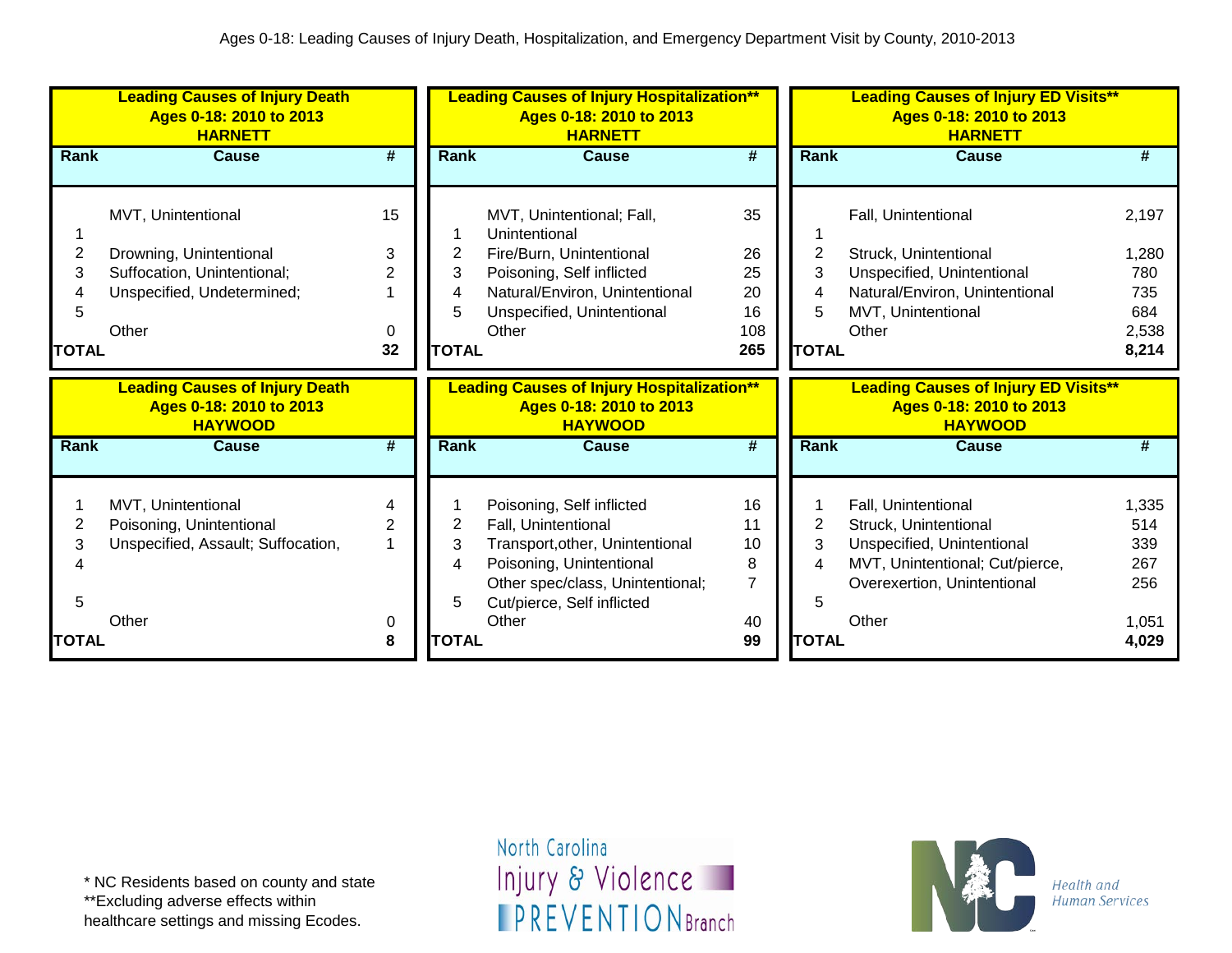Ages 0-18: Leading Causes of Injury Death, Hospitalization, and Emergency Department Visit by County, 2010-2013

**Leading Causes of Injury Death — Ages 0-18: 2010 to 2013 — HARNETT**

| Rank | Cause | # |
|---|---|---|
| 1 | MVT, Unintentional | 15 |
| 2 | Drowning, Unintentional | 3 |
| 3 | Suffocation, Unintentional; | 2 |
| 4 | Unspecified, Undetermined; | 1 |
| 5 | | |
| | Other | 0 |
| **TOTAL** | | **32** |

**Leading Causes of Injury Hospitalization** — Ages 0-18: 2010 to 2013 — HARNETT**

| Rank | Cause | # |
|---|---|---|
| 1 | MVT, Unintentional; Fall, Unintentional | 35 |
| 2 | Fire/Burn, Unintentional | 26 |
| 3 | Poisoning, Self inflicted | 25 |
| 4 | Natural/Environ, Unintentional | 20 |
| 5 | Unspecified, Unintentional | 16 |
| | Other | 108 |
| **TOTAL** | | **265** |

**Leading Causes of Injury ED Visits** — Ages 0-18: 2010 to 2013 — HARNETT**

| Rank | Cause | # |
|---|---|---|
| 1 | Fall, Unintentional | 2,197 |
| 2 | Struck, Unintentional | 1,280 |
| 3 | Unspecified, Unintentional | 780 |
| 4 | Natural/Environ, Unintentional | 735 |
| 5 | MVT, Unintentional | 684 |
| | Other | 2,538 |
| **TOTAL** | | **8,214** |

**Leading Causes of Injury Death — Ages 0-18: 2010 to 2013 — HAYWOOD**

| Rank | Cause | # |
|---|---|---|
| 1 | MVT, Unintentional | 4 |
| 2 | Poisoning, Unintentional | 2 |
| 3 | Unspecified, Assault; Suffocation, | 1 |
| 4 | | |
| 5 | | |
| | Other | 0 |
| **TOTAL** | | **8** |

**Leading Causes of Injury Hospitalization** — Ages 0-18: 2010 to 2013 — HAYWOOD**

| Rank | Cause | # |
|---|---|---|
| 1 | Poisoning, Self inflicted | 16 |
| 2 | Fall, Unintentional | 11 |
| 3 | Transport,other, Unintentional | 10 |
| 4 | Poisoning, Unintentional | 8 |
| 5 | Other spec/class, Unintentional; Cut/pierce, Self inflicted | 7 |
| | Other | 40 |
| **TOTAL** | | **99** |

**Leading Causes of Injury ED Visits** — Ages 0-18: 2010 to 2013 — HAYWOOD**

| Rank | Cause | # |
|---|---|---|
| 1 | Fall, Unintentional | 1,335 |
| 2 | Struck, Unintentional | 514 |
| 3 | Unspecified, Unintentional | 339 |
| 4 | MVT, Unintentional; Cut/pierce, | 267 |
| 5 | Overexertion, Unintentional | 256 |
| | Other | 1,051 |
| **TOTAL** | | **4,029** |

\* NC Residents based on county and state
\*\*Excluding adverse effects within healthcare settings and missing Ecodes.

North Carolina Injury & Violence PREVENTION Branch

NC Health and Human Services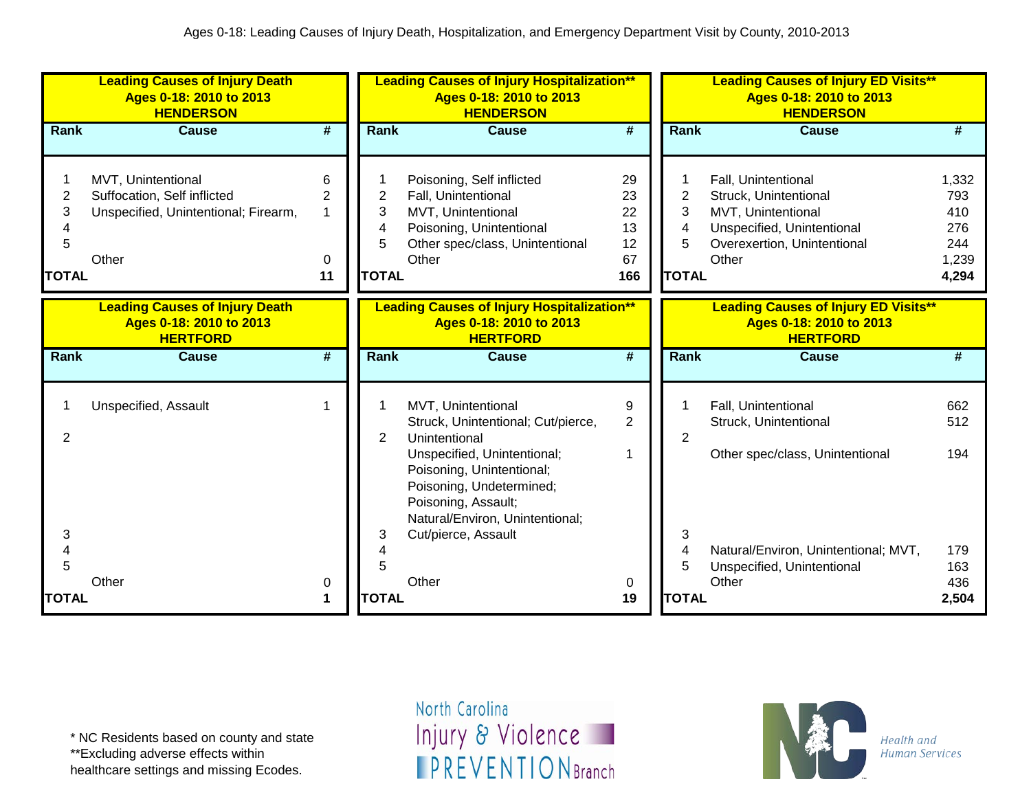Ages 0-18: Leading Causes of Injury Death, Hospitalization, and Emergency Department Visit by County, 2010-2013

**Leading Causes of Injury Death**
**Ages 0-18: 2010 to 2013**
**HENDERSON**

| Rank | Cause | # |
|---|---|---|
| 1 | MVT, Unintentional | 6 |
| 2 | Suffocation, Self inflicted | 2 |
| 3 | Unspecified, Unintentional; Firearm, | 1 |
| 4 | | |
| 5 | | |
| | Other | 0 |
| **TOTAL** | | **11** |

**Leading Causes of Injury Hospitalization****
**Ages 0-18: 2010 to 2013**
**HENDERSON**

| Rank | Cause | # |
|---|---|---|
| 1 | Poisoning, Self inflicted | 29 |
| 2 | Fall, Unintentional | 23 |
| 3 | MVT, Unintentional | 22 |
| 4 | Poisoning, Unintentional | 13 |
| 5 | Other spec/class, Unintentional | 12 |
| | Other | 67 |
| **TOTAL** | | **166** |

**Leading Causes of Injury ED Visits****
**Ages 0-18: 2010 to 2013**
**HENDERSON**

| Rank | Cause | # |
|---|---|---|
| 1 | Fall, Unintentional | 1,332 |
| 2 | Struck, Unintentional | 793 |
| 3 | MVT, Unintentional | 410 |
| 4 | Unspecified, Unintentional | 276 |
| 5 | Overexertion, Unintentional | 244 |
| | Other | 1,239 |
| **TOTAL** | | **4,294** |

**Leading Causes of Injury Death**
**Ages 0-18: 2010 to 2013**
**HERTFORD**

| Rank | Cause | # |
|---|---|---|
| 1 | Unspecified, Assault | 1 |
| 2 | | |
| 3 | | |
| 4 | | |
| 5 | | |
| | Other | 0 |
| **TOTAL** | | **1** |

**Leading Causes of Injury Hospitalization****
**Ages 0-18: 2010 to 2013**
**HERTFORD**

| Rank | Cause | # |
|---|---|---|
| 1 | MVT, Unintentional | 9 |
| 2 | Struck, Unintentional; Cut/pierce, Unintentional | 2 |
| 3 | Unspecified, Unintentional; Poisoning, Unintentional; Poisoning, Undetermined; Poisoning, Assault; Natural/Environ, Unintentional; Cut/pierce, Assault | 1 |
| 4 | | |
| 5 | | |
| | Other | 0 |
| **TOTAL** | | **19** |

**Leading Causes of Injury ED Visits****
**Ages 0-18: 2010 to 2013**
**HERTFORD**

| Rank | Cause | # |
|---|---|---|
| 1 | Fall, Unintentional | 662 |
| | Struck, Unintentional | 512 |
| 2 | Other spec/class, Unintentional | 194 |
| 3 | | |
| 4 | Natural/Environ, Unintentional; MVT, | 179 |
| 5 | Unspecified, Unintentional | 163 |
| | Other | 436 |
| **TOTAL** | | **2,504** |

\* NC Residents based on county and state
**Excluding adverse effects within healthcare settings and missing Ecodes.

North Carolina Injury & Violence PREVENTION Branch

Health and Human Services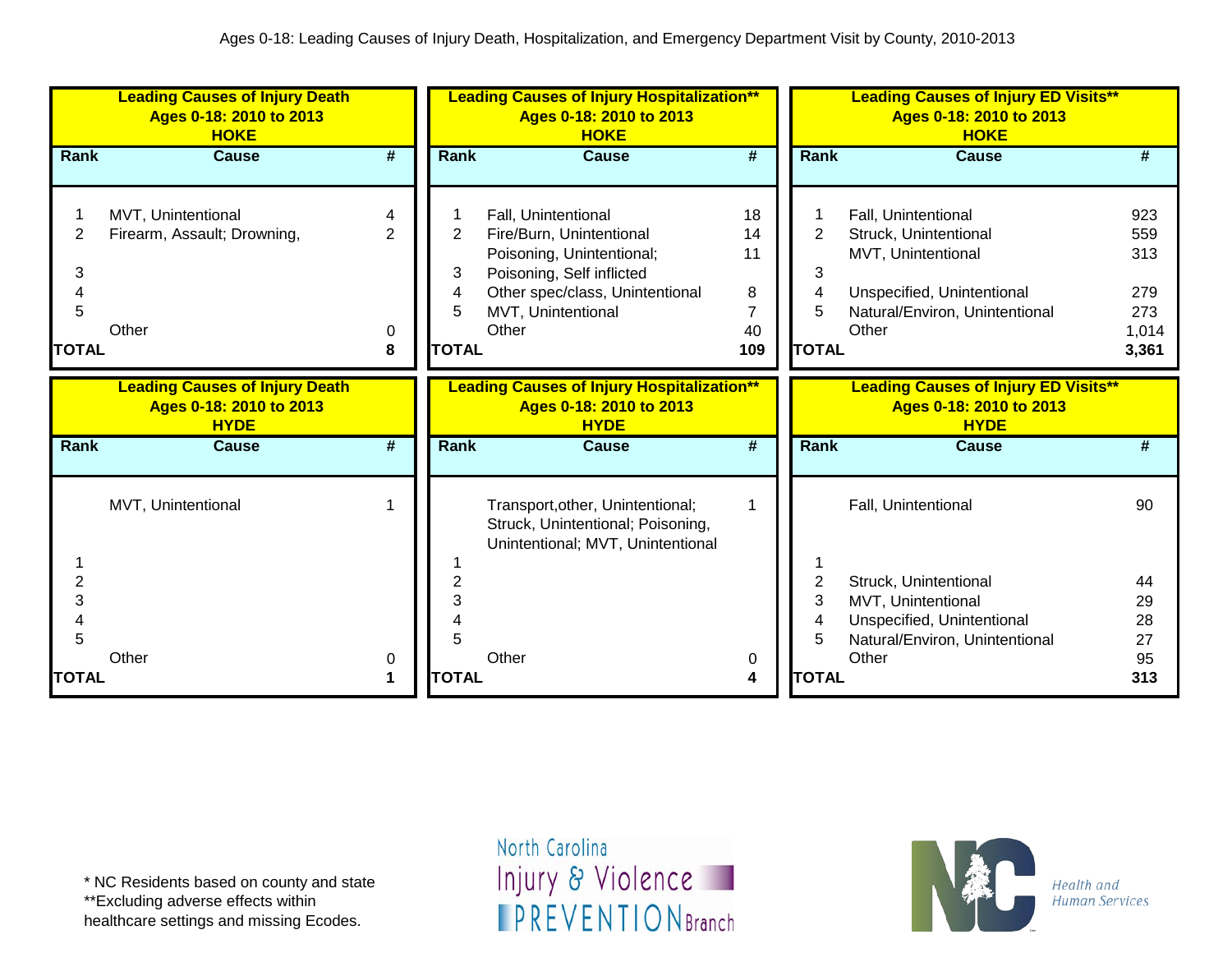Ages 0-18: Leading Causes of Injury Death, Hospitalization, and Emergency Department Visit by County, 2010-2013

**Leading Causes of Injury Death**
**Ages 0-18: 2010 to 2013**
**HOKE**

| Rank | Cause | # |
|---|---|---|
| 1 | MVT, Unintentional | 4 |
| 2 | Firearm, Assault; Drowning, | 2 |
| 3 | | |
| 4 | | |
| 5 | | |
| | Other | 0 |
| **TOTAL** | | **8** |

**Leading Causes of Injury Hospitalization****
**Ages 0-18: 2010 to 2013**
**HOKE**

| Rank | Cause | # |
|---|---|---|
| 1 | Fall, Unintentional | 18 |
| 2 | Fire/Burn, Unintentional | 14 |
| | Poisoning, Unintentional; | 11 |
| 3 | Poisoning, Self inflicted | |
| 4 | Other spec/class, Unintentional | 8 |
| 5 | MVT, Unintentional | 7 |
| | Other | 40 |
| **TOTAL** | | **109** |

**Leading Causes of Injury ED Visits****
**Ages 0-18: 2010 to 2013**
**HOKE**

| Rank | Cause | # |
|---|---|---|
| 1 | Fall, Unintentional | 923 |
| 2 | Struck, Unintentional | 559 |
| | MVT, Unintentional | 313 |
| 3 | | |
| 4 | Unspecified, Unintentional | 279 |
| 5 | Natural/Environ, Unintentional | 273 |
| | Other | 1,014 |
| **TOTAL** | | **3,361** |

**Leading Causes of Injury Death**
**Ages 0-18: 2010 to 2013**
**HYDE**

| Rank | Cause | # |
|---|---|---|
| | MVT, Unintentional | 1 |
| 1 | | |
| 2 | | |
| 3 | | |
| 4 | | |
| 5 | | |
| | Other | 0 |
| **TOTAL** | | **1** |

**Leading Causes of Injury Hospitalization****
**Ages 0-18: 2010 to 2013**
**HYDE**

| Rank | Cause | # |
|---|---|---|
| | Transport,other, Unintentional; Struck, Unintentional; Poisoning, Unintentional; MVT, Unintentional | 1 |
| 1 | | |
| 2 | | |
| 3 | | |
| 4 | | |
| 5 | | |
| | Other | 0 |
| **TOTAL** | | **4** |

**Leading Causes of Injury ED Visits****
**Ages 0-18: 2010 to 2013**
**HYDE**

| Rank | Cause | # |
|---|---|---|
| | Fall, Unintentional | 90 |
| 1 | | |
| 2 | Struck, Unintentional | 44 |
| 3 | MVT, Unintentional | 29 |
| 4 | Unspecified, Unintentional | 28 |
| 5 | Natural/Environ, Unintentional | 27 |
| | Other | 95 |
| **TOTAL** | | **313** |

* NC Residents based on county and state
**Excluding adverse effects within healthcare settings and missing Ecodes.

North Carolina Injury & Violence PREVENTION Branch

NC Health and Human Services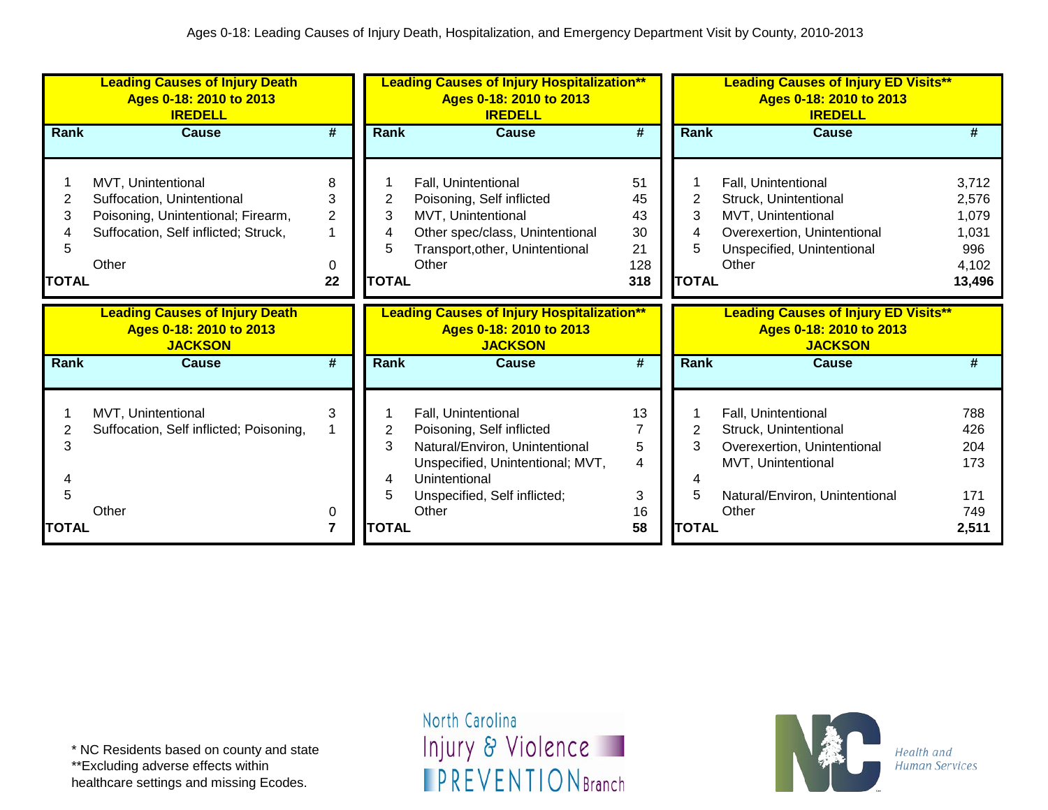Ages 0-18: Leading Causes of Injury Death, Hospitalization, and Emergency Department Visit by County, 2010-2013

**Leading Causes of Injury Death**
**Ages 0-18: 2010 to 2013**
**IREDELL**

| Rank | Cause | # |
|---|---|---|
| 1 | MVT, Unintentional | 8 |
| 2 | Suffocation, Unintentional | 3 |
| 3 | Poisoning, Unintentional; Firearm, | 2 |
| 4 | Suffocation, Self inflicted; Struck, | 1 |
| 5 | | |
| | Other | 0 |
| **TOTAL** | | **22** |

**Leading Causes of Injury Hospitalization****
**Ages 0-18: 2010 to 2013**
**IREDELL**

| Rank | Cause | # |
|---|---|---|
| 1 | Fall, Unintentional | 51 |
| 2 | Poisoning, Self inflicted | 45 |
| 3 | MVT, Unintentional | 43 |
| 4 | Other spec/class, Unintentional | 30 |
| 5 | Transport,other, Unintentional | 21 |
| | Other | 128 |
| **TOTAL** | | **318** |

**Leading Causes of Injury ED Visits****
**Ages 0-18: 2010 to 2013**
**IREDELL**

| Rank | Cause | # |
|---|---|---|
| 1 | Fall, Unintentional | 3,712 |
| 2 | Struck, Unintentional | 2,576 |
| 3 | MVT, Unintentional | 1,079 |
| 4 | Overexertion, Unintentional | 1,031 |
| 5 | Unspecified, Unintentional | 996 |
| | Other | 4,102 |
| **TOTAL** | | **13,496** |

**Leading Causes of Injury Death**
**Ages 0-18: 2010 to 2013**
**JACKSON**

| Rank | Cause | # |
|---|---|---|
| 1 | MVT, Unintentional | 3 |
| 2 | Suffocation, Self inflicted; Poisoning, | 1 |
| 3 | | |
| 4 | | |
| 5 | | |
| | Other | 0 |
| **TOTAL** | | **7** |

**Leading Causes of Injury Hospitalization****
**Ages 0-18: 2010 to 2013**
**JACKSON**

| Rank | Cause | # |
|---|---|---|
| 1 | Fall, Unintentional | 13 |
| 2 | Poisoning, Self inflicted | 7 |
| 3 | Natural/Environ, Unintentional | 5 |
| 4 | Unspecified, Unintentional; MVT, Unintentional | 4 |
| 5 | Unspecified, Self inflicted; | 3 |
| | Other | 16 |
| **TOTAL** | | **58** |

**Leading Causes of Injury ED Visits****
**Ages 0-18: 2010 to 2013**
**JACKSON**

| Rank | Cause | # |
|---|---|---|
| 1 | Fall, Unintentional | 788 |
| 2 | Struck, Unintentional | 426 |
| 3 | Overexertion, Unintentional | 204 |
| 4 | MVT, Unintentional | 173 |
| 5 | Natural/Environ, Unintentional | 171 |
| | Other | 749 |
| **TOTAL** | | **2,511** |

\* NC Residents based on county and state
**Excluding adverse effects within healthcare settings and missing Ecodes.

North Carolina Injury & Violence PREVENTION Branch

Health and Human Services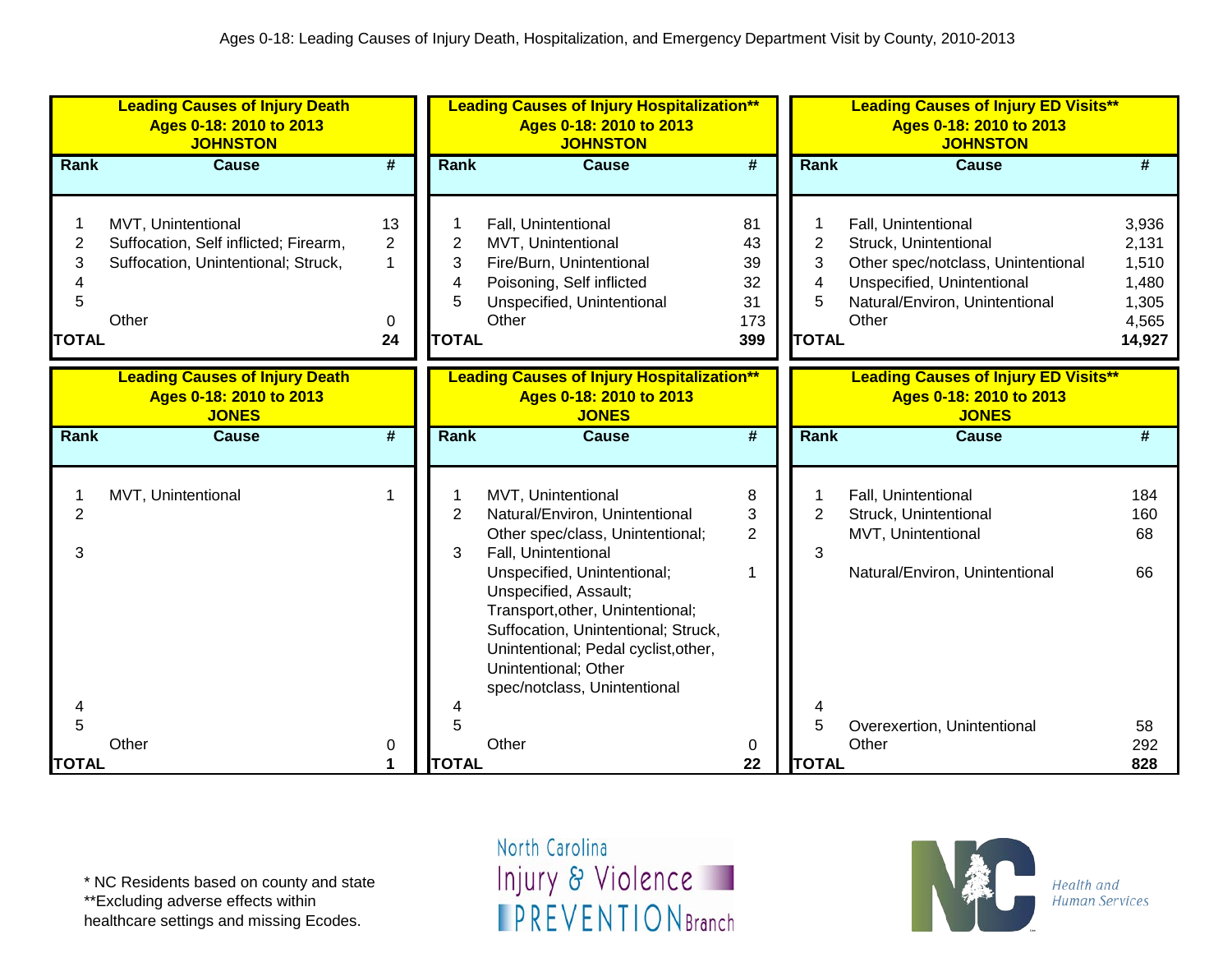Ages 0-18: Leading Causes of Injury Death, Hospitalization, and Emergency Department Visit by County, 2010-2013

**Leading Causes of Injury Death, Ages 0-18: 2010 to 2013, JOHNSTON**

| Rank | Cause | # |
|---|---|---|
| 1 | MVT, Unintentional | 13 |
| 2 | Suffocation, Self inflicted; Firearm, | 2 |
| 3 | Suffocation, Unintentional; Struck, | 1 |
| 4 | | |
| 5 | | |
| | Other | 0 |
| TOTAL | | 24 |

**Leading Causes of Injury Hospitalization\*\*, Ages 0-18: 2010 to 2013, JOHNSTON**

| Rank | Cause | # |
|---|---|---|
| 1 | Fall, Unintentional | 81 |
| 2 | MVT, Unintentional | 43 |
| 3 | Fire/Burn, Unintentional | 39 |
| 4 | Poisoning, Self inflicted | 32 |
| 5 | Unspecified, Unintentional | 31 |
| | Other | 173 |
| TOTAL | | 399 |

**Leading Causes of Injury ED Visits\*\*, Ages 0-18: 2010 to 2013, JOHNSTON**

| Rank | Cause | # |
|---|---|---|
| 1 | Fall, Unintentional | 3,936 |
| 2 | Struck, Unintentional | 2,131 |
| 3 | Other spec/notclass, Unintentional | 1,510 |
| 4 | Unspecified, Unintentional | 1,480 |
| 5 | Natural/Environ, Unintentional | 1,305 |
| | Other | 4,565 |
| TOTAL | | 14,927 |

**Leading Causes of Injury Death, Ages 0-18: 2010 to 2013, JONES**

| Rank | Cause | # |
|---|---|---|
| 1 | MVT, Unintentional | 1 |
| 2 | | |
| 3 | | |
| 4 | | |
| 5 | | |
| | Other | 0 |
| TOTAL | | 1 |

**Leading Causes of Injury Hospitalization\*\*, Ages 0-18: 2010 to 2013, JONES**

| Rank | Cause | # |
|---|---|---|
| 1 | MVT, Unintentional | 8 |
| 2 | Natural/Environ, Unintentional | 3 |
| | Other spec/class, Unintentional; | 2 |
| 3 | Fall, Unintentional | |
| | Unspecified, Unintentional; Unspecified, Assault; Transport,other, Unintentional; Suffocation, Unintentional; Struck, Unintentional; Pedal cyclist,other, Unintentional; Other spec/notclass, Unintentional | 1 |
| 4 | | |
| 5 | | |
| | Other | 0 |
| TOTAL | | 22 |

**Leading Causes of Injury ED Visits\*\*, Ages 0-18: 2010 to 2013, JONES**

| Rank | Cause | # |
|---|---|---|
| 1 | Fall, Unintentional | 184 |
| 2 | Struck, Unintentional | 160 |
| | MVT, Unintentional | 68 |
| 3 | | |
| | Natural/Environ, Unintentional | 66 |
| 4 | | |
| 5 | Overexertion, Unintentional | 58 |
| | Other | 292 |
| TOTAL | | 828 |

\* NC Residents based on county and state
\*\*Excluding adverse effects within healthcare settings and missing Ecodes.

North Carolina Injury & Violence PREVENTION Branch

NC Health and Human Services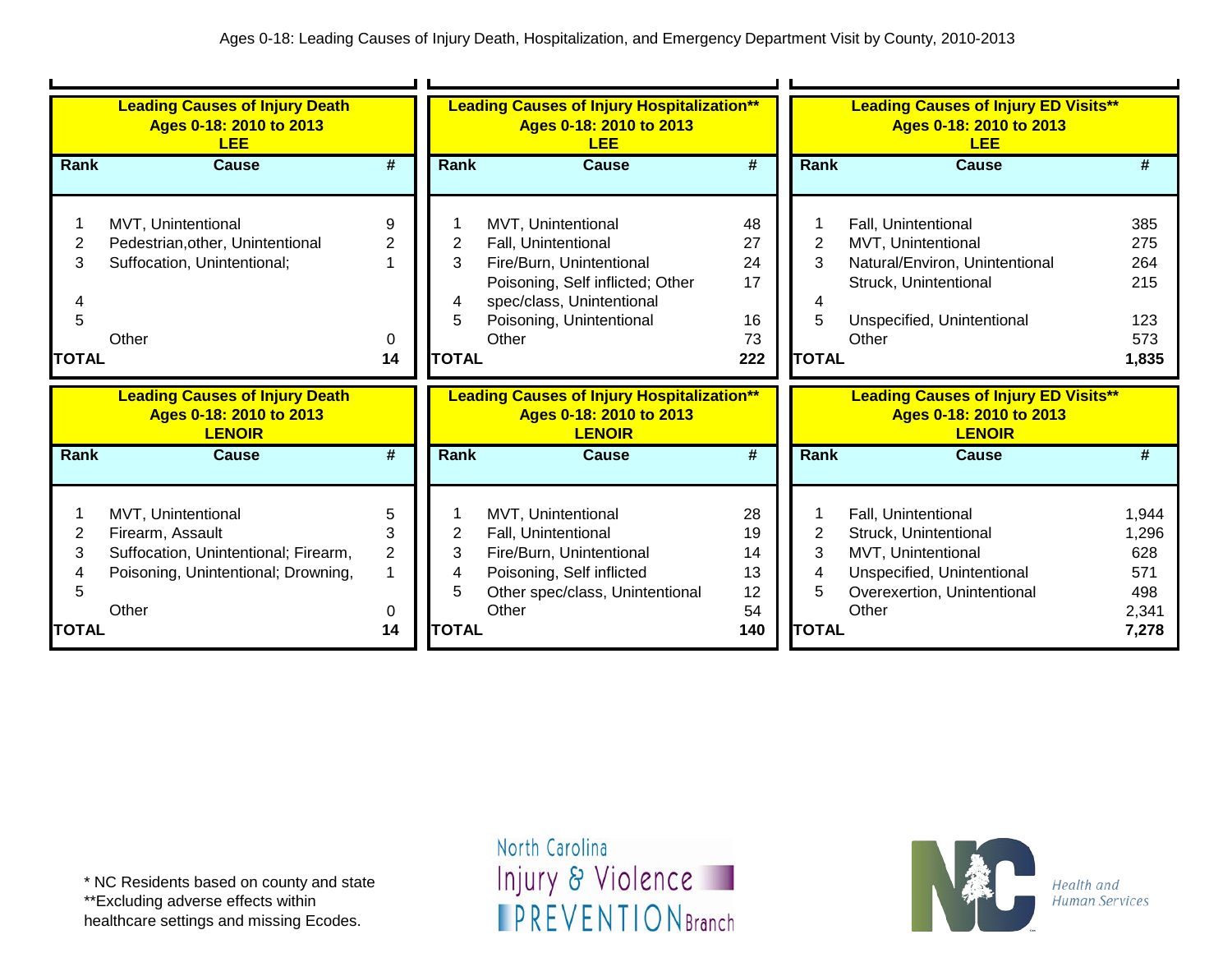Ages 0-18: Leading Causes of Injury Death, Hospitalization, and Emergency Department Visit by County, 2010-2013

**Leading Causes of Injury Death**
**Ages 0-18: 2010 to 2013**
**LEE**

| Rank | Cause | # |
|---|---|---|
| 1 | MVT, Unintentional | 9 |
| 2 | Pedestrian,other, Unintentional | 2 |
| 3 | Suffocation, Unintentional; | 1 |
| 4 | | |
| 5 | | |
| | Other | 0 |
| **TOTAL** | | **14** |

**Leading Causes of Injury Hospitalization****
**Ages 0-18: 2010 to 2013**
**LEE**

| Rank | Cause | # |
|---|---|---|
| 1 | MVT, Unintentional | 48 |
| 2 | Fall, Unintentional | 27 |
| 3 | Fire/Burn, Unintentional | 24 |
| 4 | Poisoning, Self inflicted; Other spec/class, Unintentional | 17 |
| 5 | Poisoning, Unintentional | 16 |
| | Other | 73 |
| **TOTAL** | | **222** |

**Leading Causes of Injury ED Visits****
**Ages 0-18: 2010 to 2013**
**LEE**

| Rank | Cause | # |
|---|---|---|
| 1 | Fall, Unintentional | 385 |
| 2 | MVT, Unintentional | 275 |
| 3 | Natural/Environ, Unintentional | 264 |
| | Struck, Unintentional | 215 |
| 4 | | |
| 5 | Unspecified, Unintentional | 123 |
| | Other | 573 |
| **TOTAL** | | **1,835** |

**Leading Causes of Injury Death**
**Ages 0-18: 2010 to 2013**
**LENOIR**

| Rank | Cause | # |
|---|---|---|
| 1 | MVT, Unintentional | 5 |
| 2 | Firearm, Assault | 3 |
| 3 | Suffocation, Unintentional; Firearm, | 2 |
| 4 | Poisoning, Unintentional; Drowning, | 1 |
| 5 | | |
| | Other | 0 |
| **TOTAL** | | **14** |

**Leading Causes of Injury Hospitalization****
**Ages 0-18: 2010 to 2013**
**LENOIR**

| Rank | Cause | # |
|---|---|---|
| 1 | MVT, Unintentional | 28 |
| 2 | Fall, Unintentional | 19 |
| 3 | Fire/Burn, Unintentional | 14 |
| 4 | Poisoning, Self inflicted | 13 |
| 5 | Other spec/class, Unintentional | 12 |
| | Other | 54 |
| **TOTAL** | | **140** |

**Leading Causes of Injury ED Visits****
**Ages 0-18: 2010 to 2013**
**LENOIR**

| Rank | Cause | # |
|---|---|---|
| 1 | Fall, Unintentional | 1,944 |
| 2 | Struck, Unintentional | 1,296 |
| 3 | MVT, Unintentional | 628 |
| 4 | Unspecified, Unintentional | 571 |
| 5 | Overexertion, Unintentional | 498 |
| | Other | 2,341 |
| **TOTAL** | | **7,278** |

* NC Residents based on county and state
**Excluding adverse effects within healthcare settings and missing Ecodes.

North Carolina Injury & Violence PREVENTION Branch

Health and Human Services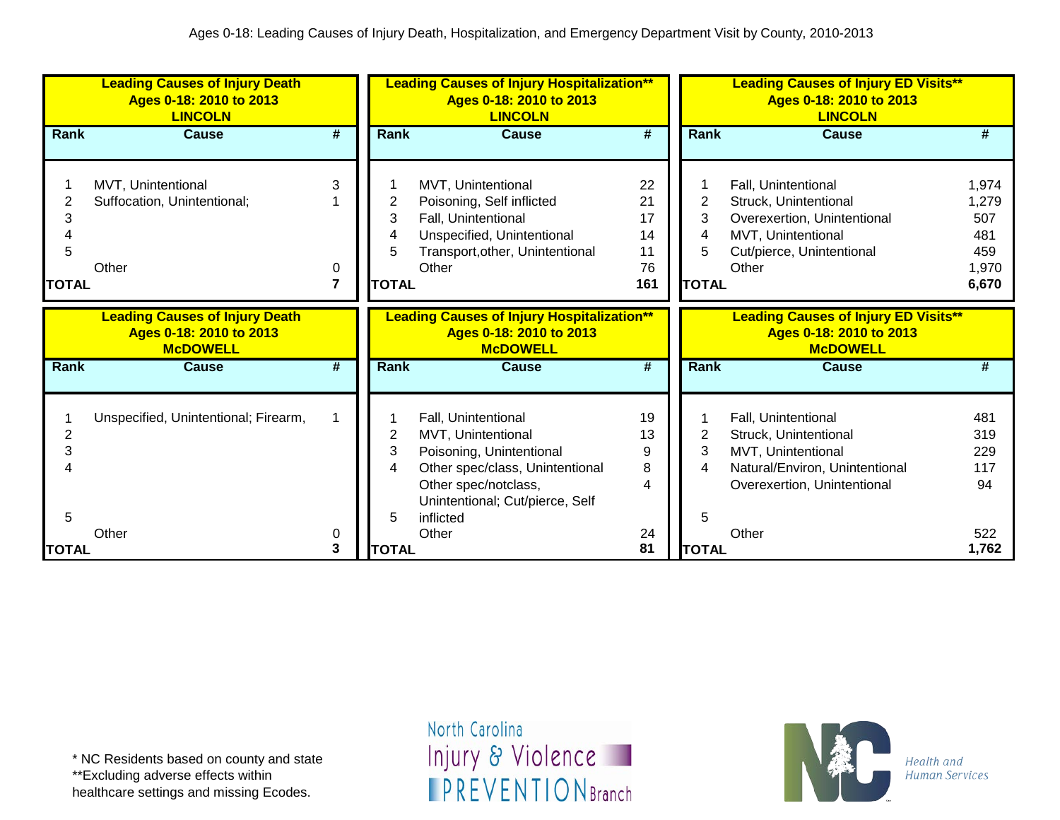Ages 0-18: Leading Causes of Injury Death, Hospitalization, and Emergency Department Visit by County, 2010-2013

**Leading Causes of Injury Death Ages 0-18: 2010 to 2013 LINCOLN**

| Rank | Cause | # |
|---|---|---|
| 1 | MVT, Unintentional | 3 |
| 2 | Suffocation, Unintentional; | 1 |
| 3 | | |
| 4 | | |
| 5 | | |
| | Other | 0 |
| **TOTAL** | | **7** |

**Leading Causes of Injury Hospitalization** Ages 0-18: 2010 to 2013 LINCOLN**

| Rank | Cause | # |
|---|---|---|
| 1 | MVT, Unintentional | 22 |
| 2 | Poisoning, Self inflicted | 21 |
| 3 | Fall, Unintentional | 17 |
| 4 | Unspecified, Unintentional | 14 |
| 5 | Transport,other, Unintentional | 11 |
| | Other | 76 |
| **TOTAL** | | **161** |

**Leading Causes of Injury ED Visits** Ages 0-18: 2010 to 2013 LINCOLN**

| Rank | Cause | # |
|---|---|---|
| 1 | Fall, Unintentional | 1,974 |
| 2 | Struck, Unintentional | 1,279 |
| 3 | Overexertion, Unintentional | 507 |
| 4 | MVT, Unintentional | 481 |
| 5 | Cut/pierce, Unintentional | 459 |
| | Other | 1,970 |
| **TOTAL** | | **6,670** |

**Leading Causes of Injury Death Ages 0-18: 2010 to 2013 McDOWELL**

| Rank | Cause | # |
|---|---|---|
| 1 | Unspecified, Unintentional; Firearm, | 1 |
| 2 | | |
| 3 | | |
| 4 | | |
| 5 | | |
| | Other | 0 |
| **TOTAL** | | **3** |

**Leading Causes of Injury Hospitalization** Ages 0-18: 2010 to 2013 McDOWELL**

| Rank | Cause | # |
|---|---|---|
| 1 | Fall, Unintentional | 19 |
| 2 | MVT, Unintentional | 13 |
| 3 | Poisoning, Unintentional | 9 |
| 4 | Other spec/class, Unintentional | 8 |
| 5 | Other spec/notclass, Unintentional; Cut/pierce, Self inflicted | 4 |
| | Other | 24 |
| **TOTAL** | | **81** |

**Leading Causes of Injury ED Visits** Ages 0-18: 2010 to 2013 McDOWELL**

| Rank | Cause | # |
|---|---|---|
| 1 | Fall, Unintentional | 481 |
| 2 | Struck, Unintentional | 319 |
| 3 | MVT, Unintentional | 229 |
| 4 | Natural/Environ, Unintentional | 117 |
| 5 | Overexertion, Unintentional | 94 |
| | Other | 522 |
| **TOTAL** | | **1,762** |

* NC Residents based on county and state
**Excluding adverse effects within healthcare settings and missing Ecodes.

North Carolina Injury & Violence PREVENTION Branch

Health and Human Services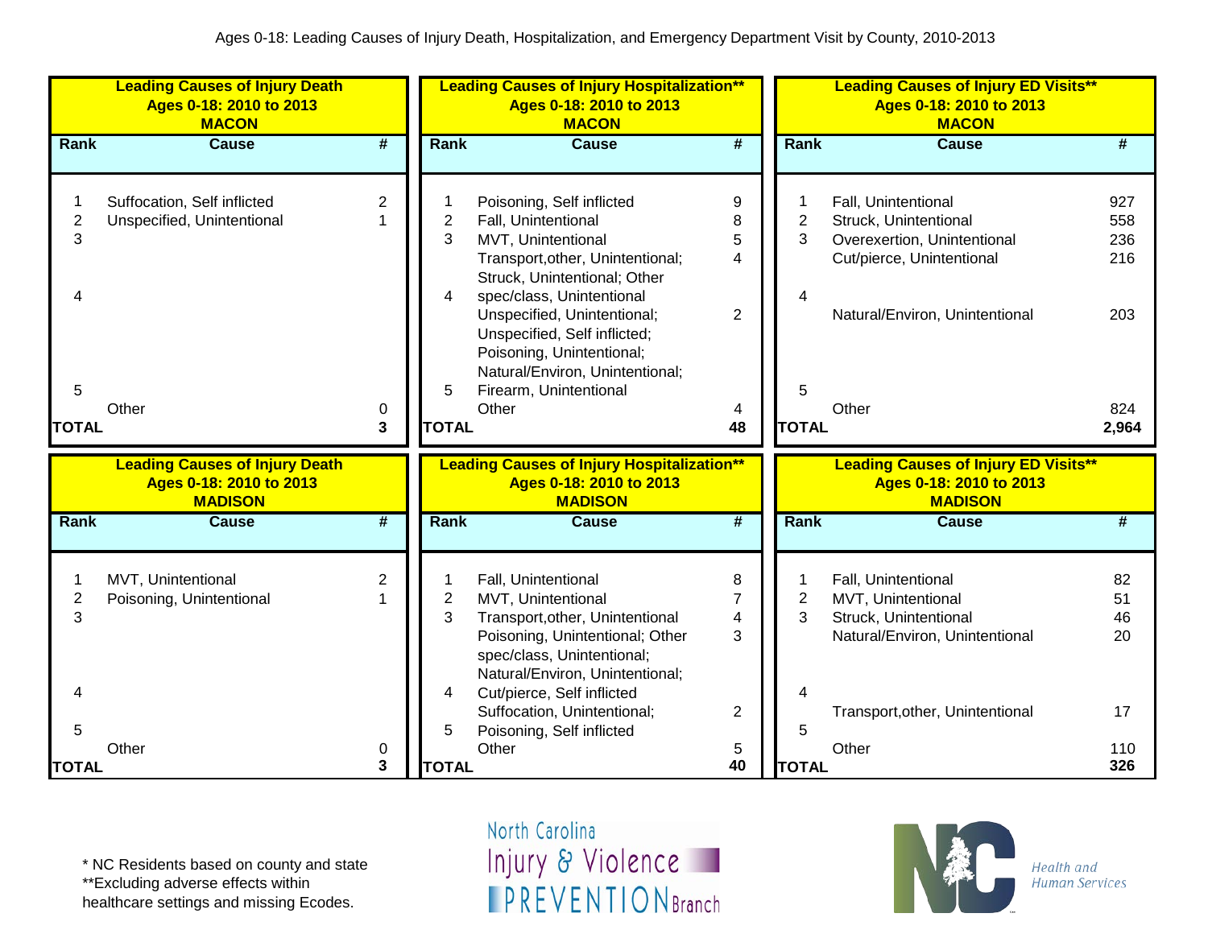Ages 0-18: Leading Causes of Injury Death, Hospitalization, and Emergency Department Visit by County, 2010-2013

**Leading Causes of Injury Death**
**Ages 0-18: 2010 to 2013**
**MACON**

| Rank | Cause | # |
|---|---|---|
| 1 | Suffocation, Self inflicted | 2 |
| 2 | Unspecified, Unintentional | 1 |
| 3 | | |
| 4 | | |
| 5 | | |
| | Other | 0 |
| **TOTAL** | | **3** |

**Leading Causes of Injury Hospitalization****
**Ages 0-18: 2010 to 2013**
**MACON**

| Rank | Cause | # |
|---|---|---|
| 1 | Poisoning, Self inflicted | 9 |
| 2 | Fall, Unintentional | 8 |
| 3 | MVT, Unintentional | 5 |
| 4 | Transport,other, Unintentional; Struck, Unintentional; Other spec/class, Unintentional | 4 |
| 5 | Unspecified, Unintentional; Unspecified, Self inflicted; Poisoning, Unintentional; Natural/Environ, Unintentional; Firearm, Unintentional | 2 |
| | Other | 4 |
| **TOTAL** | | **48** |

**Leading Causes of Injury ED Visits****
**Ages 0-18: 2010 to 2013**
**MACON**

| Rank | Cause | # |
|---|---|---|
| 1 | Fall, Unintentional | 927 |
| 2 | Struck, Unintentional | 558 |
| 3 | Overexertion, Unintentional | 236 |
| 4 | Cut/pierce, Unintentional | 216 |
| 5 | Natural/Environ, Unintentional | 203 |
| | Other | 824 |
| **TOTAL** | | **2,964** |

**Leading Causes of Injury Death**
**Ages 0-18: 2010 to 2013**
**MADISON**

| Rank | Cause | # |
|---|---|---|
| 1 | MVT, Unintentional | 2 |
| 2 | Poisoning, Unintentional | 1 |
| 3 | | |
| 4 | | |
| 5 | | |
| | Other | 0 |
| **TOTAL** | | **3** |

**Leading Causes of Injury Hospitalization****
**Ages 0-18: 2010 to 2013**
**MADISON**

| Rank | Cause | # |
|---|---|---|
| 1 | Fall, Unintentional | 8 |
| 2 | MVT, Unintentional | 7 |
| 3 | Transport,other, Unintentional | 4 |
| 4 | Poisoning, Unintentional; Other spec/class, Unintentional; Natural/Environ, Unintentional; Cut/pierce, Self inflicted | 3 |
| 5 | Suffocation, Unintentional; Poisoning, Self inflicted | 2 |
| | Other | 5 |
| **TOTAL** | | **40** |

**Leading Causes of Injury ED Visits****
**Ages 0-18: 2010 to 2013**
**MADISON**

| Rank | Cause | # |
|---|---|---|
| 1 | Fall, Unintentional | 82 |
| 2 | MVT, Unintentional | 51 |
| 3 | Struck, Unintentional | 46 |
| 4 | Natural/Environ, Unintentional | 20 |
| 5 | Transport,other, Unintentional | 17 |
| | Other | 110 |
| **TOTAL** | | **326** |

* NC Residents based on county and state
**Excluding adverse effects within healthcare settings and missing Ecodes.

North Carolina Injury & Violence PREVENTION Branch

Health and Human Services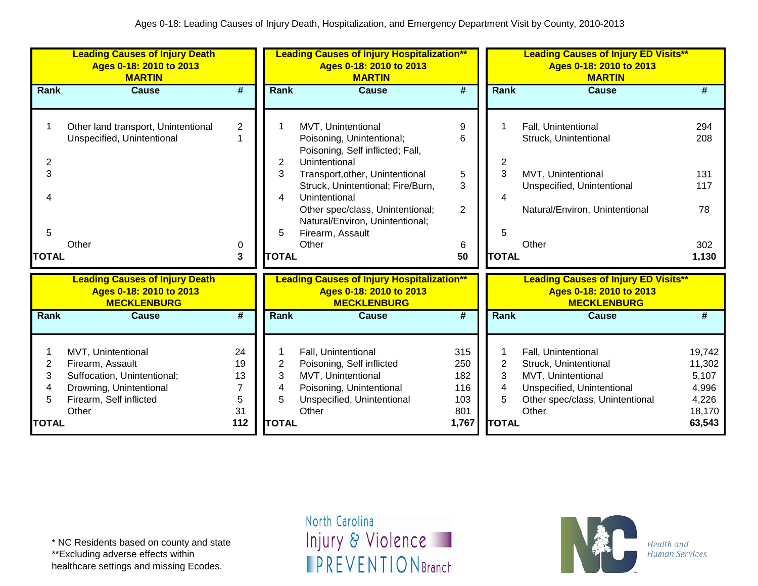Ages 0-18: Leading Causes of Injury Death, Hospitalization, and Emergency Department Visit by County, 2010-2013

**Leading Causes of Injury Death**
**Ages 0-18: 2010 to 2013**
**MARTIN**

| Rank | Cause | # |
|---|---|---|
| 1 | Other land transport, Unintentional | 2 |
| | Unspecified, Unintentional | 1 |
| 2 | | |
| 3 | | |
| 4 | | |
| 5 | | |
| | Other | 0 |
| **TOTAL** | | **3** |

**Leading Causes of Injury Hospitalization****
**Ages 0-18: 2010 to 2013**
**MARTIN**

| Rank | Cause | # |
|---|---|---|
| 1 | MVT, Unintentional | 9 |
| 2 | Poisoning, Unintentional; Poisoning, Self inflicted; Fall, Unintentional | 6 |
| 3 | Transport,other, Unintentional | 5 |
| 4 | Struck, Unintentional; Fire/Burn, Unintentional | 3 |
| 5 | Other spec/class, Unintentional; Natural/Environ, Unintentional; Firearm, Assault | 2 |
| | Other | 6 |
| **TOTAL** | | **50** |

**Leading Causes of Injury ED Visits****
**Ages 0-18: 2010 to 2013**
**MARTIN**

| Rank | Cause | # |
|---|---|---|
| 1 | Fall, Unintentional | 294 |
| 2 | Struck, Unintentional | 208 |
| 3 | MVT, Unintentional | 131 |
| 4 | Unspecified, Unintentional | 117 |
| 5 | Natural/Environ, Unintentional | 78 |
| | Other | 302 |
| **TOTAL** | | **1,130** |

**Leading Causes of Injury Death**
**Ages 0-18: 2010 to 2013**
**MECKLENBURG**

| Rank | Cause | # |
|---|---|---|
| 1 | MVT, Unintentional | 24 |
| 2 | Firearm, Assault | 19 |
| 3 | Suffocation, Unintentional; | 13 |
| 4 | Drowning, Unintentional | 7 |
| 5 | Firearm, Self inflicted | 5 |
| | Other | 31 |
| **TOTAL** | | **112** |

**Leading Causes of Injury Hospitalization****
**Ages 0-18: 2010 to 2013**
**MECKLENBURG**

| Rank | Cause | # |
|---|---|---|
| 1 | Fall, Unintentional | 315 |
| 2 | Poisoning, Self inflicted | 250 |
| 3 | MVT, Unintentional | 182 |
| 4 | Poisoning, Unintentional | 116 |
| 5 | Unspecified, Unintentional | 103 |
| | Other | 801 |
| **TOTAL** | | **1,767** |

**Leading Causes of Injury ED Visits****
**Ages 0-18: 2010 to 2013**
**MECKLENBURG**

| Rank | Cause | # |
|---|---|---|
| 1 | Fall, Unintentional | 19,742 |
| 2 | Struck, Unintentional | 11,302 |
| 3 | MVT, Unintentional | 5,107 |
| 4 | Unspecified, Unintentional | 4,996 |
| 5 | Other spec/class, Unintentional | 4,226 |
| | Other | 18,170 |
| **TOTAL** | | **63,543** |

* NC Residents based on county and state
**Excluding adverse effects within healthcare settings and missing Ecodes.

North Carolina Injury & Violence PREVENTION Branch

NC Health and Human Services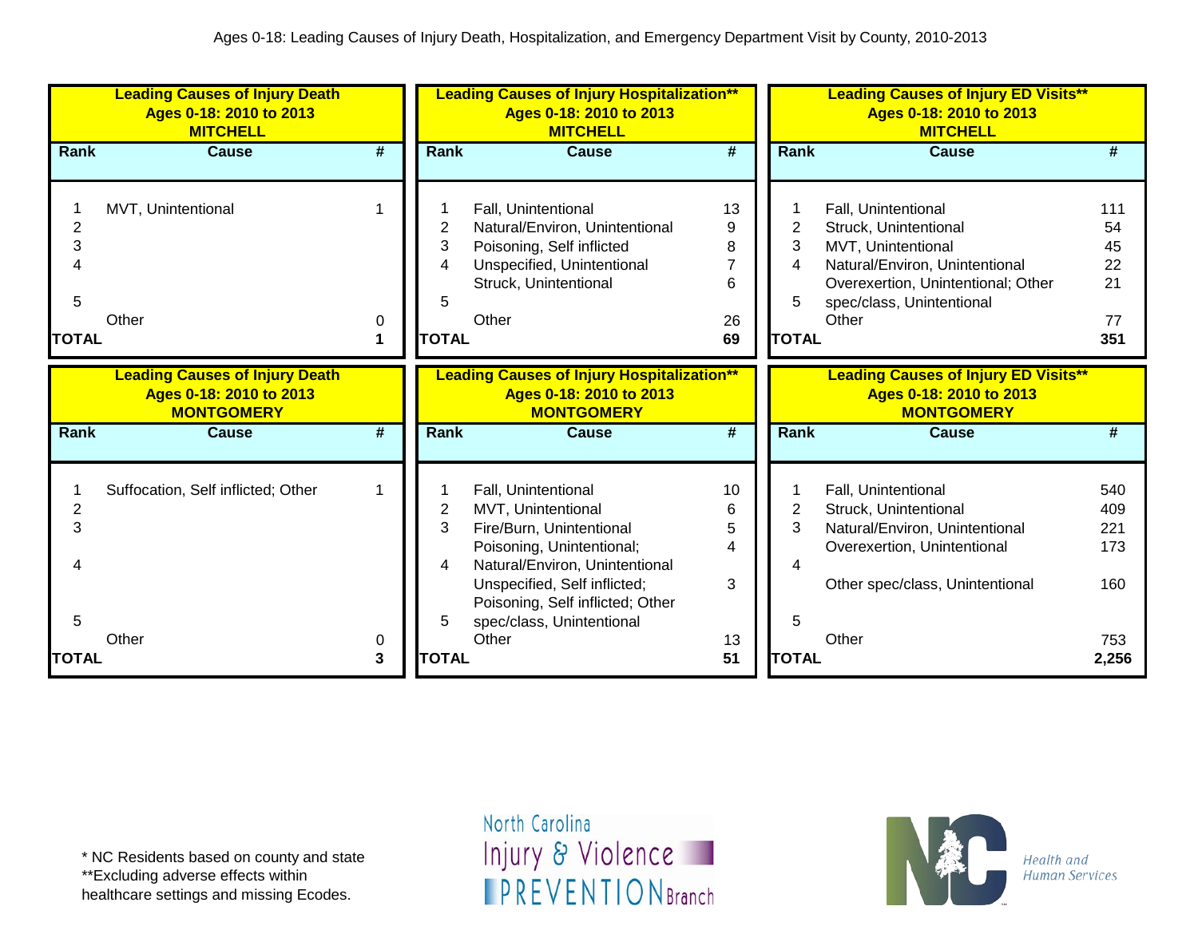Ages 0-18: Leading Causes of Injury Death, Hospitalization, and Emergency Department Visit by County, 2010-2013

**Leading Causes of Injury Death**
**Ages 0-18: 2010 to 2013**
**MITCHELL**

| Rank | Cause | # |
|---|---|---|
| 1 | MVT, Unintentional | 1 |
| 2 | | |
| 3 | | |
| 4 | | |
| 5 | | |
| | Other | 0 |
| **TOTAL** | | **1** |

**Leading Causes of Injury Hospitalization****
**Ages 0-18: 2010 to 2013**
**MITCHELL**

| Rank | Cause | # |
|---|---|---|
| 1 | Fall, Unintentional | 13 |
| 2 | Natural/Environ, Unintentional | 9 |
| 3 | Poisoning, Self inflicted | 8 |
| 4 | Unspecified, Unintentional | 7 |
| | Struck, Unintentional | 6 |
| 5 | | |
| | Other | 26 |
| **TOTAL** | | **69** |

**Leading Causes of Injury ED Visits****
**Ages 0-18: 2010 to 2013**
**MITCHELL**

| Rank | Cause | # |
|---|---|---|
| 1 | Fall, Unintentional | 111 |
| 2 | Struck, Unintentional | 54 |
| 3 | MVT, Unintentional | 45 |
| 4 | Natural/Environ, Unintentional | 22 |
| 5 | Overexertion, Unintentional; Other spec/class, Unintentional | 21 |
| | Other | 77 |
| **TOTAL** | | **351** |

**Leading Causes of Injury Death**
**Ages 0-18: 2010 to 2013**
**MONTGOMERY**

| Rank | Cause | # |
|---|---|---|
| 1 | Suffocation, Self inflicted; Other | 1 |
| 2 | | |
| 3 | | |
| 4 | | |
| 5 | | |
| | Other | 0 |
| **TOTAL** | | **3** |

**Leading Causes of Injury Hospitalization****
**Ages 0-18: 2010 to 2013**
**MONTGOMERY**

| Rank | Cause | # |
|---|---|---|
| 1 | Fall, Unintentional | 10 |
| 2 | MVT, Unintentional | 6 |
| 3 | Fire/Burn, Unintentional | 5 |
| 4 | Poisoning, Unintentional; Natural/Environ, Unintentional | 4 |
| 5 | Unspecified, Self inflicted; Poisoning, Self inflicted; Other spec/class, Unintentional | 3 |
| | Other | 13 |
| **TOTAL** | | **51** |

**Leading Causes of Injury ED Visits****
**Ages 0-18: 2010 to 2013**
**MONTGOMERY**

| Rank | Cause | # |
|---|---|---|
| 1 | Fall, Unintentional | 540 |
| 2 | Struck, Unintentional | 409 |
| 3 | Natural/Environ, Unintentional | 221 |
| | Overexertion, Unintentional | 173 |
| 4 | | |
| | Other spec/class, Unintentional | 160 |
| 5 | | |
| | Other | 753 |
| **TOTAL** | | **2,256** |

\* NC Residents based on county and state
**Excluding adverse effects within healthcare settings and missing Ecodes.

North Carolina Injury & Violence PREVENTION Branch

NC Health and Human Services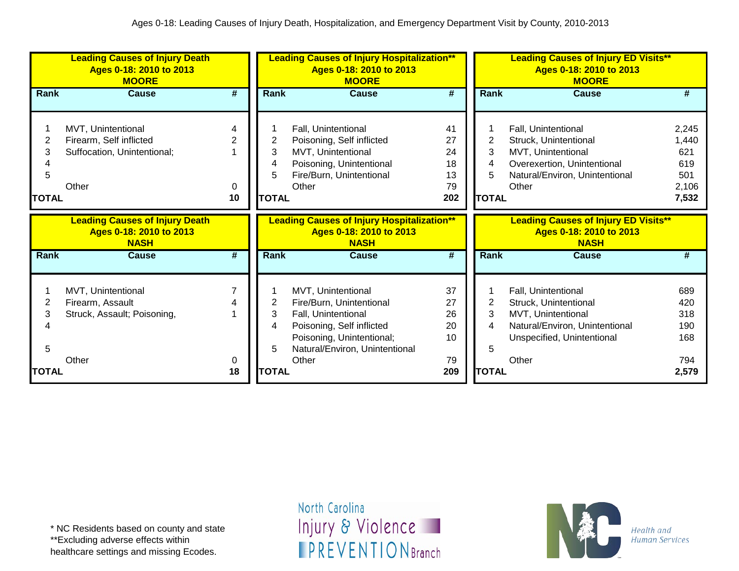Ages 0-18: Leading Causes of Injury Death, Hospitalization, and Emergency Department Visit by County, 2010-2013

**Leading Causes of Injury Death**
**Ages 0-18: 2010 to 2013**
**MOORE**

| Rank | Cause | # |
|---|---|---|
| 1 | MVT, Unintentional | 4 |
| 2 | Firearm, Self inflicted | 2 |
| 3 | Suffocation, Unintentional; | 1 |
| 4 | | |
| 5 | | |
| | Other | 0 |
| **TOTAL** | | **10** |

**Leading Causes of Injury Hospitalization****
**Ages 0-18: 2010 to 2013**
**MOORE**

| Rank | Cause | # |
|---|---|---|
| 1 | Fall, Unintentional | 41 |
| 2 | Poisoning, Self inflicted | 27 |
| 3 | MVT, Unintentional | 24 |
| 4 | Poisoning, Unintentional | 18 |
| 5 | Fire/Burn, Unintentional | 13 |
| | Other | 79 |
| **TOTAL** | | **202** |

**Leading Causes of Injury ED Visits****
**Ages 0-18: 2010 to 2013**
**MOORE**

| Rank | Cause | # |
|---|---|---|
| 1 | Fall, Unintentional | 2,245 |
| 2 | Struck, Unintentional | 1,440 |
| 3 | MVT, Unintentional | 621 |
| 4 | Overexertion, Unintentional | 619 |
| 5 | Natural/Environ, Unintentional | 501 |
| | Other | 2,106 |
| **TOTAL** | | **7,532** |

**Leading Causes of Injury Death**
**Ages 0-18: 2010 to 2013**
**NASH**

| Rank | Cause | # |
|---|---|---|
| 1 | MVT, Unintentional | 7 |
| 2 | Firearm, Assault | 4 |
| 3 | Struck, Assault; Poisoning, | 1 |
| 4 | | |
| 5 | | |
| | Other | 0 |
| **TOTAL** | | **18** |

**Leading Causes of Injury Hospitalization****
**Ages 0-18: 2010 to 2013**
**NASH**

| Rank | Cause | # |
|---|---|---|
| 1 | MVT, Unintentional | 37 |
| 2 | Fire/Burn, Unintentional | 27 |
| 3 | Fall, Unintentional | 26 |
| 4 | Poisoning, Self inflicted | 20 |
| | Poisoning, Unintentional; | 10 |
| 5 | Natural/Environ, Unintentional | |
| | Other | 79 |
| **TOTAL** | | **209** |

**Leading Causes of Injury ED Visits****
**Ages 0-18: 2010 to 2013**
**NASH**

| Rank | Cause | # |
|---|---|---|
| 1 | Fall, Unintentional | 689 |
| 2 | Struck, Unintentional | 420 |
| 3 | MVT, Unintentional | 318 |
| 4 | Natural/Environ, Unintentional | 190 |
| | Unspecified, Unintentional | 168 |
| 5 | | |
| | Other | 794 |
| **TOTAL** | | **2,579** |

\* NC Residents based on county and state
**Excluding adverse effects within healthcare settings and missing Ecodes.

North Carolina Injury & Violence PREVENTION Branch

Health and Human Services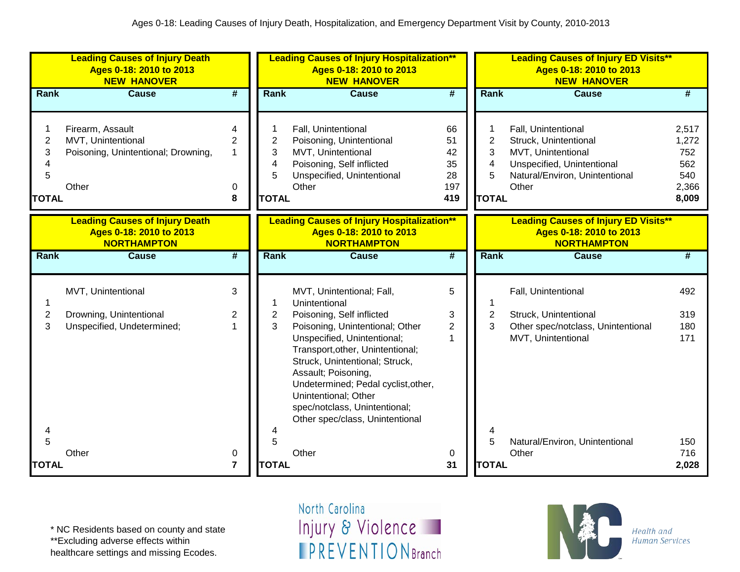Ages 0-18: Leading Causes of Injury Death, Hospitalization, and Emergency Department Visit by County, 2010-2013

**Leading Causes of Injury Death**
**Ages 0-18: 2010 to 2013**
**NEW HANOVER**

| Rank | Cause | # |
|---|---|---|
| 1 | Firearm, Assault | 4 |
| 2 | MVT, Unintentional | 2 |
| 3 | Poisoning, Unintentional; Drowning, | 1 |
| 4 | | |
| 5 | | |
| | Other | 0 |
| **TOTAL** | | **8** |

**Leading Causes of Injury Hospitalization****
**Ages 0-18: 2010 to 2013**
**NEW HANOVER**

| Rank | Cause | # |
|---|---|---|
| 1 | Fall, Unintentional | 66 |
| 2 | Poisoning, Unintentional | 51 |
| 3 | MVT, Unintentional | 42 |
| 4 | Poisoning, Self inflicted | 35 |
| 5 | Unspecified, Unintentional | 28 |
| | Other | 197 |
| **TOTAL** | | **419** |

**Leading Causes of Injury ED Visits****
**Ages 0-18: 2010 to 2013**
**NEW HANOVER**

| Rank | Cause | # |
|---|---|---|
| 1 | Fall, Unintentional | 2,517 |
| 2 | Struck, Unintentional | 1,272 |
| 3 | MVT, Unintentional | 752 |
| 4 | Unspecified, Unintentional | 562 |
| 5 | Natural/Environ, Unintentional | 540 |
| | Other | 2,366 |
| **TOTAL** | | **8,009** |

**Leading Causes of Injury Death**
**Ages 0-18: 2010 to 2013**
**NORTHAMPTON**

| Rank | Cause | # |
|---|---|---|
| 1 | MVT, Unintentional | 3 |
| 2 | Drowning, Unintentional | 2 |
| 3 | Unspecified, Undetermined; | 1 |
| 4 | | |
| 5 | | |
| | Other | 0 |
| **TOTAL** | | **7** |

**Leading Causes of Injury Hospitalization****
**Ages 0-18: 2010 to 2013**
**NORTHAMPTON**

| Rank | Cause | # |
|---|---|---|
| 1 | MVT, Unintentional; Fall, Unintentional | 5 |
| 2 | Poisoning, Self inflicted | 3 |
| 3 | Poisoning, Unintentional; Other | 2 |
| | Unspecified, Unintentional; Transport,other, Unintentional; Struck, Unintentional; Struck, Assault; Poisoning, Undetermined; Pedal cyclist,other, Unintentional; Other spec/notclass, Unintentional; Other spec/class, Unintentional | 1 |
| 4 | | |
| 5 | | |
| | Other | 0 |
| **TOTAL** | | **31** |

**Leading Causes of Injury ED Visits****
**Ages 0-18: 2010 to 2013**
**NORTHAMPTON**

| Rank | Cause | # |
|---|---|---|
| 1 | Fall, Unintentional | 492 |
| 2 | Struck, Unintentional | 319 |
| 3 | Other spec/notclass, Unintentional | 180 |
| | MVT, Unintentional | 171 |
| 4 | | |
| 5 | Natural/Environ, Unintentional | 150 |
| | Other | 716 |
| **TOTAL** | | **2,028** |

* NC Residents based on county and state
**Excluding adverse effects within healthcare settings and missing Ecodes.

North Carolina Injury & Violence PREVENTION Branch

NC Health and Human Services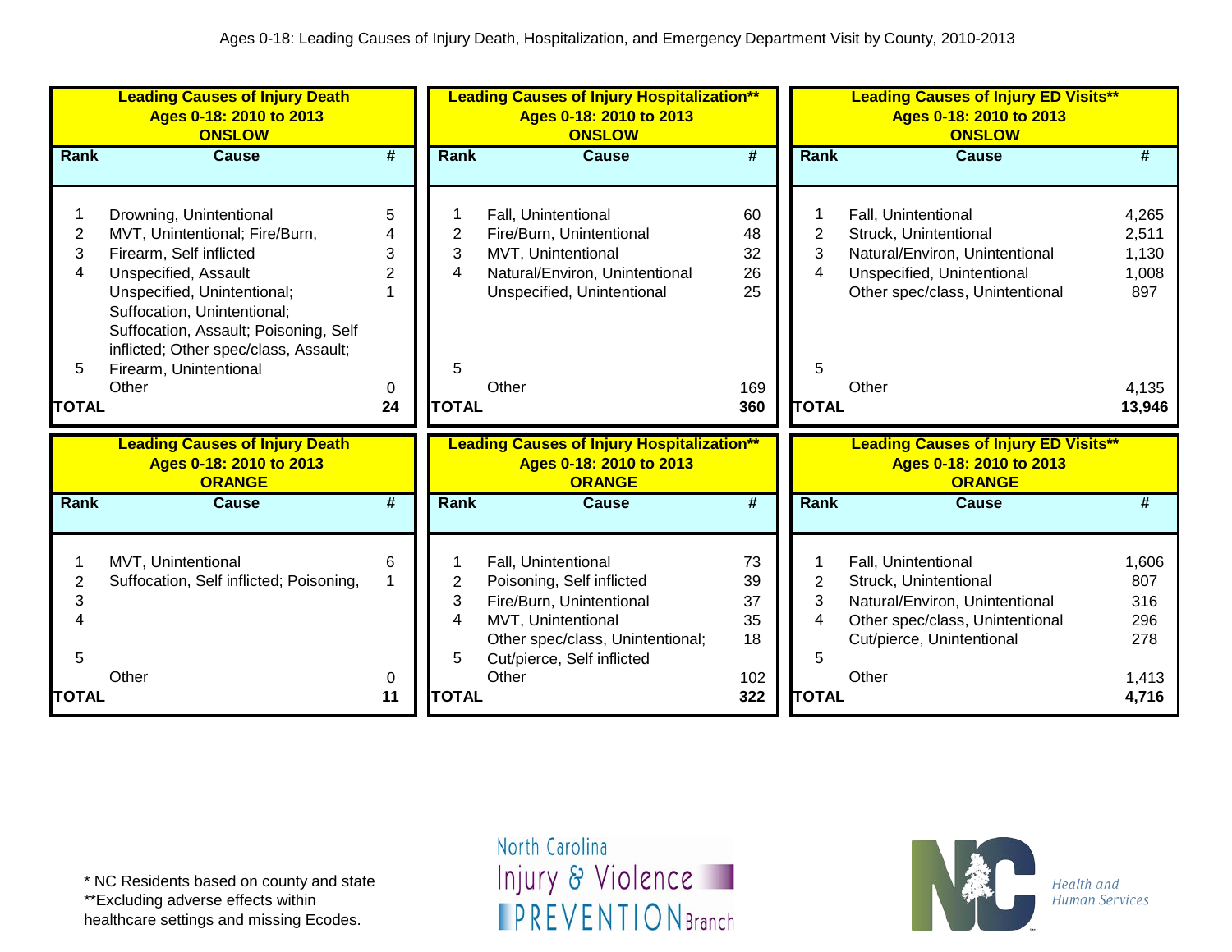Ages 0-18: Leading Causes of Injury Death, Hospitalization, and Emergency Department Visit by County, 2010-2013

**Leading Causes of Injury Death**
**Ages 0-18: 2010 to 2013**
**ONSLOW**

| Rank | Cause | # |
|---|---|---|
| 1 | Drowning, Unintentional | 5 |
| 2 | MVT, Unintentional; Fire/Burn, | 4 |
| 3 | Firearm, Self inflicted | 3 |
| 4 | Unspecified, Assault | 2 |
| | Unspecified, Unintentional; Suffocation, Unintentional; Suffocation, Assault; Poisoning, Self inflicted; Other spec/class, Assault; | 1 |
| 5 | Firearm, Unintentional | |
| | Other | 0 |
| **TOTAL** | | **24** |

**Leading Causes of Injury Hospitalization****
**Ages 0-18: 2010 to 2013**
**ONSLOW**

| Rank | Cause | # |
|---|---|---|
| 1 | Fall, Unintentional | 60 |
| 2 | Fire/Burn, Unintentional | 48 |
| 3 | MVT, Unintentional | 32 |
| 4 | Natural/Environ, Unintentional | 26 |
| | Unspecified, Unintentional | 25 |
| 5 | | |
| | Other | 169 |
| **TOTAL** | | **360** |

**Leading Causes of Injury ED Visits****
**Ages 0-18: 2010 to 2013**
**ONSLOW**

| Rank | Cause | # |
|---|---|---|
| 1 | Fall, Unintentional | 4,265 |
| 2 | Struck, Unintentional | 2,511 |
| 3 | Natural/Environ, Unintentional | 1,130 |
| 4 | Unspecified, Unintentional | 1,008 |
| | Other spec/class, Unintentional | 897 |
| 5 | | |
| | Other | 4,135 |
| **TOTAL** | | **13,946** |

**Leading Causes of Injury Death**
**Ages 0-18: 2010 to 2013**
**ORANGE**

| Rank | Cause | # |
|---|---|---|
| 1 | MVT, Unintentional | 6 |
| 2 | Suffocation, Self inflicted; Poisoning, | 1 |
| 3 | | |
| 4 | | |
| 5 | | |
| | Other | 0 |
| **TOTAL** | | **11** |

**Leading Causes of Injury Hospitalization****
**Ages 0-18: 2010 to 2013**
**ORANGE**

| Rank | Cause | # |
|---|---|---|
| 1 | Fall, Unintentional | 73 |
| 2 | Poisoning, Self inflicted | 39 |
| 3 | Fire/Burn, Unintentional | 37 |
| 4 | MVT, Unintentional | 35 |
| | Other spec/class, Unintentional; | 18 |
| 5 | Cut/pierce, Self inflicted | |
| | Other | 102 |
| **TOTAL** | | **322** |

**Leading Causes of Injury ED Visits****
**Ages 0-18: 2010 to 2013**
**ORANGE**

| Rank | Cause | # |
|---|---|---|
| 1 | Fall, Unintentional | 1,606 |
| 2 | Struck, Unintentional | 807 |
| 3 | Natural/Environ, Unintentional | 316 |
| 4 | Other spec/class, Unintentional | 296 |
| | Cut/pierce, Unintentional | 278 |
| 5 | | |
| | Other | 1,413 |
| **TOTAL** | | **4,716** |

* NC Residents based on county and state
**Excluding adverse effects within healthcare settings and missing Ecodes.

North Carolina Injury & Violence PREVENTION Branch

NC Health and Human Services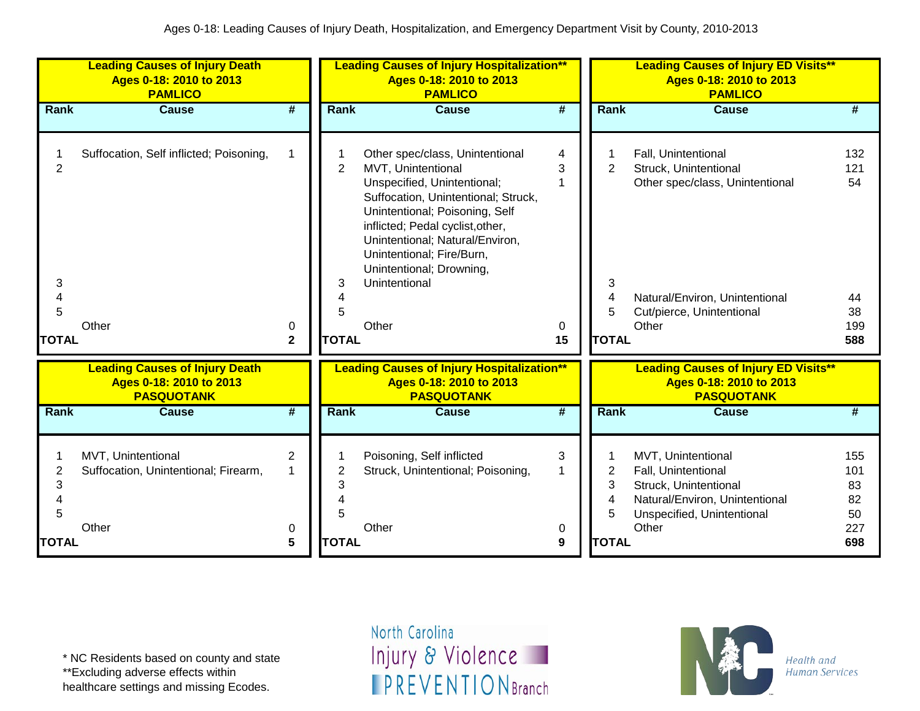Ages 0-18: Leading Causes of Injury Death, Hospitalization, and Emergency Department Visit by County, 2010-2013

**Leading Causes of Injury Death**
**Ages 0-18: 2010 to 2013**
**PAMLICO**

| Rank | Cause | # |
|---|---|---|
| 1 | Suffocation, Self inflicted; Poisoning, | 1 |
| 2 | | |
| 3 | | |
| 4 | | |
| 5 | | |
| | Other | 0 |
| **TOTAL** | | **2** |

**Leading Causes of Injury Hospitalization****
**Ages 0-18: 2010 to 2013**
**PAMLICO**

| Rank | Cause | # |
|---|---|---|
| 1 | Other spec/class, Unintentional | 4 |
| 2 | MVT, Unintentional | 3 |
| | Unspecified, Unintentional; Suffocation, Unintentional; Struck, Unintentional; Poisoning, Self inflicted; Pedal cyclist,other, Unintentional; Natural/Environ, Unintentional; Fire/Burn, Unintentional; Drowning, | 1 |
| 3 | Unintentional | |
| 4 | | |
| 5 | | |
| | Other | 0 |
| **TOTAL** | | **15** |

**Leading Causes of Injury ED Visits****
**Ages 0-18: 2010 to 2013**
**PAMLICO**

| Rank | Cause | # |
|---|---|---|
| 1 | Fall, Unintentional | 132 |
| 2 | Struck, Unintentional | 121 |
| | Other spec/class, Unintentional | 54 |
| 3 | | |
| 4 | Natural/Environ, Unintentional | 44 |
| 5 | Cut/pierce, Unintentional | 38 |
| | Other | 199 |
| **TOTAL** | | **588** |

**Leading Causes of Injury Death**
**Ages 0-18: 2010 to 2013**
**PASQUOTANK**

| Rank | Cause | # |
|---|---|---|
| 1 | MVT, Unintentional | 2 |
| 2 | Suffocation, Unintentional; Firearm, | 1 |
| 3 | | |
| 4 | | |
| 5 | | |
| | Other | 0 |
| **TOTAL** | | **5** |

**Leading Causes of Injury Hospitalization****
**Ages 0-18: 2010 to 2013**
**PASQUOTANK**

| Rank | Cause | # |
|---|---|---|
| 1 | Poisoning, Self inflicted | 3 |
| 2 | Struck, Unintentional; Poisoning, | 1 |
| 3 | | |
| 4 | | |
| 5 | | |
| | Other | 0 |
| **TOTAL** | | **9** |

**Leading Causes of Injury ED Visits****
**Ages 0-18: 2010 to 2013**
**PASQUOTANK**

| Rank | Cause | # |
|---|---|---|
| 1 | MVT, Unintentional | 155 |
| 2 | Fall, Unintentional | 101 |
| 3 | Struck, Unintentional | 83 |
| 4 | Natural/Environ, Unintentional | 82 |
| 5 | Unspecified, Unintentional | 50 |
| | Other | 227 |
| **TOTAL** | | **698** |

* NC Residents based on county and state
**Excluding adverse effects within healthcare settings and missing Ecodes.

North Carolina Injury & Violence PREVENTION Branch

Health and Human Services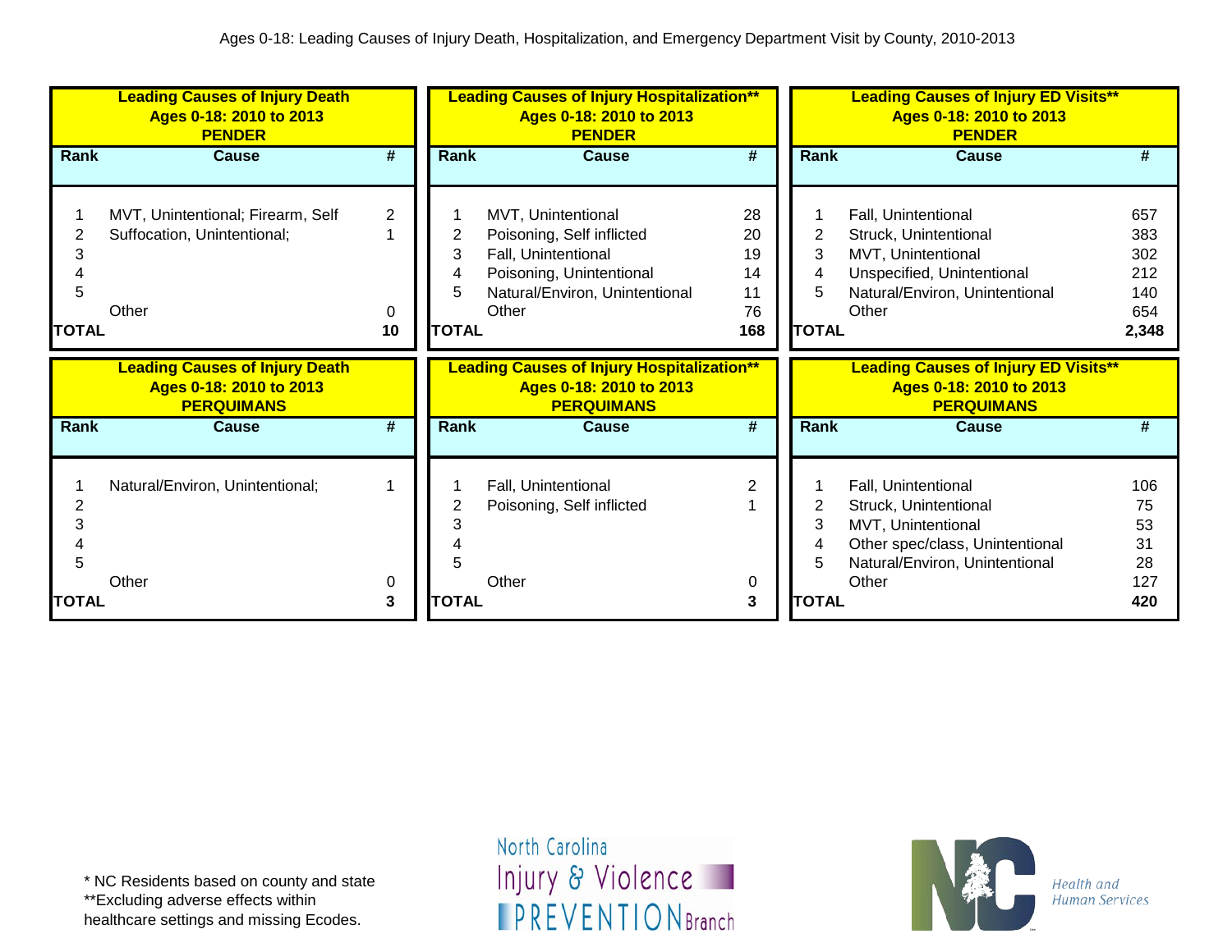Ages 0-18: Leading Causes of Injury Death, Hospitalization, and Emergency Department Visit by County, 2010-2013

**Leading Causes of Injury Death**
**Ages 0-18: 2010 to 2013**
**PENDER**

| Rank | Cause | # |
|---|---|---|
| 1 | MVT, Unintentional; Firearm, Self | 2 |
| 2 | Suffocation, Unintentional; | 1 |
| 3 | | |
| 4 | | |
| 5 | | |
| | Other | 0 |
| **TOTAL** | | **10** |

**Leading Causes of Injury Hospitalization****
**Ages 0-18: 2010 to 2013**
**PENDER**

| Rank | Cause | # |
|---|---|---|
| 1 | MVT, Unintentional | 28 |
| 2 | Poisoning, Self inflicted | 20 |
| 3 | Fall, Unintentional | 19 |
| 4 | Poisoning, Unintentional | 14 |
| 5 | Natural/Environ, Unintentional | 11 |
| | Other | 76 |
| **TOTAL** | | **168** |

**Leading Causes of Injury ED Visits****
**Ages 0-18: 2010 to 2013**
**PENDER**

| Rank | Cause | # |
|---|---|---|
| 1 | Fall, Unintentional | 657 |
| 2 | Struck, Unintentional | 383 |
| 3 | MVT, Unintentional | 302 |
| 4 | Unspecified, Unintentional | 212 |
| 5 | Natural/Environ, Unintentional | 140 |
| | Other | 654 |
| **TOTAL** | | **2,348** |

**Leading Causes of Injury Death**
**Ages 0-18: 2010 to 2013**
**PERQUIMANS**

| Rank | Cause | # |
|---|---|---|
| 1 | Natural/Environ, Unintentional; | 1 |
| 2 | | |
| 3 | | |
| 4 | | |
| 5 | | |
| | Other | 0 |
| **TOTAL** | | **3** |

**Leading Causes of Injury Hospitalization****
**Ages 0-18: 2010 to 2013**
**PERQUIMANS**

| Rank | Cause | # |
|---|---|---|
| 1 | Fall, Unintentional | 2 |
| 2 | Poisoning, Self inflicted | 1 |
| 3 | | |
| 4 | | |
| 5 | | |
| | Other | 0 |
| **TOTAL** | | **3** |

**Leading Causes of Injury ED Visits****
**Ages 0-18: 2010 to 2013**
**PERQUIMANS**

| Rank | Cause | # |
|---|---|---|
| 1 | Fall, Unintentional | 106 |
| 2 | Struck, Unintentional | 75 |
| 3 | MVT, Unintentional | 53 |
| 4 | Other spec/class, Unintentional | 31 |
| 5 | Natural/Environ, Unintentional | 28 |
| | Other | 127 |
| **TOTAL** | | **420** |

* NC Residents based on county and state
**Excluding adverse effects within healthcare settings and missing Ecodes.

North Carolina Injury & Violence PREVENTION Branch

NC Health and Human Services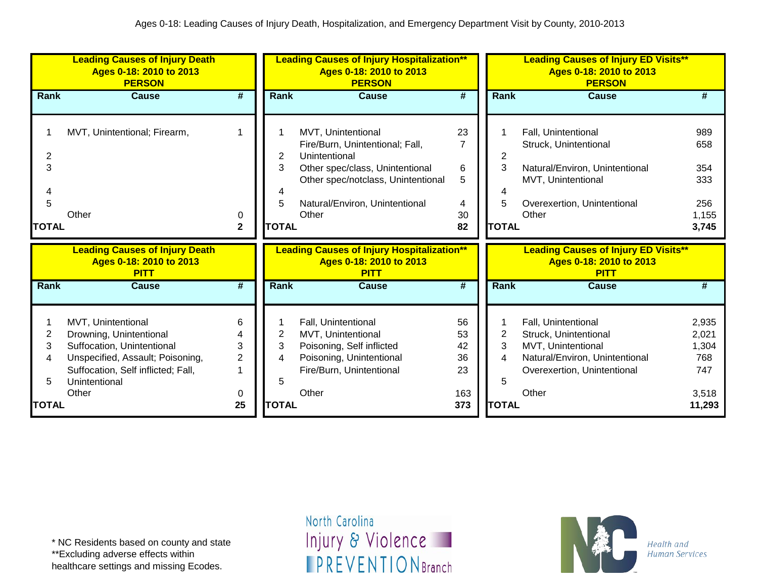Ages 0-18: Leading Causes of Injury Death, Hospitalization, and Emergency Department Visit by County, 2010-2013

**Leading Causes of Injury Death**
**Ages 0-18: 2010 to 2013**
**PERSON**

| Rank | Cause | # |
|---|---|---|
| 1 | MVT, Unintentional; Firearm, | 1 |
| 2 | | |
| 3 | | |
| 4 | | |
| 5 | | |
| | Other | 0 |
| **TOTAL** | | **2** |

**Leading Causes of Injury Hospitalization****
**Ages 0-18: 2010 to 2013**
**PERSON**

| Rank | Cause | # |
|---|---|---|
| 1 | MVT, Unintentional | 23 |
| 2 | Fire/Burn, Unintentional; Fall, Unintentional | 7 |
| 3 | Other spec/class, Unintentional | 6 |
| | Other spec/notclass, Unintentional | 5 |
| 4 | | |
| 5 | Natural/Environ, Unintentional | 4 |
| | Other | 30 |
| **TOTAL** | | **82** |

**Leading Causes of Injury ED Visits****
**Ages 0-18: 2010 to 2013**
**PERSON**

| Rank | Cause | # |
|---|---|---|
| 1 | Fall, Unintentional | 989 |
| | Struck, Unintentional | 658 |
| 2 | | |
| 3 | Natural/Environ, Unintentional | 354 |
| | MVT, Unintentional | 333 |
| 4 | | |
| 5 | Overexertion, Unintentional | 256 |
| | Other | 1,155 |
| **TOTAL** | | **3,745** |

**Leading Causes of Injury Death**
**Ages 0-18: 2010 to 2013**
**PITT**

| Rank | Cause | # |
|---|---|---|
| 1 | MVT, Unintentional | 6 |
| 2 | Drowning, Unintentional | 4 |
| 3 | Suffocation, Unintentional | 3 |
| 4 | Unspecified, Assault; Poisoning, | 2 |
| 5 | Suffocation, Self inflicted; Fall, Unintentional | 1 |
| | Other | 0 |
| **TOTAL** | | **25** |

**Leading Causes of Injury Hospitalization****
**Ages 0-18: 2010 to 2013**
**PITT**

| Rank | Cause | # |
|---|---|---|
| 1 | Fall, Unintentional | 56 |
| 2 | MVT, Unintentional | 53 |
| 3 | Poisoning, Self inflicted | 42 |
| 4 | Poisoning, Unintentional | 36 |
| | Fire/Burn, Unintentional | 23 |
| 5 | | |
| | Other | 163 |
| **TOTAL** | | **373** |

**Leading Causes of Injury ED Visits****
**Ages 0-18: 2010 to 2013**
**PITT**

| Rank | Cause | # |
|---|---|---|
| 1 | Fall, Unintentional | 2,935 |
| 2 | Struck, Unintentional | 2,021 |
| 3 | MVT, Unintentional | 1,304 |
| 4 | Natural/Environ, Unintentional | 768 |
| | Overexertion, Unintentional | 747 |
| 5 | | |
| | Other | 3,518 |
| **TOTAL** | | **11,293** |

\* NC Residents based on county and state
**Excluding adverse effects within healthcare settings and missing Ecodes.

North Carolina Injury & Violence PREVENTION Branch

Health and Human Services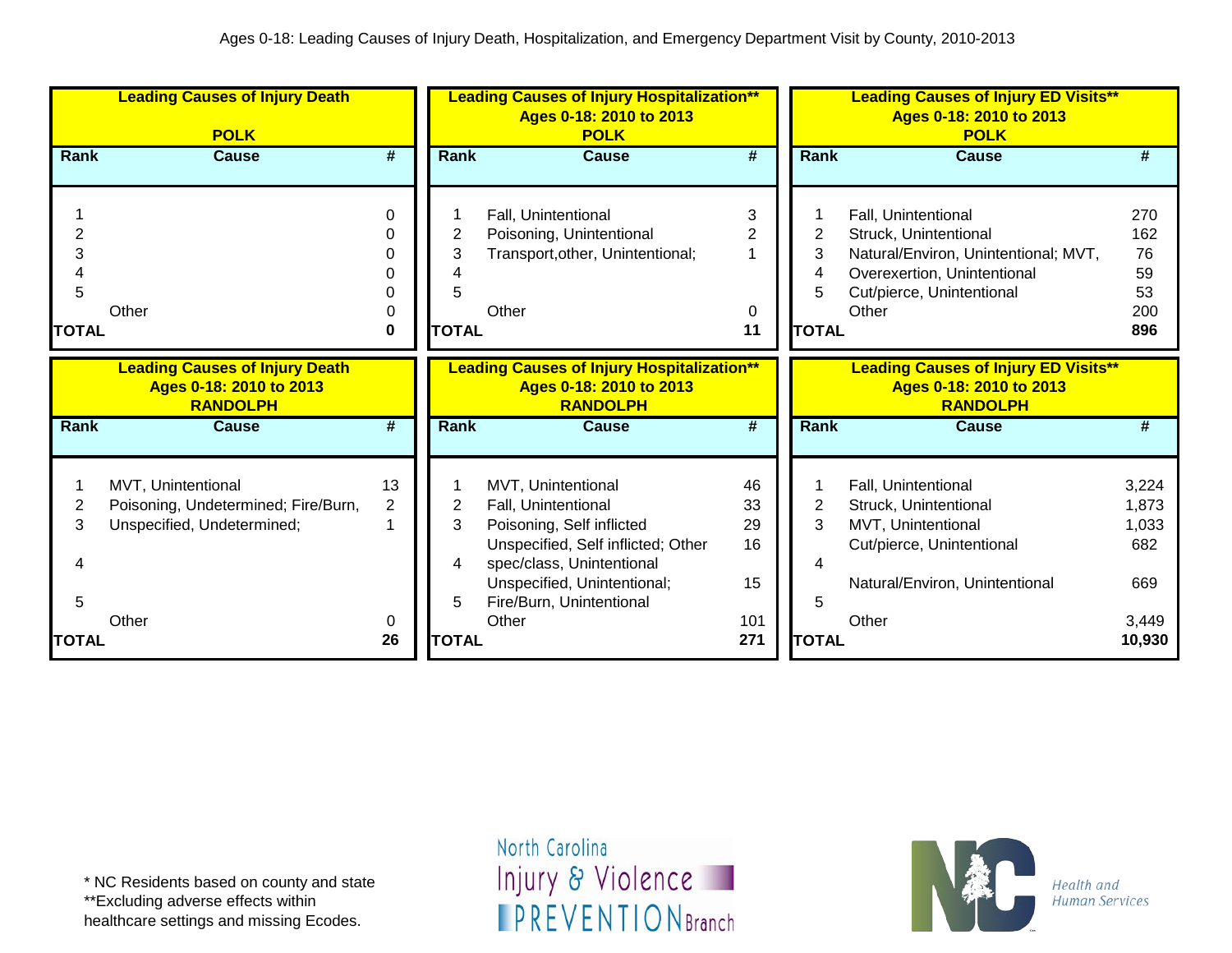Ages 0-18: Leading Causes of Injury Death, Hospitalization, and Emergency Department Visit by County, 2010-2013

**Leading Causes of Injury Death**
**POLK**

| Rank | Cause | # |
|---|---|---|
| 1 | | 0 |
| 2 | | 0 |
| 3 | | 0 |
| 4 | | 0 |
| 5 | | 0 |
| | Other | 0 |
| **TOTAL** | | **0** |

**Leading Causes of Injury Hospitalization\*\***
**Ages 0-18: 2010 to 2013**
**POLK**

| Rank | Cause | # |
|---|---|---|
| 1 | Fall, Unintentional | 3 |
| 2 | Poisoning, Unintentional | 2 |
| 3 | Transport,other, Unintentional; | 1 |
| 4 | | |
| 5 | | |
| | Other | 0 |
| **TOTAL** | | **11** |

**Leading Causes of Injury ED Visits\*\***
**Ages 0-18: 2010 to 2013**
**POLK**

| Rank | Cause | # |
|---|---|---|
| 1 | Fall, Unintentional | 270 |
| 2 | Struck, Unintentional | 162 |
| 3 | Natural/Environ, Unintentional; MVT, | 76 |
| 4 | Overexertion, Unintentional | 59 |
| 5 | Cut/pierce, Unintentional | 53 |
| | Other | 200 |
| **TOTAL** | | **896** |

**Leading Causes of Injury Death**
**Ages 0-18: 2010 to 2013**
**RANDOLPH**

| Rank | Cause | # |
|---|---|---|
| 1 | MVT, Unintentional | 13 |
| 2 | Poisoning, Undetermined; Fire/Burn, | 2 |
| 3 | Unspecified, Undetermined; | 1 |
| 4 | | |
| 5 | | |
| | Other | 0 |
| **TOTAL** | | **26** |

**Leading Causes of Injury Hospitalization\*\***
**Ages 0-18: 2010 to 2013**
**RANDOLPH**

| Rank | Cause | # |
|---|---|---|
| 1 | MVT, Unintentional | 46 |
| 2 | Fall, Unintentional | 33 |
| 3 | Poisoning, Self inflicted | 29 |
| 4 | Unspecified, Self inflicted; Other spec/class, Unintentional | 16 |
| 5 | Unspecified, Unintentional; Fire/Burn, Unintentional | 15 |
| | Other | 101 |
| **TOTAL** | | **271** |

**Leading Causes of Injury ED Visits\*\***
**Ages 0-18: 2010 to 2013**
**RANDOLPH**

| Rank | Cause | # |
|---|---|---|
| 1 | Fall, Unintentional | 3,224 |
| 2 | Struck, Unintentional | 1,873 |
| 3 | MVT, Unintentional | 1,033 |
| 4 | Cut/pierce, Unintentional | 682 |
| 5 | Natural/Environ, Unintentional | 669 |
| | Other | 3,449 |
| **TOTAL** | | **10,930** |

\* NC Residents based on county and state
\*\*Excluding adverse effects within healthcare settings and missing Ecodes.

North Carolina Injury & Violence PREVENTION Branch

Health and Human Services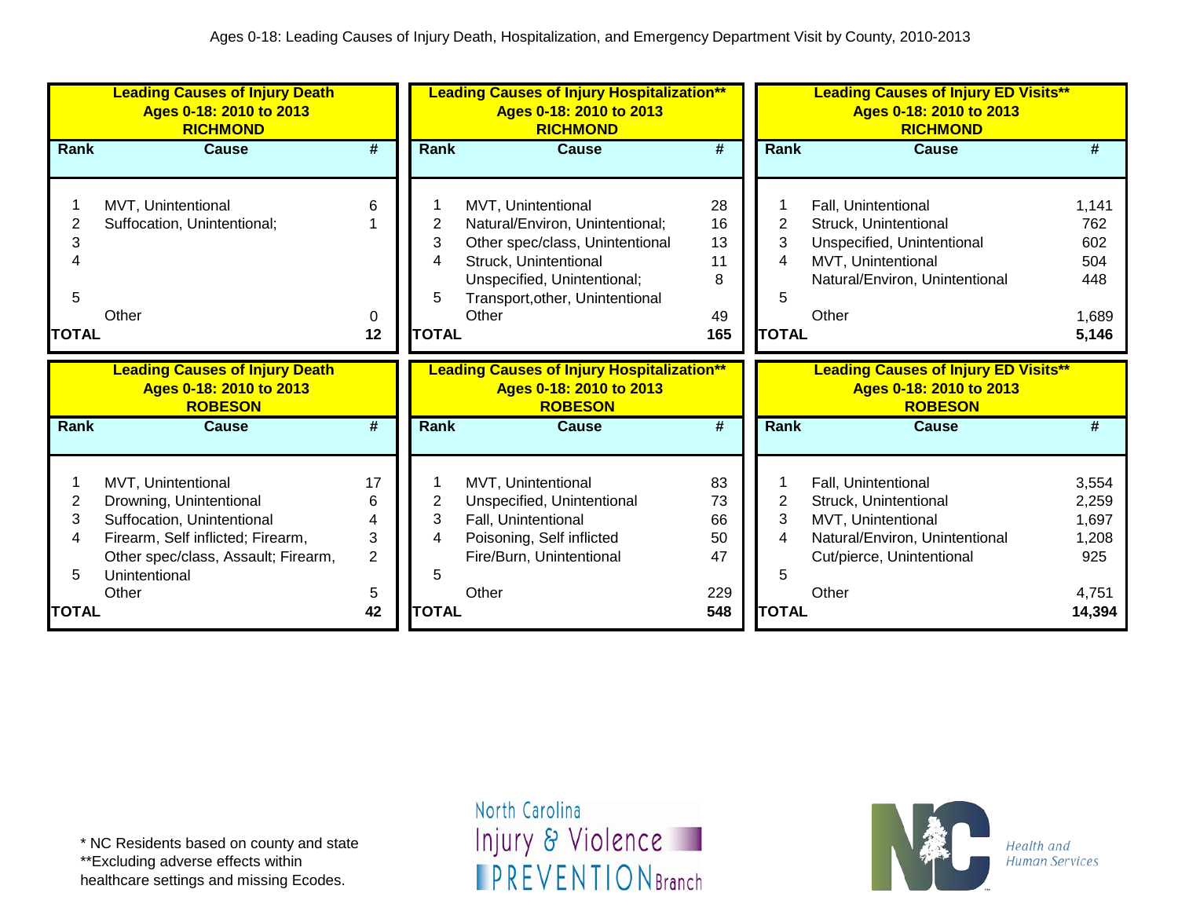Ages 0-18: Leading Causes of Injury Death, Hospitalization, and Emergency Department Visit by County, 2010-2013

**Leading Causes of Injury Death**
**Ages 0-18: 2010 to 2013**
**RICHMOND**

| Rank | Cause | # |
|---|---|---|
| 1 | MVT, Unintentional | 6 |
| 2 | Suffocation, Unintentional; | 1 |
| 3 | | |
| 4 | | |
| 5 | | |
| | Other | 0 |
| **TOTAL** | | **12** |

**Leading Causes of Injury Hospitalization****
**Ages 0-18: 2010 to 2013**
**RICHMOND**

| Rank | Cause | # |
|---|---|---|
| 1 | MVT, Unintentional | 28 |
| 2 | Natural/Environ, Unintentional; | 16 |
| 3 | Other spec/class, Unintentional | 13 |
| 4 | Struck, Unintentional | 11 |
| | Unspecified, Unintentional; | 8 |
| 5 | Transport,other, Unintentional | |
| | Other | 49 |
| **TOTAL** | | **165** |

**Leading Causes of Injury ED Visits****
**Ages 0-18: 2010 to 2013**
**RICHMOND**

| Rank | Cause | # |
|---|---|---|
| 1 | Fall, Unintentional | 1,141 |
| 2 | Struck, Unintentional | 762 |
| 3 | Unspecified, Unintentional | 602 |
| 4 | MVT, Unintentional | 504 |
| | Natural/Environ, Unintentional | 448 |
| 5 | | |
| | Other | 1,689 |
| **TOTAL** | | **5,146** |

**Leading Causes of Injury Death**
**Ages 0-18: 2010 to 2013**
**ROBESON**

| Rank | Cause | # |
|---|---|---|
| 1 | MVT, Unintentional | 17 |
| 2 | Drowning, Unintentional | 6 |
| 3 | Suffocation, Unintentional | 4 |
| 4 | Firearm, Self inflicted; Firearm, | 3 |
| | Other spec/class, Assault; Firearm, | 2 |
| 5 | Unintentional | |
| | Other | 5 |
| **TOTAL** | | **42** |

**Leading Causes of Injury Hospitalization****
**Ages 0-18: 2010 to 2013**
**ROBESON**

| Rank | Cause | # |
|---|---|---|
| 1 | MVT, Unintentional | 83 |
| 2 | Unspecified, Unintentional | 73 |
| 3 | Fall, Unintentional | 66 |
| 4 | Poisoning, Self inflicted | 50 |
| | Fire/Burn, Unintentional | 47 |
| 5 | | |
| | Other | 229 |
| **TOTAL** | | **548** |

**Leading Causes of Injury ED Visits****
**Ages 0-18: 2010 to 2013**
**ROBESON**

| Rank | Cause | # |
|---|---|---|
| 1 | Fall, Unintentional | 3,554 |
| 2 | Struck, Unintentional | 2,259 |
| 3 | MVT, Unintentional | 1,697 |
| 4 | Natural/Environ, Unintentional | 1,208 |
| | Cut/pierce, Unintentional | 925 |
| 5 | | |
| | Other | 4,751 |
| **TOTAL** | | **14,394** |

\* NC Residents based on county and state
**Excluding adverse effects within healthcare settings and missing Ecodes.

North Carolina Injury & Violence PREVENTION Branch

Health and Human Services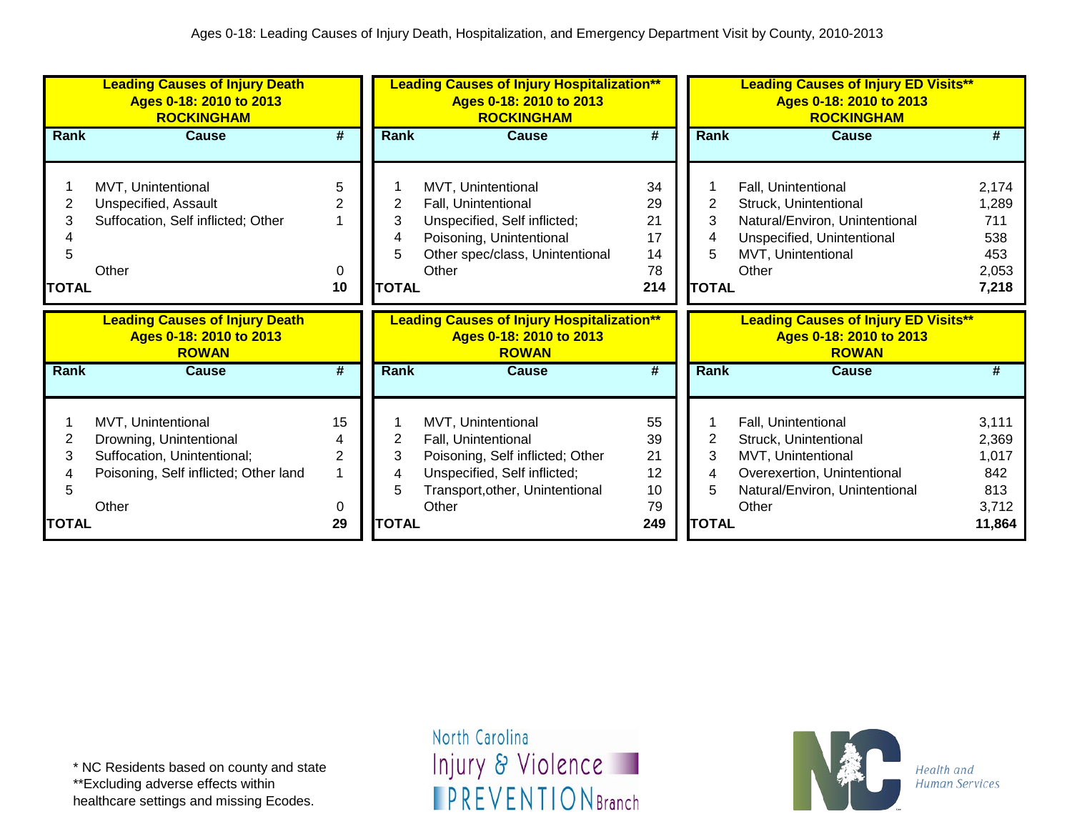Ages 0-18: Leading Causes of Injury Death, Hospitalization, and Emergency Department Visit by County, 2010-2013

**Leading Causes of Injury Death**
**Ages 0-18: 2010 to 2013**
**ROCKINGHAM**

| Rank | Cause | # |
|---|---|---|
| 1 | MVT, Unintentional | 5 |
| 2 | Unspecified, Assault | 2 |
| 3 | Suffocation, Self inflicted; Other | 1 |
| 4 | | |
| 5 | | |
| | Other | 0 |
| **TOTAL** | | **10** |

**Leading Causes of Injury Hospitalization****
**Ages 0-18: 2010 to 2013**
**ROCKINGHAM**

| Rank | Cause | # |
|---|---|---|
| 1 | MVT, Unintentional | 34 |
| 2 | Fall, Unintentional | 29 |
| 3 | Unspecified, Self inflicted; | 21 |
| 4 | Poisoning, Unintentional | 17 |
| 5 | Other spec/class, Unintentional | 14 |
| | Other | 78 |
| **TOTAL** | | **214** |

**Leading Causes of Injury ED Visits****
**Ages 0-18: 2010 to 2013**
**ROCKINGHAM**

| Rank | Cause | # |
|---|---|---|
| 1 | Fall, Unintentional | 2,174 |
| 2 | Struck, Unintentional | 1,289 |
| 3 | Natural/Environ, Unintentional | 711 |
| 4 | Unspecified, Unintentional | 538 |
| 5 | MVT, Unintentional | 453 |
| | Other | 2,053 |
| **TOTAL** | | **7,218** |

**Leading Causes of Injury Death**
**Ages 0-18: 2010 to 2013**
**ROWAN**

| Rank | Cause | # |
|---|---|---|
| 1 | MVT, Unintentional | 15 |
| 2 | Drowning, Unintentional | 4 |
| 3 | Suffocation, Unintentional; | 2 |
| 4 | Poisoning, Self inflicted; Other land | 1 |
| 5 | | |
| | Other | 0 |
| **TOTAL** | | **29** |

**Leading Causes of Injury Hospitalization****
**Ages 0-18: 2010 to 2013**
**ROWAN**

| Rank | Cause | # |
|---|---|---|
| 1 | MVT, Unintentional | 55 |
| 2 | Fall, Unintentional | 39 |
| 3 | Poisoning, Self inflicted; Other | 21 |
| 4 | Unspecified, Self inflicted; | 12 |
| 5 | Transport,other, Unintentional | 10 |
| | Other | 79 |
| **TOTAL** | | **249** |

**Leading Causes of Injury ED Visits****
**Ages 0-18: 2010 to 2013**
**ROWAN**

| Rank | Cause | # |
|---|---|---|
| 1 | Fall, Unintentional | 3,111 |
| 2 | Struck, Unintentional | 2,369 |
| 3 | MVT, Unintentional | 1,017 |
| 4 | Overexertion, Unintentional | 842 |
| 5 | Natural/Environ, Unintentional | 813 |
| | Other | 3,712 |
| **TOTAL** | | **11,864** |

* NC Residents based on county and state
**Excluding adverse effects within healthcare settings and missing Ecodes.

North Carolina Injury & Violence PREVENTION Branch

Health and Human Services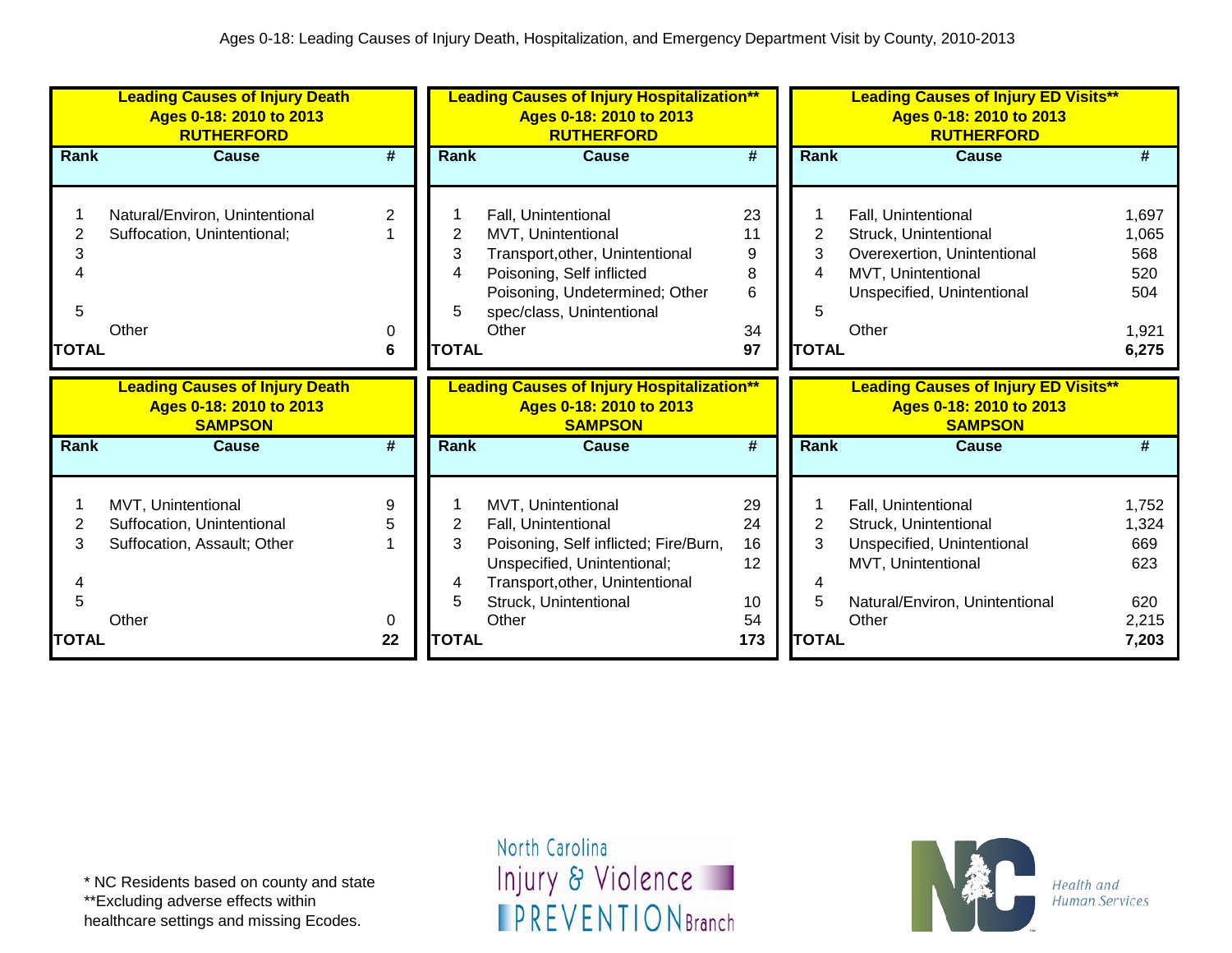Ages 0-18: Leading Causes of Injury Death, Hospitalization, and Emergency Department Visit by County, 2010-2013

**Leading Causes of Injury Death**
**Ages 0-18: 2010 to 2013**
**RUTHERFORD**

| Rank | Cause | # |
|---|---|---|
| 1 | Natural/Environ, Unintentional | 2 |
| 2 | Suffocation, Unintentional; | 1 |
| 3 | | |
| 4 | | |
| 5 | | |
| | Other | 0 |
| **TOTAL** | | **6** |

**Leading Causes of Injury Hospitalization\*\***
**Ages 0-18: 2010 to 2013**
**RUTHERFORD**

| Rank | Cause | # |
|---|---|---|
| 1 | Fall, Unintentional | 23 |
| 2 | MVT, Unintentional | 11 |
| 3 | Transport,other, Unintentional | 9 |
| 4 | Poisoning, Self inflicted | 8 |
| 5 | Poisoning, Undetermined; Other spec/class, Unintentional | 6 |
| | Other | 34 |
| **TOTAL** | | **97** |

**Leading Causes of Injury ED Visits\*\***
**Ages 0-18: 2010 to 2013**
**RUTHERFORD**

| Rank | Cause | # |
|---|---|---|
| 1 | Fall, Unintentional | 1,697 |
| 2 | Struck, Unintentional | 1,065 |
| 3 | Overexertion, Unintentional | 568 |
| 4 | MVT, Unintentional | 520 |
| 5 | Unspecified, Unintentional | 504 |
| | Other | 1,921 |
| **TOTAL** | | **6,275** |

**Leading Causes of Injury Death**
**Ages 0-18: 2010 to 2013**
**SAMPSON**

| Rank | Cause | # |
|---|---|---|
| 1 | MVT, Unintentional | 9 |
| 2 | Suffocation, Unintentional | 5 |
| 3 | Suffocation, Assault; Other | 1 |
| 4 | | |
| 5 | | |
| | Other | 0 |
| **TOTAL** | | **22** |

**Leading Causes of Injury Hospitalization\*\***
**Ages 0-18: 2010 to 2013**
**SAMPSON**

| Rank | Cause | # |
|---|---|---|
| 1 | MVT, Unintentional | 29 |
| 2 | Fall, Unintentional | 24 |
| 3 | Poisoning, Self inflicted; Fire/Burn, | 16 |
| | Unspecified, Unintentional; | 12 |
| 4 | Transport,other, Unintentional | |
| 5 | Struck, Unintentional | 10 |
| | Other | 54 |
| **TOTAL** | | **173** |

**Leading Causes of Injury ED Visits\*\***
**Ages 0-18: 2010 to 2013**
**SAMPSON**

| Rank | Cause | # |
|---|---|---|
| 1 | Fall, Unintentional | 1,752 |
| 2 | Struck, Unintentional | 1,324 |
| 3 | Unspecified, Unintentional | 669 |
| | MVT, Unintentional | 623 |
| 4 | | |
| 5 | Natural/Environ, Unintentional | 620 |
| | Other | 2,215 |
| **TOTAL** | | **7,203** |

\* NC Residents based on county and state
\*\*Excluding adverse effects within healthcare settings and missing Ecodes.

North Carolina Injury & Violence PREVENTION Branch

Health and Human Services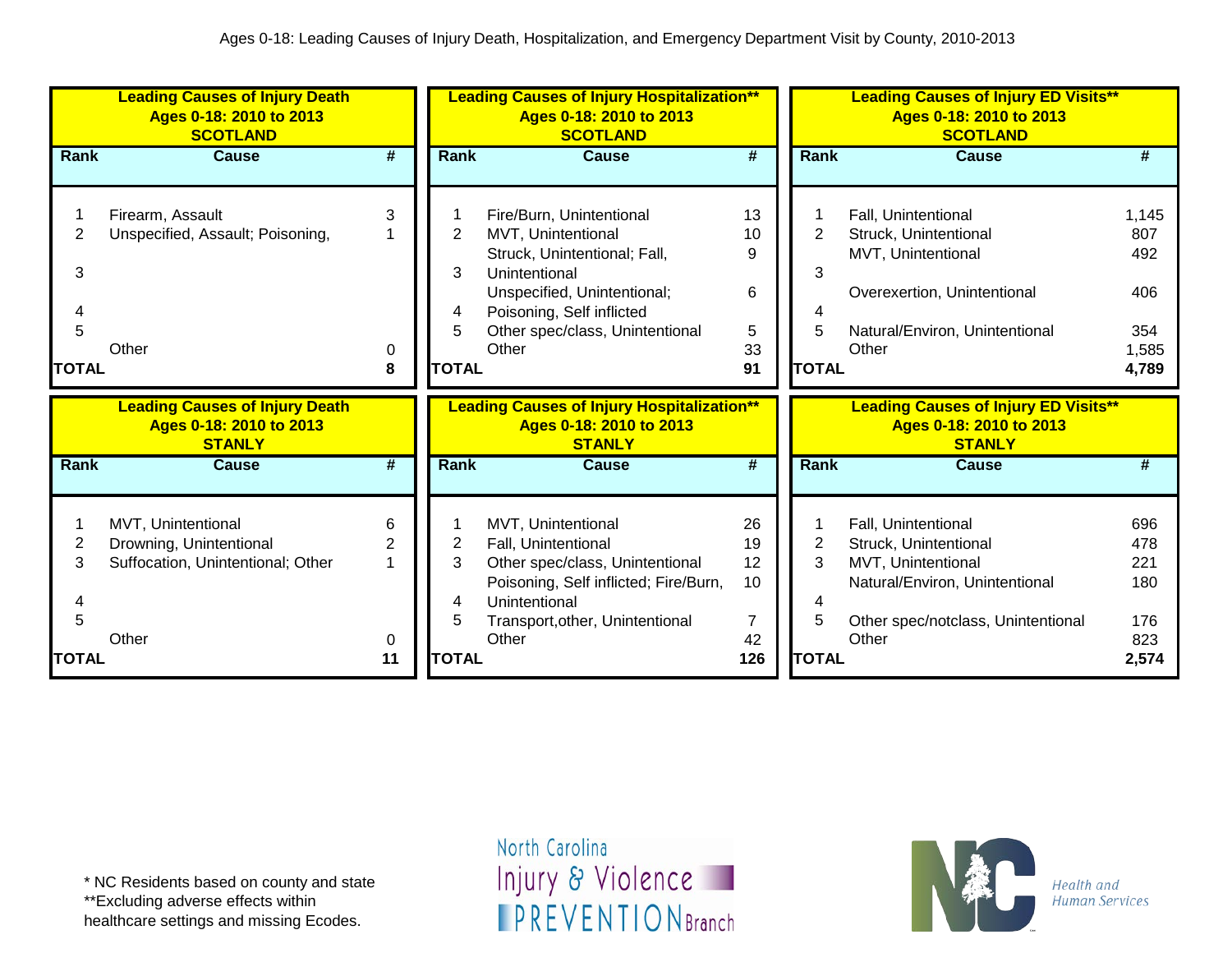Ages 0-18: Leading Causes of Injury Death, Hospitalization, and Emergency Department Visit by County, 2010-2013

**Leading Causes of Injury Death**
**Ages 0-18: 2010 to 2013**
**SCOTLAND**

| Rank | Cause | # |
|---|---|---|
| 1 | Firearm, Assault | 3 |
| 2 | Unspecified, Assault; Poisoning, | 1 |
| 3 | | |
| 4 | | |
| 5 | | |
| | Other | 0 |
| **TOTAL** | | **8** |

**Leading Causes of Injury Hospitalization****
**Ages 0-18: 2010 to 2013**
**SCOTLAND**

| Rank | Cause | # |
|---|---|---|
| 1 | Fire/Burn, Unintentional | 13 |
| 2 | MVT, Unintentional | 10 |
| 3 | Struck, Unintentional; Fall, Unintentional | 9 |
| 4 | Unspecified, Unintentional; Poisoning, Self inflicted | 6 |
| 5 | Other spec/class, Unintentional | 5 |
| | Other | 33 |
| **TOTAL** | | **91** |

**Leading Causes of Injury ED Visits****
**Ages 0-18: 2010 to 2013**
**SCOTLAND**

| Rank | Cause | # |
|---|---|---|
| 1 | Fall, Unintentional | 1,145 |
| 2 | Struck, Unintentional | 807 |
| 3 | MVT, Unintentional | 492 |
| 4 | Overexertion, Unintentional | 406 |
| 5 | Natural/Environ, Unintentional | 354 |
| | Other | 1,585 |
| **TOTAL** | | **4,789** |

**Leading Causes of Injury Death**
**Ages 0-18: 2010 to 2013**
**STANLY**

| Rank | Cause | # |
|---|---|---|
| 1 | MVT, Unintentional | 6 |
| 2 | Drowning, Unintentional | 2 |
| 3 | Suffocation, Unintentional; Other | 1 |
| 4 | | |
| 5 | | |
| | Other | 0 |
| **TOTAL** | | **11** |

**Leading Causes of Injury Hospitalization****
**Ages 0-18: 2010 to 2013**
**STANLY**

| Rank | Cause | # |
|---|---|---|
| 1 | MVT, Unintentional | 26 |
| 2 | Fall, Unintentional | 19 |
| 3 | Other spec/class, Unintentional | 12 |
| 4 | Poisoning, Self inflicted; Fire/Burn, Unintentional | 10 |
| 5 | Transport,other, Unintentional | 7 |
| | Other | 42 |
| **TOTAL** | | **126** |

**Leading Causes of Injury ED Visits****
**Ages 0-18: 2010 to 2013**
**STANLY**

| Rank | Cause | # |
|---|---|---|
| 1 | Fall, Unintentional | 696 |
| 2 | Struck, Unintentional | 478 |
| 3 | MVT, Unintentional | 221 |
| 4 | Natural/Environ, Unintentional | 180 |
| 5 | Other spec/notclass, Unintentional | 176 |
| | Other | 823 |
| **TOTAL** | | **2,574** |

* NC Residents based on county and state
**Excluding adverse effects within healthcare settings and missing Ecodes.

North Carolina Injury & Violence PREVENTION Branch

Health and Human Services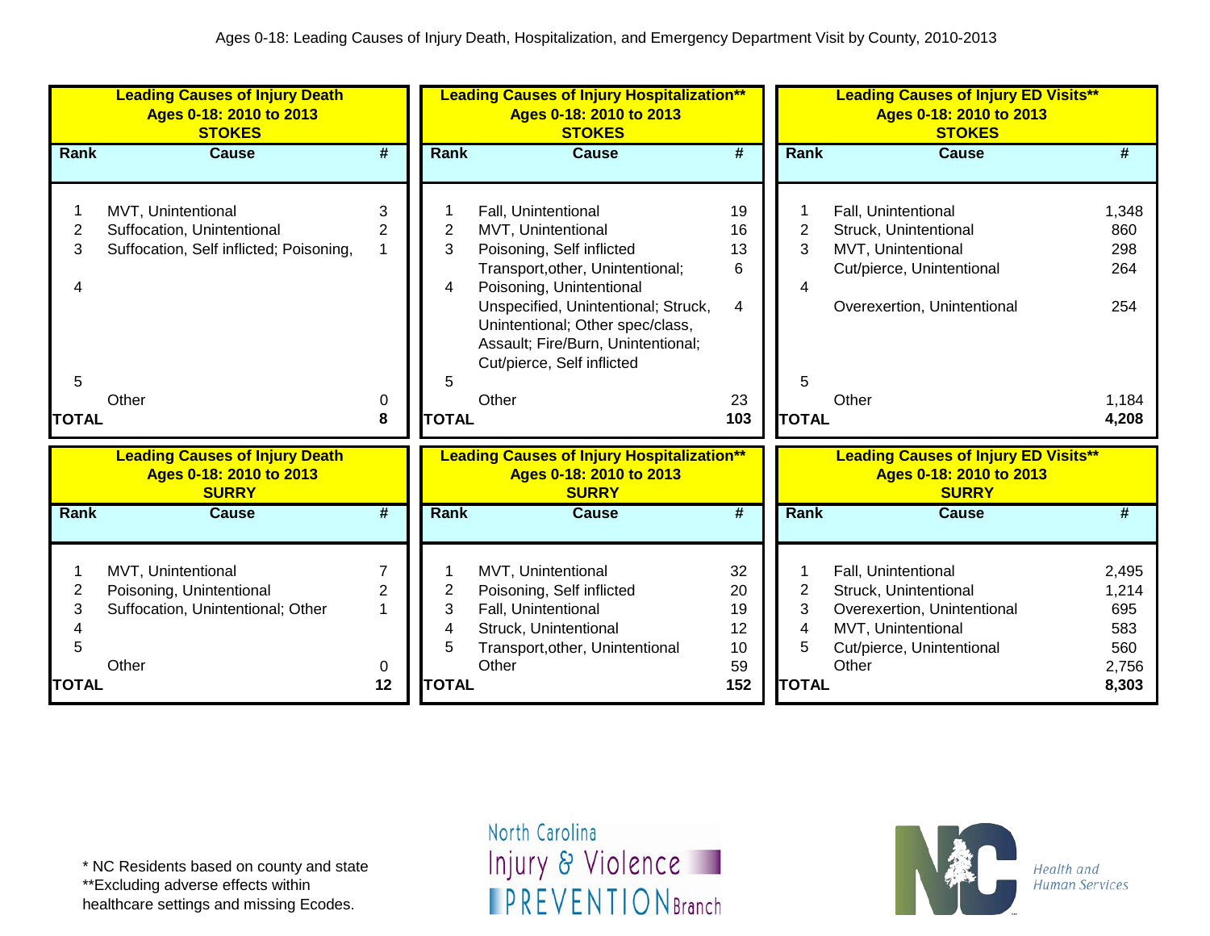Ages 0-18: Leading Causes of Injury Death, Hospitalization, and Emergency Department Visit by County, 2010-2013

**Leading Causes of Injury Death Ages 0-18: 2010 to 2013 STOKES**

| Rank | Cause | # |
|---|---|---|
| 1 | MVT, Unintentional | 3 |
| 2 | Suffocation, Unintentional | 2 |
| 3 | Suffocation, Self inflicted; Poisoning, | 1 |
| 4 | | |
| 5 | | |
| | Other | 0 |
| **TOTAL** | | **8** |

**Leading Causes of Injury Hospitalization** Ages 0-18: 2010 to 2013 STOKES**

| Rank | Cause | # |
|---|---|---|
| 1 | Fall, Unintentional | 19 |
| 2 | MVT, Unintentional | 16 |
| 3 | Poisoning, Self inflicted | 13 |
| | Transport,other, Unintentional; | 6 |
| 4 | Poisoning, Unintentional | |
| | Unspecified, Unintentional; Struck, Unintentional; Other spec/class, Assault; Fire/Burn, Unintentional; Cut/pierce, Self inflicted | 4 |
| 5 | | |
| | Other | 23 |
| **TOTAL** | | **103** |

**Leading Causes of Injury ED Visits** Ages 0-18: 2010 to 2013 STOKES**

| Rank | Cause | # |
|---|---|---|
| 1 | Fall, Unintentional | 1,348 |
| 2 | Struck, Unintentional | 860 |
| 3 | MVT, Unintentional | 298 |
| | Cut/pierce, Unintentional | 264 |
| 4 | | |
| | Overexertion, Unintentional | 254 |
| 5 | | |
| | Other | 1,184 |
| **TOTAL** | | **4,208** |

**Leading Causes of Injury Death Ages 0-18: 2010 to 2013 SURRY**

| Rank | Cause | # |
|---|---|---|
| 1 | MVT, Unintentional | 7 |
| 2 | Poisoning, Unintentional | 2 |
| 3 | Suffocation, Unintentional; Other | 1 |
| 4 | | |
| 5 | | |
| | Other | 0 |
| **TOTAL** | | **12** |

**Leading Causes of Injury Hospitalization** Ages 0-18: 2010 to 2013 SURRY**

| Rank | Cause | # |
|---|---|---|
| 1 | MVT, Unintentional | 32 |
| 2 | Poisoning, Self inflicted | 20 |
| 3 | Fall, Unintentional | 19 |
| 4 | Struck, Unintentional | 12 |
| 5 | Transport,other, Unintentional | 10 |
| | Other | 59 |
| **TOTAL** | | **152** |

**Leading Causes of Injury ED Visits** Ages 0-18: 2010 to 2013 SURRY**

| Rank | Cause | # |
|---|---|---|
| 1 | Fall, Unintentional | 2,495 |
| 2 | Struck, Unintentional | 1,214 |
| 3 | Overexertion, Unintentional | 695 |
| 4 | MVT, Unintentional | 583 |
| 5 | Cut/pierce, Unintentional | 560 |
| | Other | 2,756 |
| **TOTAL** | | **8,303** |

* NC Residents based on county and state
**Excluding adverse effects within healthcare settings and missing Ecodes.

North Carolina Injury & Violence PREVENTION Branch

Health and Human Services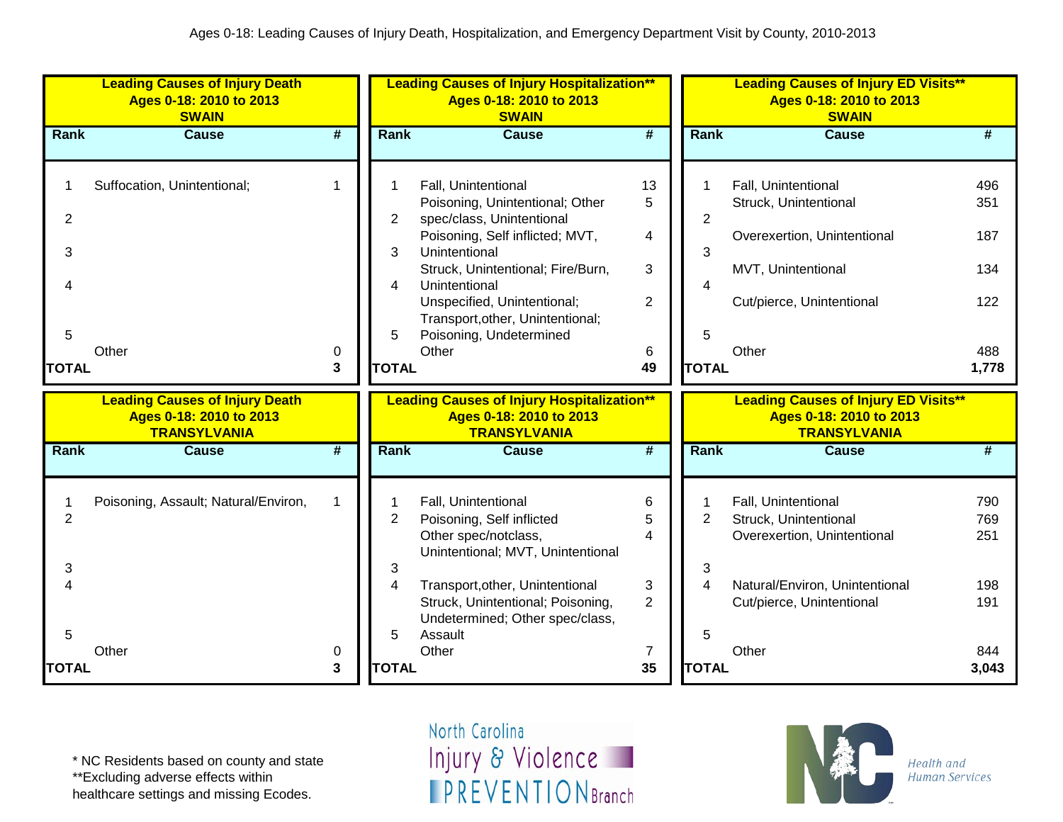Ages 0-18: Leading Causes of Injury Death, Hospitalization, and Emergency Department Visit by County, 2010-2013

**Leading Causes of Injury Death**
**Ages 0-18: 2010 to 2013**
**SWAIN**

| Rank | Cause | # |
|---|---|---|
| 1 | Suffocation, Unintentional; | 1 |
| 2 | | |
| 3 | | |
| 4 | | |
| 5 | | |
| | Other | 0 |
| **TOTAL** | | **3** |

**Leading Causes of Injury Hospitalization****
**Ages 0-18: 2010 to 2013**
**SWAIN**

| Rank | Cause | # |
|---|---|---|
| 1 | Fall, Unintentional | 13 |
| 2 | Poisoning, Unintentional; Other spec/class, Unintentional | 5 |
| 3 | Poisoning, Self inflicted; MVT, Unintentional | 4 |
| 4 | Struck, Unintentional; Fire/Burn, Unintentional | 3 |
| 5 | Unspecified, Unintentional; Transport,other, Unintentional; Poisoning, Undetermined | 2 |
| | Other | 6 |
| **TOTAL** | | **49** |

**Leading Causes of Injury ED Visits****
**Ages 0-18: 2010 to 2013**
**SWAIN**

| Rank | Cause | # |
|---|---|---|
| 1 | Fall, Unintentional | 496 |
| 2 | Struck, Unintentional | 351 |
| 3 | Overexertion, Unintentional | 187 |
| 4 | MVT, Unintentional | 134 |
| 5 | Cut/pierce, Unintentional | 122 |
| | Other | 488 |
| **TOTAL** | | **1,778** |

**Leading Causes of Injury Death**
**Ages 0-18: 2010 to 2013**
**TRANSYLVANIA**

| Rank | Cause | # |
|---|---|---|
| 1 | Poisoning, Assault; Natural/Environ, | 1 |
| 2 | | |
| 3 | | |
| 4 | | |
| 5 | | |
| | Other | 0 |
| **TOTAL** | | **3** |

**Leading Causes of Injury Hospitalization****
**Ages 0-18: 2010 to 2013**
**TRANSYLVANIA**

| Rank | Cause | # |
|---|---|---|
| 1 | Fall, Unintentional | 6 |
| 2 | Poisoning, Self inflicted | 5 |
| 3 | Other spec/notclass, Unintentional; MVT, Unintentional | 4 |
| 4 | Transport,other, Unintentional | 3 |
| 5 | Struck, Unintentional; Poisoning, Undetermined; Other spec/class, Assault | 2 |
| | Other | 7 |
| **TOTAL** | | **35** |

**Leading Causes of Injury ED Visits****
**Ages 0-18: 2010 to 2013**
**TRANSYLVANIA**

| Rank | Cause | # |
|---|---|---|
| 1 | Fall, Unintentional | 790 |
| 2 | Struck, Unintentional | 769 |
| 3 | Overexertion, Unintentional | 251 |
| 4 | Natural/Environ, Unintentional | 198 |
| 5 | Cut/pierce, Unintentional | 191 |
| | Other | 844 |
| **TOTAL** | | **3,043** |

\* NC Residents based on county and state
**Excluding adverse effects within healthcare settings and missing Ecodes.

North Carolina Injury & Violence PREVENTION Branch

Health and Human Services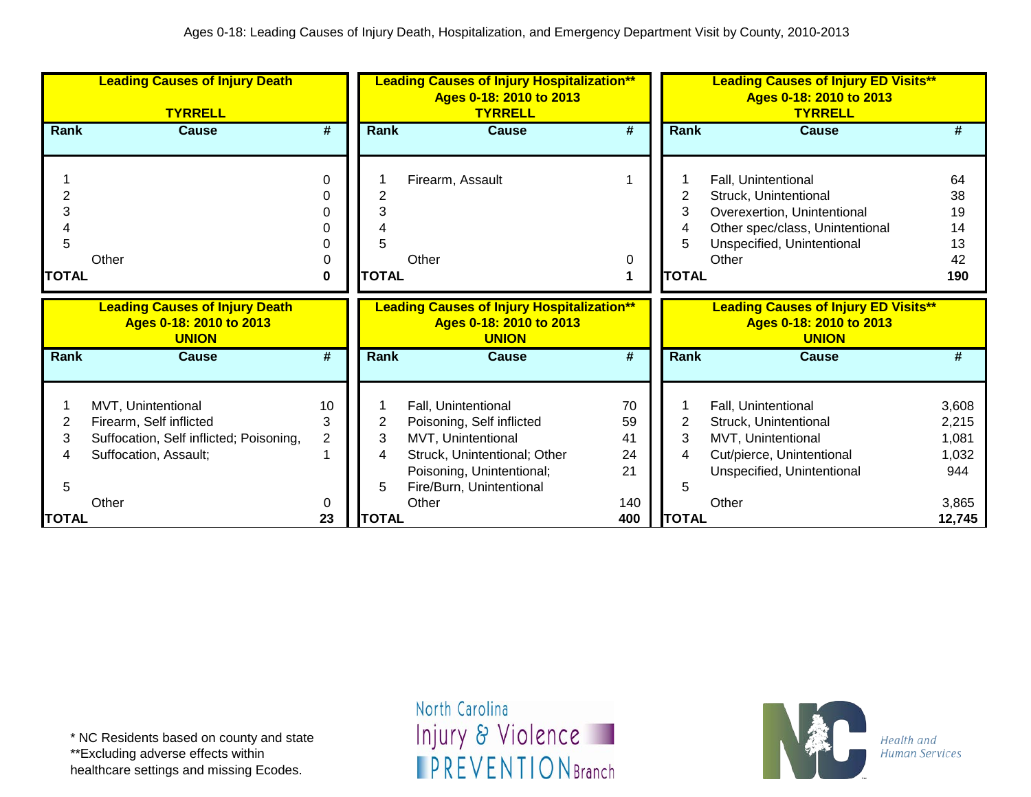Ages 0-18: Leading Causes of Injury Death, Hospitalization, and Emergency Department Visit by County, 2010-2013

**Leading Causes of Injury Death**
**TYRRELL**

| Rank | Cause | # |
|---|---|---|
| 1 | | 0 |
| 2 | | 0 |
| 3 | | 0 |
| 4 | | 0 |
| 5 | | 0 |
| | Other | 0 |
| **TOTAL** | | **0** |

**Leading Causes of Injury Hospitalization**
**Ages 0-18: 2010 to 2013**
**TYRRELL**

| Rank | Cause | # |
|---|---|---|
| 1 | Firearm, Assault | 1 |
| 2 | | |
| 3 | | |
| 4 | | |
| 5 | | |
| | Other | 0 |
| **TOTAL** | | **1** |

**Leading Causes of Injury ED Visits**
**Ages 0-18: 2010 to 2013**
**TYRRELL**

| Rank | Cause | # |
|---|---|---|
| 1 | Fall, Unintentional | 64 |
| 2 | Struck, Unintentional | 38 |
| 3 | Overexertion, Unintentional | 19 |
| 4 | Other spec/class, Unintentional | 14 |
| 5 | Unspecified, Unintentional | 13 |
| | Other | 42 |
| **TOTAL** | | **190** |

**Leading Causes of Injury Death**
**Ages 0-18: 2010 to 2013**
**UNION**

| Rank | Cause | # |
|---|---|---|
| 1 | MVT, Unintentional | 10 |
| 2 | Firearm, Self inflicted | 3 |
| 3 | Suffocation, Self inflicted; Poisoning, | 2 |
| 4 | Suffocation, Assault; | 1 |
| 5 | | |
| | Other | 0 |
| **TOTAL** | | **23** |

**Leading Causes of Injury Hospitalization**
**Ages 0-18: 2010 to 2013**
**UNION**

| Rank | Cause | # |
|---|---|---|
| 1 | Fall, Unintentional | 70 |
| 2 | Poisoning, Self inflicted | 59 |
| 3 | MVT, Unintentional | 41 |
| 4 | Struck, Unintentional; Other | 24 |
| | Poisoning, Unintentional; | 21 |
| 5 | Fire/Burn, Unintentional | |
| | Other | 140 |
| **TOTAL** | | **400** |

**Leading Causes of Injury ED Visits**
**Ages 0-18: 2010 to 2013**
**UNION**

| Rank | Cause | # |
|---|---|---|
| 1 | Fall, Unintentional | 3,608 |
| 2 | Struck, Unintentional | 2,215 |
| 3 | MVT, Unintentional | 1,081 |
| 4 | Cut/pierce, Unintentional | 1,032 |
| | Unspecified, Unintentional | 944 |
| 5 | | |
| | Other | 3,865 |
| **TOTAL** | | **12,745** |

\* NC Residents based on county and state
\*\*Excluding adverse effects within healthcare settings and missing Ecodes.

North Carolina Injury & Violence PREVENTION Branch

Health and Human Services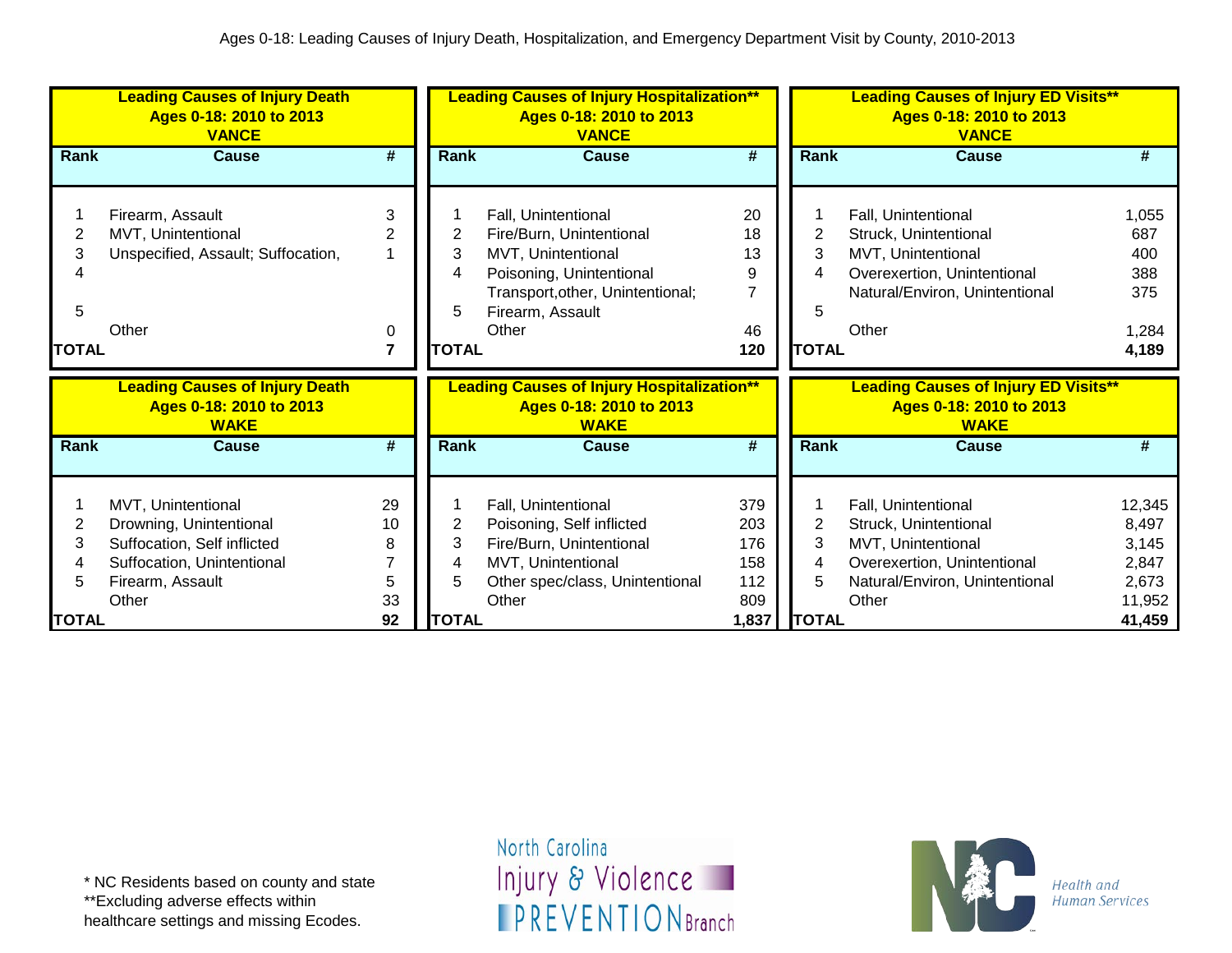Ages 0-18: Leading Causes of Injury Death, Hospitalization, and Emergency Department Visit by County, 2010-2013

**Leading Causes of Injury Death**
**Ages 0-18: 2010 to 2013**
**VANCE**

| Rank | Cause | # |
|---|---|---|
| 1 | Firearm, Assault | 3 |
| 2 | MVT, Unintentional | 2 |
| 3 | Unspecified, Assault; Suffocation, | 1 |
| 4 | | |
| 5 | | |
| | Other | 0 |
| **TOTAL** | | **7** |

**Leading Causes of Injury Hospitalization\*\***
**Ages 0-18: 2010 to 2013**
**VANCE**

| Rank | Cause | # |
|---|---|---|
| 1 | Fall, Unintentional | 20 |
| 2 | Fire/Burn, Unintentional | 18 |
| 3 | MVT, Unintentional | 13 |
| 4 | Poisoning, Unintentional | 9 |
| | Transport,other, Unintentional; | 7 |
| 5 | Firearm, Assault | |
| | Other | 46 |
| **TOTAL** | | **120** |

**Leading Causes of Injury ED Visits\*\***
**Ages 0-18: 2010 to 2013**
**VANCE**

| Rank | Cause | # |
|---|---|---|
| 1 | Fall, Unintentional | 1,055 |
| 2 | Struck, Unintentional | 687 |
| 3 | MVT, Unintentional | 400 |
| 4 | Overexertion, Unintentional | 388 |
| | Natural/Environ, Unintentional | 375 |
| 5 | | |
| | Other | 1,284 |
| **TOTAL** | | **4,189** |

**Leading Causes of Injury Death**
**Ages 0-18: 2010 to 2013**
**WAKE**

| Rank | Cause | # |
|---|---|---|
| 1 | MVT, Unintentional | 29 |
| 2 | Drowning, Unintentional | 10 |
| 3 | Suffocation, Self inflicted | 8 |
| 4 | Suffocation, Unintentional | 7 |
| 5 | Firearm, Assault | 5 |
| | Other | 33 |
| **TOTAL** | | **92** |

**Leading Causes of Injury Hospitalization\*\***
**Ages 0-18: 2010 to 2013**
**WAKE**

| Rank | Cause | # |
|---|---|---|
| 1 | Fall, Unintentional | 379 |
| 2 | Poisoning, Self inflicted | 203 |
| 3 | Fire/Burn, Unintentional | 176 |
| 4 | MVT, Unintentional | 158 |
| 5 | Other spec/class, Unintentional | 112 |
| | Other | 809 |
| **TOTAL** | | **1,837** |

**Leading Causes of Injury ED Visits\*\***
**Ages 0-18: 2010 to 2013**
**WAKE**

| Rank | Cause | # |
|---|---|---|
| 1 | Fall, Unintentional | 12,345 |
| 2 | Struck, Unintentional | 8,497 |
| 3 | MVT, Unintentional | 3,145 |
| 4 | Overexertion, Unintentional | 2,847 |
| 5 | Natural/Environ, Unintentional | 2,673 |
| | Other | 11,952 |
| **TOTAL** | | **41,459** |

\* NC Residents based on county and state
\*\*Excluding adverse effects within healthcare settings and missing Ecodes.

North Carolina Injury & Violence PREVENTION Branch

NC Health and Human Services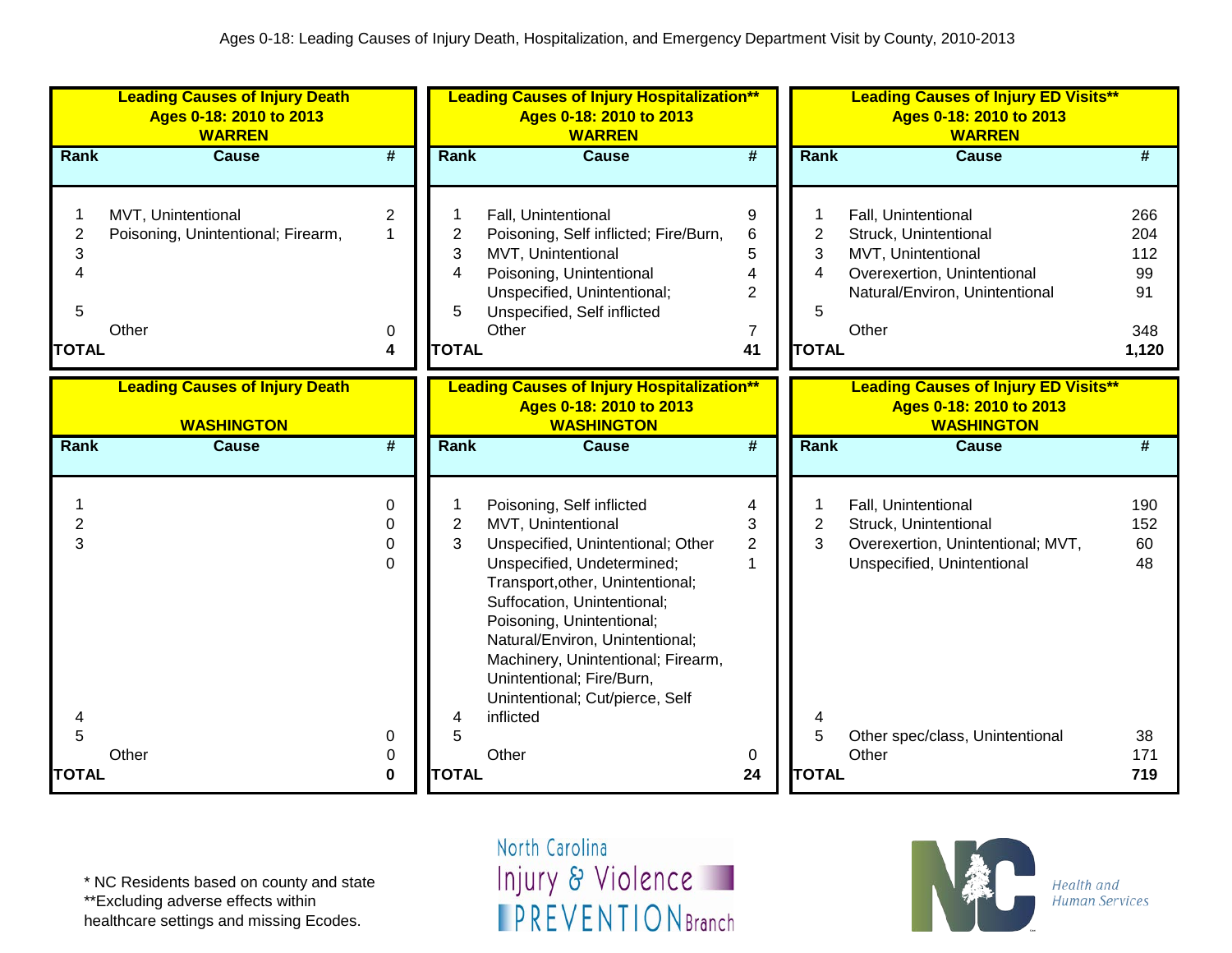Ages 0-18: Leading Causes of Injury Death, Hospitalization, and Emergency Department Visit by County, 2010-2013

**Leading Causes of Injury Death**
**Ages 0-18: 2010 to 2013**
**WARREN**

| Rank | Cause | # |
|---|---|---|
| 1 | MVT, Unintentional | 2 |
| 2 | Poisoning, Unintentional; Firearm, | 1 |
| 3 | | |
| 4 | | |
| 5 | | |
| | Other | 0 |
| **TOTAL** | | **4** |

**Leading Causes of Injury Hospitalization****
**Ages 0-18: 2010 to 2013**
**WARREN**

| Rank | Cause | # |
|---|---|---|
| 1 | Fall, Unintentional | 9 |
| 2 | Poisoning, Self inflicted; Fire/Burn, | 6 |
| 3 | MVT, Unintentional | 5 |
| 4 | Poisoning, Unintentional | 4 |
| | Unspecified, Unintentional; | 2 |
| 5 | Unspecified, Self inflicted | |
| | Other | 7 |
| **TOTAL** | | **41** |

**Leading Causes of Injury ED Visits****
**Ages 0-18: 2010 to 2013**
**WARREN**

| Rank | Cause | # |
|---|---|---|
| 1 | Fall, Unintentional | 266 |
| 2 | Struck, Unintentional | 204 |
| 3 | MVT, Unintentional | 112 |
| 4 | Overexertion, Unintentional | 99 |
| | Natural/Environ, Unintentional | 91 |
| 5 | | |
| | Other | 348 |
| **TOTAL** | | **1,120** |

**Leading Causes of Injury Death**
**WASHINGTON**

| Rank | Cause | # |
|---|---|---|
| 1 | | 0 |
| 2 | | 0 |
| 3 | | 0 |
| | | 0 |
| 4 | | |
| 5 | | 0 |
| | Other | 0 |
| **TOTAL** | | **0** |

**Leading Causes of Injury Hospitalization****
**Ages 0-18: 2010 to 2013**
**WASHINGTON**

| Rank | Cause | # |
|---|---|---|
| 1 | Poisoning, Self inflicted | 4 |
| 2 | MVT, Unintentional | 3 |
| 3 | Unspecified, Unintentional; Other | 2 |
| | Unspecified, Undetermined; Transport,other, Unintentional; Suffocation, Unintentional; Poisoning, Unintentional; Natural/Environ, Unintentional; Machinery, Unintentional; Firearm, Unintentional; Fire/Burn, Unintentional; Cut/pierce, Self | 1 |
| 4 | inflicted | |
| 5 | | |
| | Other | 0 |
| **TOTAL** | | **24** |

**Leading Causes of Injury ED Visits****
**Ages 0-18: 2010 to 2013**
**WASHINGTON**

| Rank | Cause | # |
|---|---|---|
| 1 | Fall, Unintentional | 190 |
| 2 | Struck, Unintentional | 152 |
| 3 | Overexertion, Unintentional; MVT, | 60 |
| | Unspecified, Unintentional | 48 |
| 4 | | |
| 5 | Other spec/class, Unintentional | 38 |
| | Other | 171 |
| **TOTAL** | | **719** |

\* NC Residents based on county and state
**Excluding adverse effects within healthcare settings and missing Ecodes.

North Carolina Injury & Violence PREVENTION Branch

Health and Human Services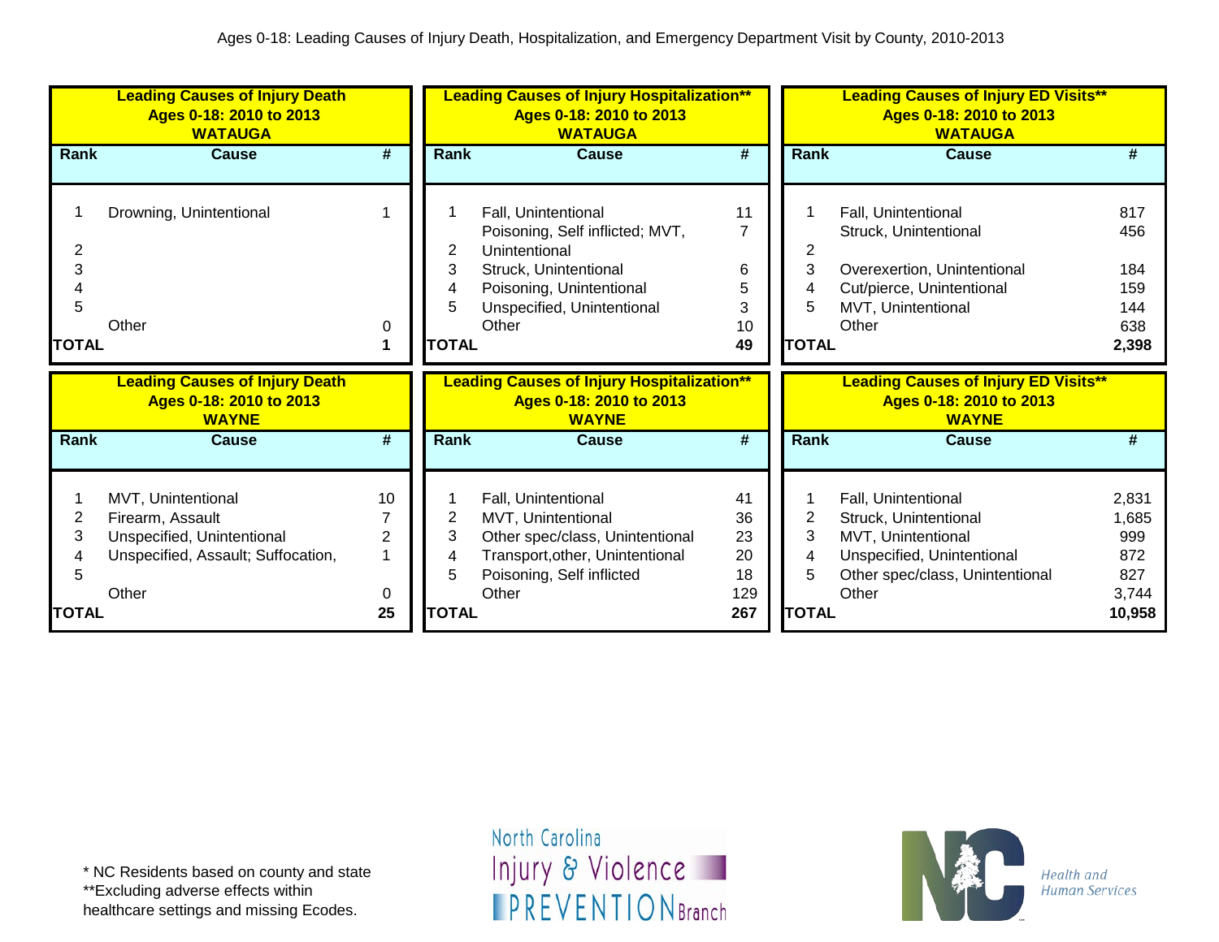Ages 0-18: Leading Causes of Injury Death, Hospitalization, and Emergency Department Visit by County, 2010-2013

**Leading Causes of Injury Death**
**Ages 0-18: 2010 to 2013**
**WATAUGA**

| Rank | Cause | # |
|---|---|---|
| 1 | Drowning, Unintentional | 1 |
| 2 | | |
| 3 | | |
| 4 | | |
| 5 | | |
| | Other | 0 |
| **TOTAL** | | **1** |

**Leading Causes of Injury Hospitalization****
**Ages 0-18: 2010 to 2013**
**WATAUGA**

| Rank | Cause | # |
|---|---|---|
| 1 | Fall, Unintentional | 11 |
| 2 | Poisoning, Self inflicted; MVT, Unintentional | 7 |
| 3 | Struck, Unintentional | 6 |
| 4 | Poisoning, Unintentional | 5 |
| 5 | Unspecified, Unintentional | 3 |
| | Other | 10 |
| **TOTAL** | | **49** |

**Leading Causes of Injury ED Visits****
**Ages 0-18: 2010 to 2013**
**WATAUGA**

| Rank | Cause | # |
|---|---|---|
| 1 | Fall, Unintentional | 817 |
| | Struck, Unintentional | 456 |
| 2 | | |
| 3 | Overexertion, Unintentional | 184 |
| 4 | Cut/pierce, Unintentional | 159 |
| 5 | MVT, Unintentional | 144 |
| | Other | 638 |
| **TOTAL** | | **2,398** |

**Leading Causes of Injury Death**
**Ages 0-18: 2010 to 2013**
**WAYNE**

| Rank | Cause | # |
|---|---|---|
| 1 | MVT, Unintentional | 10 |
| 2 | Firearm, Assault | 7 |
| 3 | Unspecified, Unintentional | 2 |
| 4 | Unspecified, Assault; Suffocation, | 1 |
| 5 | | |
| | Other | 0 |
| **TOTAL** | | **25** |

**Leading Causes of Injury Hospitalization****
**Ages 0-18: 2010 to 2013**
**WAYNE**

| Rank | Cause | # |
|---|---|---|
| 1 | Fall, Unintentional | 41 |
| 2 | MVT, Unintentional | 36 |
| 3 | Other spec/class, Unintentional | 23 |
| 4 | Transport,other, Unintentional | 20 |
| 5 | Poisoning, Self inflicted | 18 |
| | Other | 129 |
| **TOTAL** | | **267** |

**Leading Causes of Injury ED Visits****
**Ages 0-18: 2010 to 2013**
**WAYNE**

| Rank | Cause | # |
|---|---|---|
| 1 | Fall, Unintentional | 2,831 |
| 2 | Struck, Unintentional | 1,685 |
| 3 | MVT, Unintentional | 999 |
| 4 | Unspecified, Unintentional | 872 |
| 5 | Other spec/class, Unintentional | 827 |
| | Other | 3,744 |
| **TOTAL** | | **10,958** |

* NC Residents based on county and state
**Excluding adverse effects within healthcare settings and missing Ecodes.

North Carolina Injury & Violence PREVENTION Branch

Health and Human Services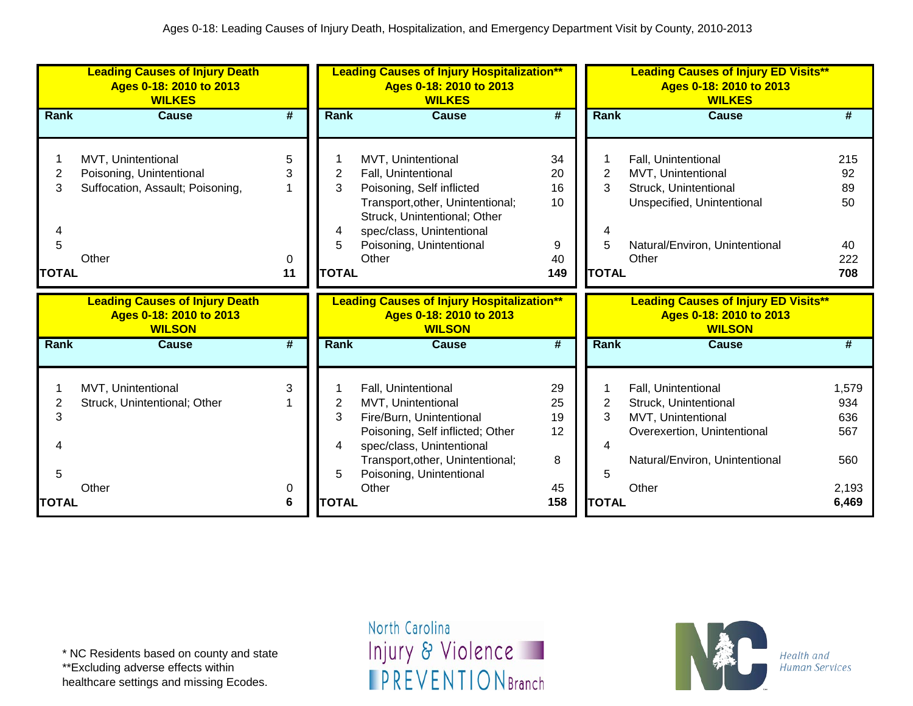Ages 0-18: Leading Causes of Injury Death, Hospitalization, and Emergency Department Visit by County, 2010-2013

**Leading Causes of Injury Death**
**Ages 0-18: 2010 to 2013**
**WILKES**

| Rank | Cause | # |
|---|---|---|
| 1 | MVT, Unintentional | 5 |
| 2 | Poisoning, Unintentional | 3 |
| 3 | Suffocation, Assault; Poisoning, | 1 |
| 4 | | |
| 5 | | |
| | Other | 0 |
| **TOTAL** | | **11** |

**Leading Causes of Injury Hospitalization****
**Ages 0-18: 2010 to 2013**
**WILKES**

| Rank | Cause | # |
|---|---|---|
| 1 | MVT, Unintentional | 34 |
| 2 | Fall, Unintentional | 20 |
| 3 | Poisoning, Self inflicted | 16 |
| 4 | Transport,other, Unintentional; Struck, Unintentional; Other spec/class, Unintentional | 10 |
| 5 | Poisoning, Unintentional | 9 |
| | Other | 40 |
| **TOTAL** | | **149** |

**Leading Causes of Injury ED Visits****
**Ages 0-18: 2010 to 2013**
**WILKES**

| Rank | Cause | # |
|---|---|---|
| 1 | Fall, Unintentional | 215 |
| 2 | MVT, Unintentional | 92 |
| 3 | Struck, Unintentional | 89 |
| 4 | Unspecified, Unintentional | 50 |
| 5 | Natural/Environ, Unintentional | 40 |
| | Other | 222 |
| **TOTAL** | | **708** |

**Leading Causes of Injury Death**
**Ages 0-18: 2010 to 2013**
**WILSON**

| Rank | Cause | # |
|---|---|---|
| 1 | MVT, Unintentional | 3 |
| 2 | Struck, Unintentional; Other | 1 |
| 3 | | |
| 4 | | |
| 5 | | |
| | Other | 0 |
| **TOTAL** | | **6** |

**Leading Causes of Injury Hospitalization****
**Ages 0-18: 2010 to 2013**
**WILSON**

| Rank | Cause | # |
|---|---|---|
| 1 | Fall, Unintentional | 29 |
| 2 | MVT, Unintentional | 25 |
| 3 | Fire/Burn, Unintentional | 19 |
| 4 | Poisoning, Self inflicted; Other spec/class, Unintentional | 12 |
| 5 | Transport,other, Unintentional; Poisoning, Unintentional | 8 |
| | Other | 45 |
| **TOTAL** | | **158** |

**Leading Causes of Injury ED Visits****
**Ages 0-18: 2010 to 2013**
**WILSON**

| Rank | Cause | # |
|---|---|---|
| 1 | Fall, Unintentional | 1,579 |
| 2 | Struck, Unintentional | 934 |
| 3 | MVT, Unintentional | 636 |
| 4 | Overexertion, Unintentional | 567 |
| 5 | Natural/Environ, Unintentional | 560 |
| | Other | 2,193 |
| **TOTAL** | | **6,469** |

\* NC Residents based on county and state
**Excluding adverse effects within healthcare settings and missing Ecodes.

North Carolina Injury & Violence PREVENTION Branch

Health and Human Services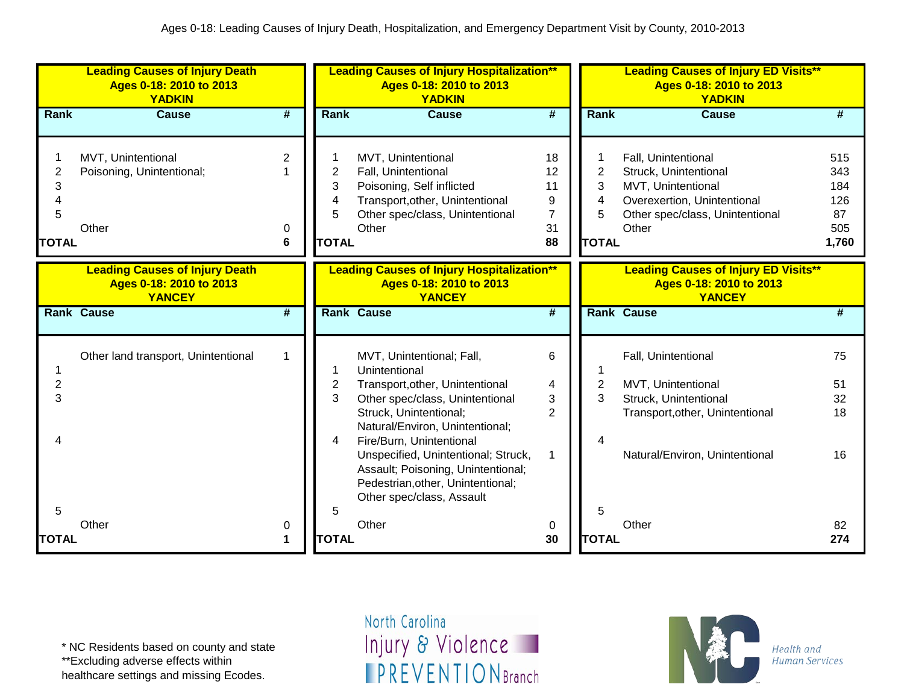Ages 0-18: Leading Causes of Injury Death, Hospitalization, and Emergency Department Visit by County, 2010-2013

**Leading Causes of Injury Death Ages 0-18: 2010 to 2013 YADKIN**

| Rank | Cause | # |
|---|---|---|
| 1 | MVT, Unintentional | 2 |
| 2 | Poisoning, Unintentional; | 1 |
| 3 | | |
| 4 | | |
| 5 | | |
| | Other | 0 |
| **TOTAL** | | **6** |

**Leading Causes of Injury Hospitalization** Ages 0-18: 2010 to 2013 YADKIN**

| Rank | Cause | # |
|---|---|---|
| 1 | MVT, Unintentional | 18 |
| 2 | Fall, Unintentional | 12 |
| 3 | Poisoning, Self inflicted | 11 |
| 4 | Transport,other, Unintentional | 9 |
| 5 | Other spec/class, Unintentional | 7 |
| | Other | 31 |
| **TOTAL** | | **88** |

**Leading Causes of Injury ED Visits** Ages 0-18: 2010 to 2013 YADKIN**

| Rank | Cause | # |
|---|---|---|
| 1 | Fall, Unintentional | 515 |
| 2 | Struck, Unintentional | 343 |
| 3 | MVT, Unintentional | 184 |
| 4 | Overexertion, Unintentional | 126 |
| 5 | Other spec/class, Unintentional | 87 |
| | Other | 505 |
| **TOTAL** | | **1,760** |

**Leading Causes of Injury Death Ages 0-18: 2010 to 2013 YANCEY**

| Rank | Cause | # |
|---|---|---|
| 1 | Other land transport, Unintentional | 1 |
| 2 | | |
| 3 | | |
| 4 | | |
| 5 | | |
| | Other | 0 |
| **TOTAL** | | **1** |

**Leading Causes of Injury Hospitalization** Ages 0-18: 2010 to 2013 YANCEY**

| Rank | Cause | # |
|---|---|---|
| 1 | MVT, Unintentional; Fall, Unintentional | 6 |
| 2 | Transport,other, Unintentional | 4 |
| 3 | Other spec/class, Unintentional | 3 |
| 4 | Struck, Unintentional; Natural/Environ, Unintentional; Fire/Burn, Unintentional | 2 |
| 5 | Unspecified, Unintentional; Struck, Assault; Poisoning, Unintentional; Pedestrian,other, Unintentional; Other spec/class, Assault | 1 |
| | Other | 0 |
| **TOTAL** | | **30** |

**Leading Causes of Injury ED Visits** Ages 0-18: 2010 to 2013 YANCEY**

| Rank | Cause | # |
|---|---|---|
| 1 | Fall, Unintentional | 75 |
| 2 | MVT, Unintentional | 51 |
| 3 | Struck, Unintentional | 32 |
| 4 | Transport,other, Unintentional | 18 |
| 5 | Natural/Environ, Unintentional | 16 |
| | Other | 82 |
| **TOTAL** | | **274** |

* NC Residents based on county and state
**Excluding adverse effects within healthcare settings and missing Ecodes.

North Carolina Injury & Violence PREVENTION Branch

NC Health and Human Services